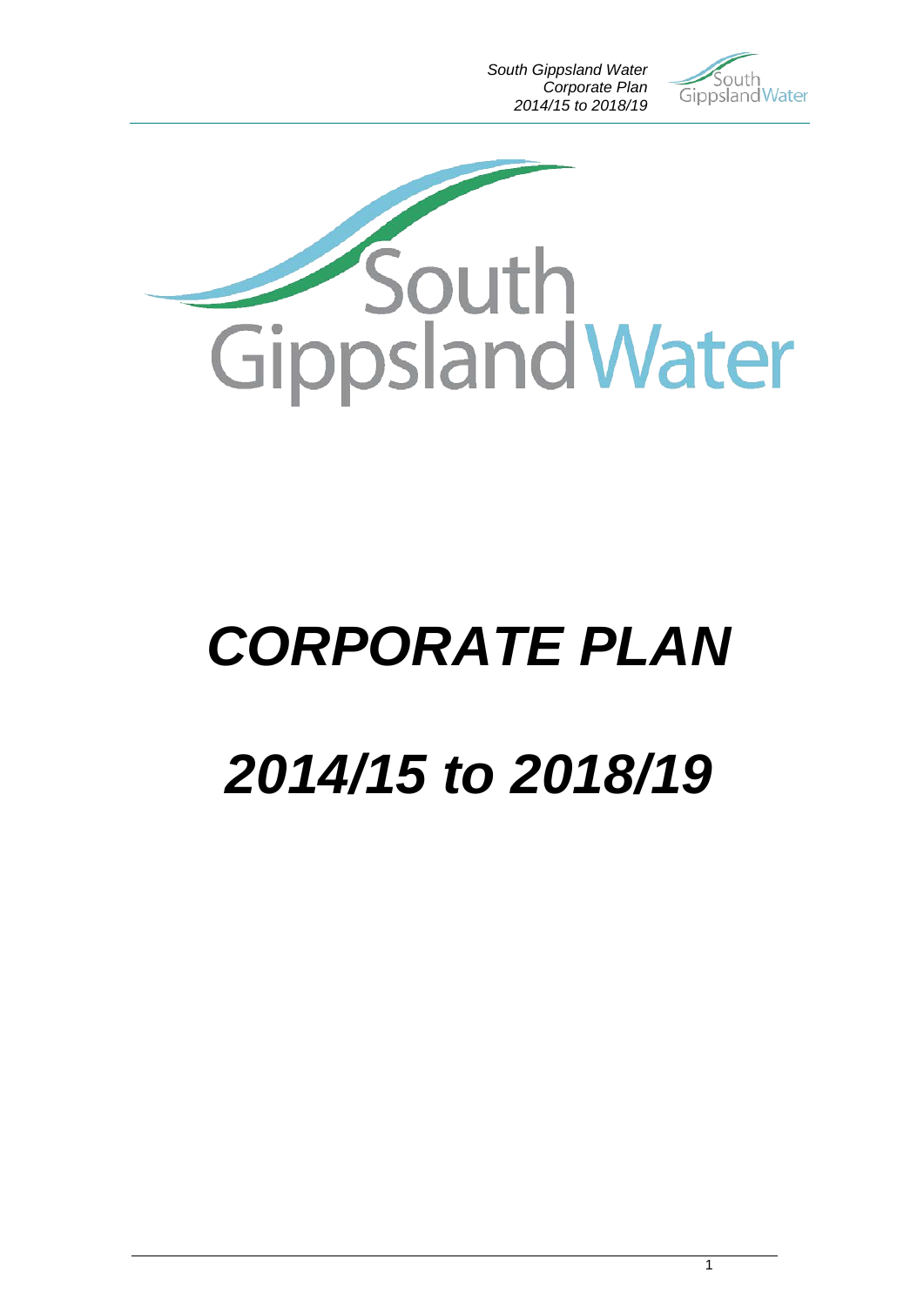South Gippsland Water

# CORPORATE PLAN

# 2014/15 to 2018/19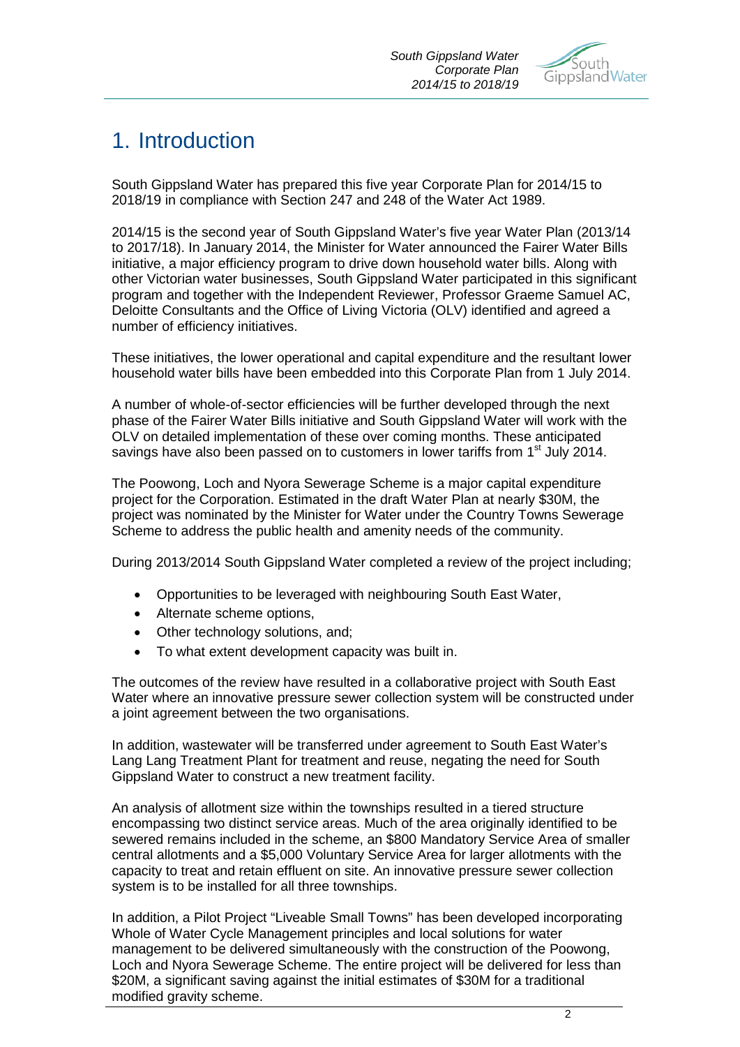# 1. Introduction

South Gippsland Water has prepared this five year Corporate Plan for 2014/15 to 2018/19 in compliance with Section 247 and 248 of the Water Act 1989.

2014/15 is the second year of South Gippsland Water's five year Water Plan (2013/14 to 2017/18). In January 2014, the Minister for Water announced the Fairer Water Bills initiative, a major efficiency program to drive down household water bills. Along with other Victorian water businesses, South Gippsland Water participated in this significant program and together with the Independent Reviewer, Professor Graeme Samuel AC, Deloitte Consultants and the Office of Living Victoria (OLV) identified and agreed a number of efficiency initiatives.

These initiatives, the lower operational and capital expenditure and the resultant lower household water bills have been embedded into this Corporate Plan from 1 July 2014.

A number of whole-of-sector efficiencies will be further developed through the next phase of the Fairer Water Bills initiative and South Gippsland Water will work with the OLV on detailed implementation of these over coming months. These anticipated savings have also been passed on to customers in lower tariffs from 1st July 2014.

The Poowong, Loch and Nyora Sewerage Scheme is a major capital expenditure project for the Corporation. Estimated in the draft Water Plan at nearly $30M, the project was nominated by the Minister for Water under the Country Towns Sewerage Scheme to address the public health and amenity needs of the community.

During 2013/2014 South Gippsland Water completed a review of the project including;

- Opportunities to be leveraged with neighbouring South East Water,
- Alternate scheme options,
- Other technology solutions, and;
- To what extent development capacity was built in.

The outcomes of the review have resulted in a collaborative project with South East Water where an innovative pressure sewer collection system will be constructed under a joint agreement between the two organisations.

In addition, wastewater will be transferred under agreement to South East Water's Lang Lang Treatment Plant for treatment and reuse, negating the need for South Gippsland Water to construct a new treatment facility.

An analysis of allotment size within the townships resulted in a tiered structure encompassing two distinct service areas. Much of the area originally identified to be sewered remains included in the scheme, an $800 Mandatory Service Area of smaller central allotments and a $5,000 Voluntary Service Area for larger allotments with the capacity to treat and retain effluent on site. An innovative pressure sewer collection system is to be installed for all three townships.

In addition, a Pilot Project "Liveable Small Towns" has been developed incorporating Whole of Water Cycle Management principles and local solutions for water management to be delivered simultaneously with the construction of the Poowong, Loch and Nyora Sewerage Scheme. The entire project will be delivered for less than $20M, a significant saving against the initial estimates of $30M for a traditional modified gravity scheme.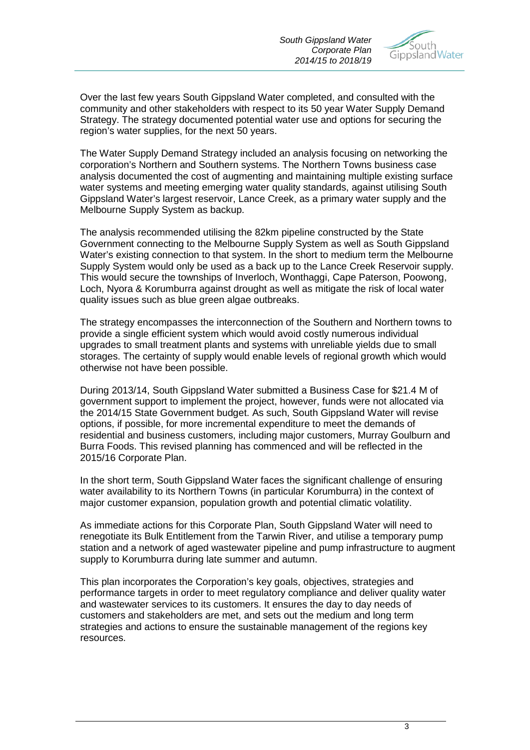Over the last few years South Gippsland Water completed, and consulted with the community and other stakeholders with respect to its 50 year Water Supply Demand Strategy. The strategy documented potential water use and options for securing the region's water supplies, for the next 50 years.

The Water Supply Demand Strategy included an analysis focusing on networking the corporation's Northern and Southern systems. The Northern Towns business case analysis documented the cost of augmenting and maintaining multiple existing surface water systems and meeting emerging water quality standards, against utilising South Gippsland Water's largest reservoir, Lance Creek, as a primary water supply and the Melbourne Supply System as backup.

The analysis recommended utilising the 82km pipeline constructed by the State Government connecting to the Melbourne Supply System as well as South Gippsland Water's existing connection to that system. In the short to medium term the Melbourne Supply System would only be used as a back up to the Lance Creek Reservoir supply. This would secure the townships of Inverloch, Wonthaggi, Cape Paterson, Poowong, Loch, Nyora & Korumburra against drought as well as mitigate the risk of local water quality issues such as blue green algae outbreaks.

The strategy encompasses the interconnection of the Southern and Northern towns to provide a single efficient system which would avoid costly numerous individual upgrades to small treatment plants and systems with unreliable yields due to small storages. The certainty of supply would enable levels of regional growth which would otherwise not have been possible.

During 2013/14, South Gippsland Water submitted a Business Case for $21.4 M of government support to implement the project, however, funds were not allocated via the 2014/15 State Government budget. As such, South Gippsland Water will revise options, if possible, for more incremental expenditure to meet the demands of residential and business customers, including major customers, Murray Goulburn and Burra Foods. This revised planning has commenced and will be reflected in the 2015/16 Corporate Plan.

In the short term, South Gippsland Water faces the significant challenge of ensuring water availability to its Northern Towns (in particular Korumburra) in the context of major customer expansion, population growth and potential climatic volatility.

As immediate actions for this Corporate Plan, South Gippsland Water will need to renegotiate its Bulk Entitlement from the Tarwin River, and utilise a temporary pump station and a network of aged wastewater pipeline and pump infrastructure to augment supply to Korumburra during late summer and autumn.

This plan incorporates the Corporation's key goals, objectives, strategies and performance targets in order to meet regulatory compliance and deliver quality water and wastewater services to its customers. It ensures the day to day needs of customers and stakeholders are met, and sets out the medium and long term strategies and actions to ensure the sustainable management of the regions key resources.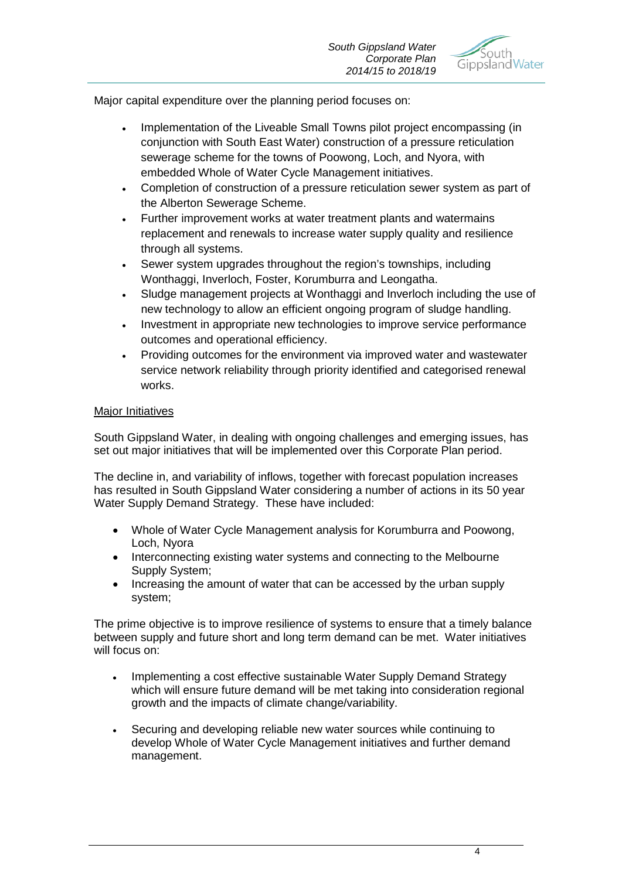Major capital expenditure over the planning period focuses on:

- Implementation of the Liveable Small Towns pilot project encompassing (in conjunction with South East Water) construction of a pressure reticulation sewerage scheme for the towns of Poowong, Loch, and Nyora, with embedded Whole of Water Cycle Management initiatives.
- Completion of construction of a pressure reticulation sewer system as part of the Alberton Sewerage Scheme.
- Further improvement works at water treatment plants and watermains replacement and renewals to increase water supply quality and resilience through all systems.
- Sewer system upgrades throughout the region's townships, including Wonthaggi, Inverloch, Foster, Korumburra and Leongatha.
- Sludge management projects at Wonthaggi and Inverloch including the use of new technology to allow an efficient ongoing program of sludge handling.
- Investment in appropriate new technologies to improve service performance outcomes and operational efficiency.
- Providing outcomes for the environment via improved water and wastewater service network reliability through priority identified and categorised renewal works.

<u>Major Initiatives</u>

South Gippsland Water, in dealing with ongoing challenges and emerging issues, has set out major initiatives that will be implemented over this Corporate Plan period.

The decline in, and variability of inflows, together with forecast population increases has resulted in South Gippsland Water considering a number of actions in its 50 year Water Supply Demand Strategy. These have included:

- Whole of Water Cycle Management analysis for Korumburra and Poowong, Loch, Nyora
- Interconnecting existing water systems and connecting to the Melbourne Supply System;
- Increasing the amount of water that can be accessed by the urban supply system;

The prime objective is to improve resilience of systems to ensure that a timely balance between supply and future short and long term demand can be met. Water initiatives will focus on:

- Implementing a cost effective sustainable Water Supply Demand Strategy which will ensure future demand will be met taking into consideration regional growth and the impacts of climate change/variability.
- Securing and developing reliable new water sources while continuing to develop Whole of Water Cycle Management initiatives and further demand management.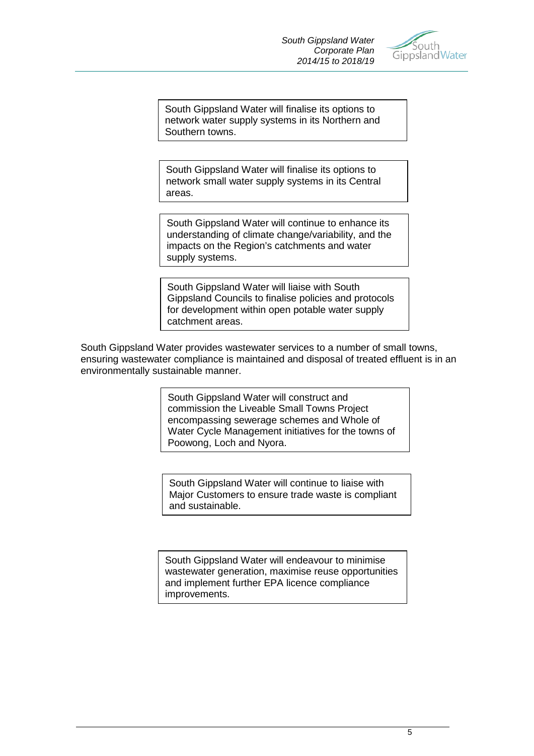> South Gippsland Water will finalise its options to network water supply systems in its Northern and Southern towns.

> South Gippsland Water will finalise its options to network small water supply systems in its Central areas.

> South Gippsland Water will continue to enhance its understanding of climate change/variability, and the impacts on the Region's catchments and water supply systems.

> South Gippsland Water will liaise with South Gippsland Councils to finalise policies and protocols for development within open potable water supply catchment areas.

South Gippsland Water provides wastewater services to a number of small towns, ensuring wastewater compliance is maintained and disposal of treated effluent is in an environmentally sustainable manner.

> South Gippsland Water will construct and commission the Liveable Small Towns Project encompassing sewerage schemes and Whole of Water Cycle Management initiatives for the towns of Poowong, Loch and Nyora.

> South Gippsland Water will continue to liaise with Major Customers to ensure trade waste is compliant and sustainable.

> South Gippsland Water will endeavour to minimise wastewater generation, maximise reuse opportunities and implement further EPA licence compliance improvements.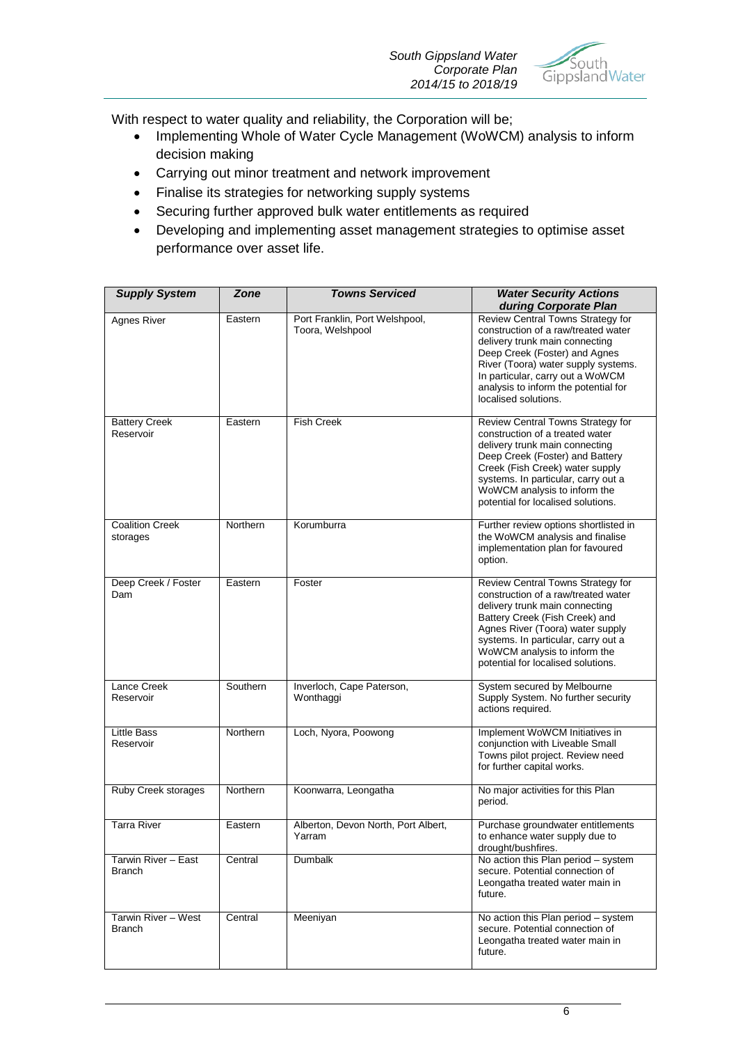With respect to water quality and reliability, the Corporation will be;

- Implementing Whole of Water Cycle Management (WoWCM) analysis to inform decision making
- Carrying out minor treatment and network improvement
- Finalise its strategies for networking supply systems
- Securing further approved bulk water entitlements as required
- Developing and implementing asset management strategies to optimise asset performance over asset life.

| *Supply System* | *Zone* | *Towns Serviced* | *Water Security Actions during Corporate Plan* |
|---|---|---|---|
| Agnes River | Eastern | Port Franklin, Port Welshpool, Toora, Welshpool | Review Central Towns Strategy for construction of a raw/treated water delivery trunk main connecting Deep Creek (Foster) and Agnes River (Toora) water supply systems. In particular, carry out a WoWCM analysis to inform the potential for localised solutions. |
| Battery Creek Reservoir | Eastern | Fish Creek | Review Central Towns Strategy for construction of a treated water delivery trunk main connecting Deep Creek (Foster) and Battery Creek (Fish Creek) water supply systems. In particular, carry out a WoWCM analysis to inform the potential for localised solutions. |
| Coalition Creek storages | Northern | Korumburra | Further review options shortlisted in the WoWCM analysis and finalise implementation plan for favoured option. |
| Deep Creek / Foster Dam | Eastern | Foster | Review Central Towns Strategy for construction of a raw/treated water delivery trunk main connecting Battery Creek (Fish Creek) and Agnes River (Toora) water supply systems. In particular, carry out a WoWCM analysis to inform the potential for localised solutions. |
| Lance Creek Reservoir | Southern | Inverloch, Cape Paterson, Wonthaggi | System secured by Melbourne Supply System. No further security actions required. |
| Little Bass Reservoir | Northern | Loch, Nyora, Poowong | Implement WoWCM Initiatives in conjunction with Liveable Small Towns pilot project. Review need for further capital works. |
| Ruby Creek storages | Northern | Koonwarra, Leongatha | No major activities for this Plan period. |
| Tarra River | Eastern | Alberton, Devon North, Port Albert, Yarram | Purchase groundwater entitlements to enhance water supply due to drought/bushfires. |
| Tarwin River – East Branch | Central | Dumbalk | No action this Plan period – system secure. Potential connection of Leongatha treated water main in future. |
| Tarwin River – West Branch | Central | Meeniyan | No action this Plan period – system secure. Potential connection of Leongatha treated water main in future. |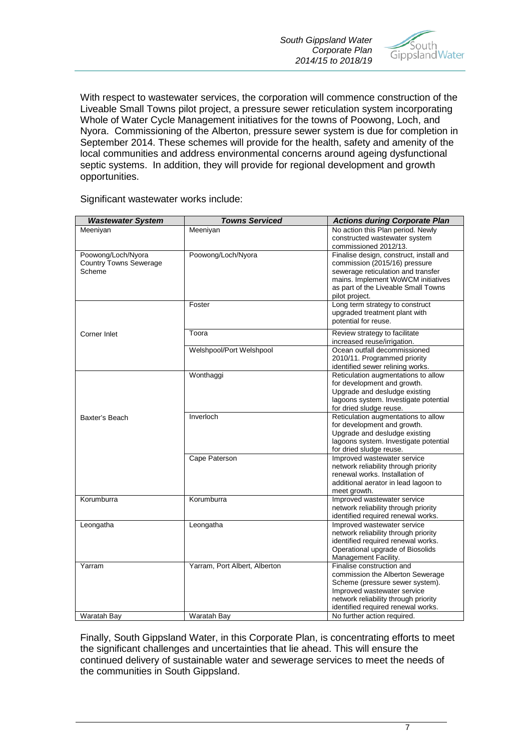With respect to wastewater services, the corporation will commence construction of the Liveable Small Towns pilot project, a pressure sewer reticulation system incorporating Whole of Water Cycle Management initiatives for the towns of Poowong, Loch, and Nyora. Commissioning of the Alberton, pressure sewer system is due for completion in September 2014. These schemes will provide for the health, safety and amenity of the local communities and address environmental concerns around ageing dysfunctional septic systems. In addition, they will provide for regional development and growth opportunities.

Significant wastewater works include:

| *Wastewater System* | *Towns Serviced* | *Actions during Corporate Plan* |
|---|---|---|
| Meeniyan | Meeniyan | No action this Plan period. Newly constructed wastewater system commissioned 2012/13. |
| Poowong/Loch/Nyora Country Towns Sewerage Scheme | Poowong/Loch/Nyora | Finalise design, construct, install and commission (2015/16) pressure sewerage reticulation and transfer mains. Implement WoWCM initiatives as part of the Liveable Small Towns pilot project. |
| Corner Inlet | Foster | Long term strategy to construct upgraded treatment plant with potential for reuse. |
| | Toora | Review strategy to facilitate increased reuse/irrigation. |
| | Welshpool/Port Welshpool | Ocean outfall decommissioned 2010/11. Programmed priority identified sewer relining works. |
| Baxter's Beach | Wonthaggi | Reticulation augmentations to allow for development and growth. Upgrade and desludge existing lagoons system. Investigate potential for dried sludge reuse. |
| | Inverloch | Reticulation augmentations to allow for development and growth. Upgrade and desludge existing lagoons system. Investigate potential for dried sludge reuse. |
| | Cape Paterson | Improved wastewater service network reliability through priority renewal works. Installation of additional aerator in lead lagoon to meet growth. |
| Korumburra | Korumburra | Improved wastewater service network reliability through priority identified required renewal works. |
| Leongatha | Leongatha | Improved wastewater service network reliability through priority identified required renewal works. Operational upgrade of Biosolids Management Facility. |
| Yarram | Yarram, Port Albert, Alberton | Finalise construction and commission the Alberton Sewerage Scheme (pressure sewer system). Improved wastewater service network reliability through priority identified required renewal works. |
| Waratah Bay | Waratah Bay | No further action required. |

Finally, South Gippsland Water, in this Corporate Plan, is concentrating efforts to meet the significant challenges and uncertainties that lie ahead. This will ensure the continued delivery of sustainable water and sewerage services to meet the needs of the communities in South Gippsland.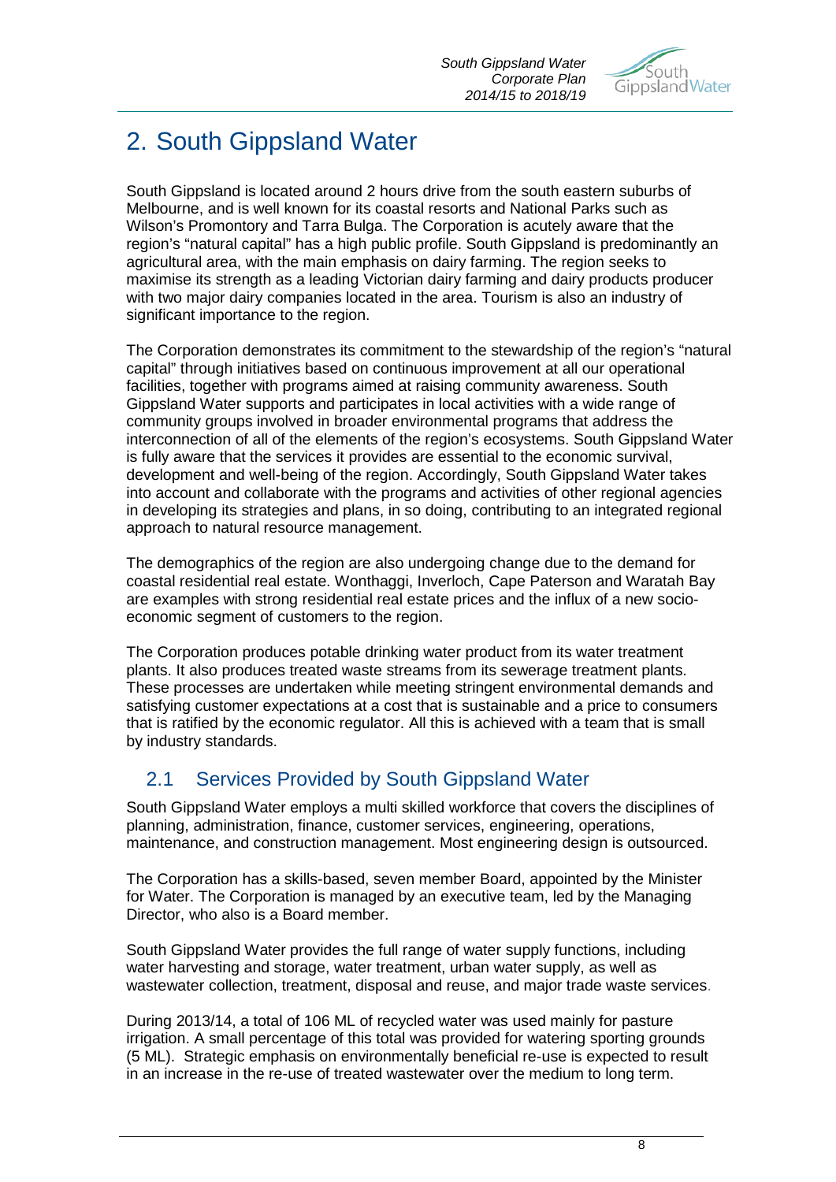# 2. South Gippsland Water

South Gippsland is located around 2 hours drive from the south eastern suburbs of Melbourne, and is well known for its coastal resorts and National Parks such as Wilson's Promontory and Tarra Bulga. The Corporation is acutely aware that the region's "natural capital" has a high public profile. South Gippsland is predominantly an agricultural area, with the main emphasis on dairy farming. The region seeks to maximise its strength as a leading Victorian dairy farming and dairy products producer with two major dairy companies located in the area. Tourism is also an industry of significant importance to the region.

The Corporation demonstrates its commitment to the stewardship of the region's "natural capital" through initiatives based on continuous improvement at all our operational facilities, together with programs aimed at raising community awareness. South Gippsland Water supports and participates in local activities with a wide range of community groups involved in broader environmental programs that address the interconnection of all of the elements of the region's ecosystems. South Gippsland Water is fully aware that the services it provides are essential to the economic survival, development and well-being of the region. Accordingly, South Gippsland Water takes into account and collaborate with the programs and activities of other regional agencies in developing its strategies and plans, in so doing, contributing to an integrated regional approach to natural resource management.

The demographics of the region are also undergoing change due to the demand for coastal residential real estate. Wonthaggi, Inverloch, Cape Paterson and Waratah Bay are examples with strong residential real estate prices and the influx of a new socio-economic segment of customers to the region.

The Corporation produces potable drinking water product from its water treatment plants. It also produces treated waste streams from its sewerage treatment plants. These processes are undertaken while meeting stringent environmental demands and satisfying customer expectations at a cost that is sustainable and a price to consumers that is ratified by the economic regulator. All this is achieved with a team that is small by industry standards.

## 2.1 Services Provided by South Gippsland Water

South Gippsland Water employs a multi skilled workforce that covers the disciplines of planning, administration, finance, customer services, engineering, operations, maintenance, and construction management. Most engineering design is outsourced.

The Corporation has a skills-based, seven member Board, appointed by the Minister for Water. The Corporation is managed by an executive team, led by the Managing Director, who also is a Board member.

South Gippsland Water provides the full range of water supply functions, including water harvesting and storage, water treatment, urban water supply, as well as wastewater collection, treatment, disposal and reuse, and major trade waste services.

During 2013/14, a total of 106 ML of recycled water was used mainly for pasture irrigation. A small percentage of this total was provided for watering sporting grounds (5 ML). Strategic emphasis on environmentally beneficial re-use is expected to result in an increase in the re-use of treated wastewater over the medium to long term.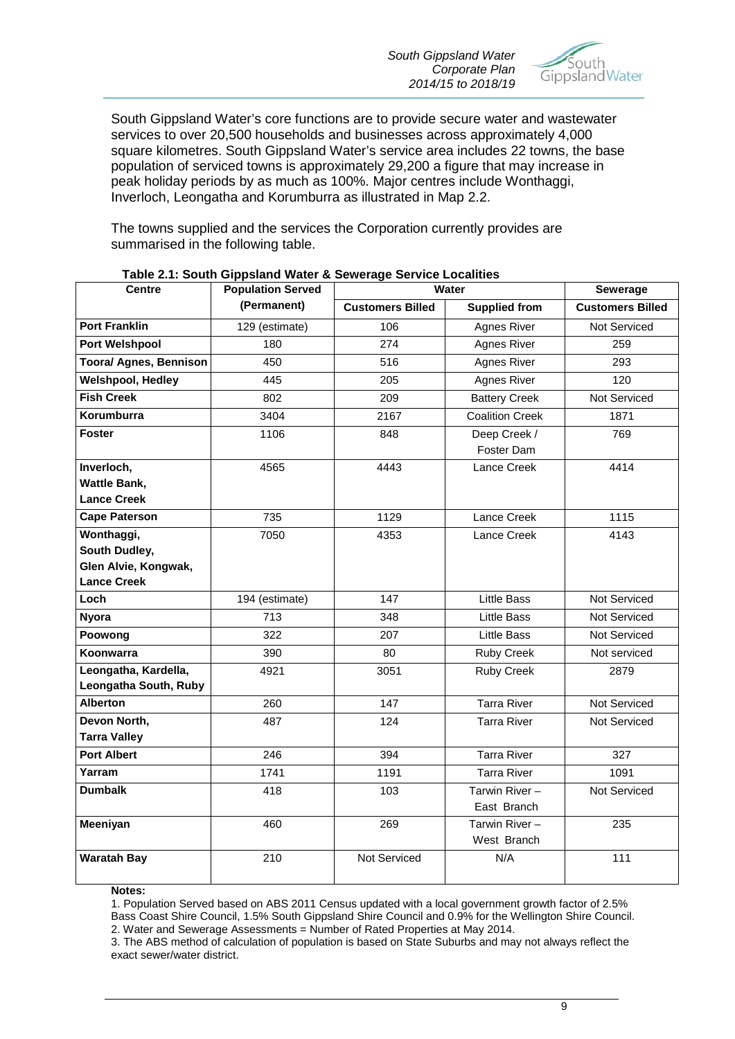South Gippsland Water's core functions are to provide secure water and wastewater services to over 20,500 households and businesses across approximately 4,000 square kilometres. South Gippsland Water's service area includes 22 towns, the base population of serviced towns is approximately 29,200 a figure that may increase in peak holiday periods by as much as 100%. Major centres include Wonthaggi, Inverloch, Leongatha and Korumburra as illustrated in Map 2.2.

The towns supplied and the services the Corporation currently provides are summarised in the following table.

**Table 2.1: South Gippsland Water & Sewerage Service Localities**

| Centre | Population Served (Permanent) | Water | | Sewerage |
|---|---|---|---|---|
| | | Customers Billed | Supplied from | Customers Billed |
| **Port Franklin** | 129 (estimate) | 106 | Agnes River | Not Serviced |
| **Port Welshpool** | 180 | 274 | Agnes River | 259 |
| **Toora/ Agnes, Bennison** | 450 | 516 | Agnes River | 293 |
| **Welshpool, Hedley** | 445 | 205 | Agnes River | 120 |
| **Fish Creek** | 802 | 209 | Battery Creek | Not Serviced |
| **Korumburra** | 3404 | 2167 | Coalition Creek | 1871 |
| **Foster** | 1106 | 848 | Deep Creek / Foster Dam | 769 |
| **Inverloch, Wattle Bank, Lance Creek** | 4565 | 4443 | Lance Creek | 4414 |
| **Cape Paterson** | 735 | 1129 | Lance Creek | 1115 |
| **Wonthaggi, South Dudley, Glen Alvie, Kongwak, Lance Creek** | 7050 | 4353 | Lance Creek | 4143 |
| **Loch** | 194 (estimate) | 147 | Little Bass | Not Serviced |
| **Nyora** | 713 | 348 | Little Bass | Not Serviced |
| **Poowong** | 322 | 207 | Little Bass | Not Serviced |
| **Koonwarra** | 390 | 80 | Ruby Creek | Not serviced |
| **Leongatha, Kardella, Leongatha South, Ruby** | 4921 | 3051 | Ruby Creek | 2879 |
| **Alberton** | 260 | 147 | Tarra River | Not Serviced |
| **Devon North, Tarra Valley** | 487 | 124 | Tarra River | Not Serviced |
| **Port Albert** | 246 | 394 | Tarra River | 327 |
| **Yarram** | 1741 | 1191 | Tarra River | 1091 |
| **Dumbalk** | 418 | 103 | Tarwin River – East Branch | Not Serviced |
| **Meeniyan** | 460 | 269 | Tarwin River – West Branch | 235 |
| **Waratah Bay** | 210 | Not Serviced | N/A | 111 |

**Notes:**

1. Population Served based on ABS 2011 Census updated with a local government growth factor of 2.5% Bass Coast Shire Council, 1.5% South Gippsland Shire Council and 0.9% for the Wellington Shire Council.
2. Water and Sewerage Assessments = Number of Rated Properties at May 2014.
3. The ABS method of calculation of population is based on State Suburbs and may not always reflect the exact sewer/water district.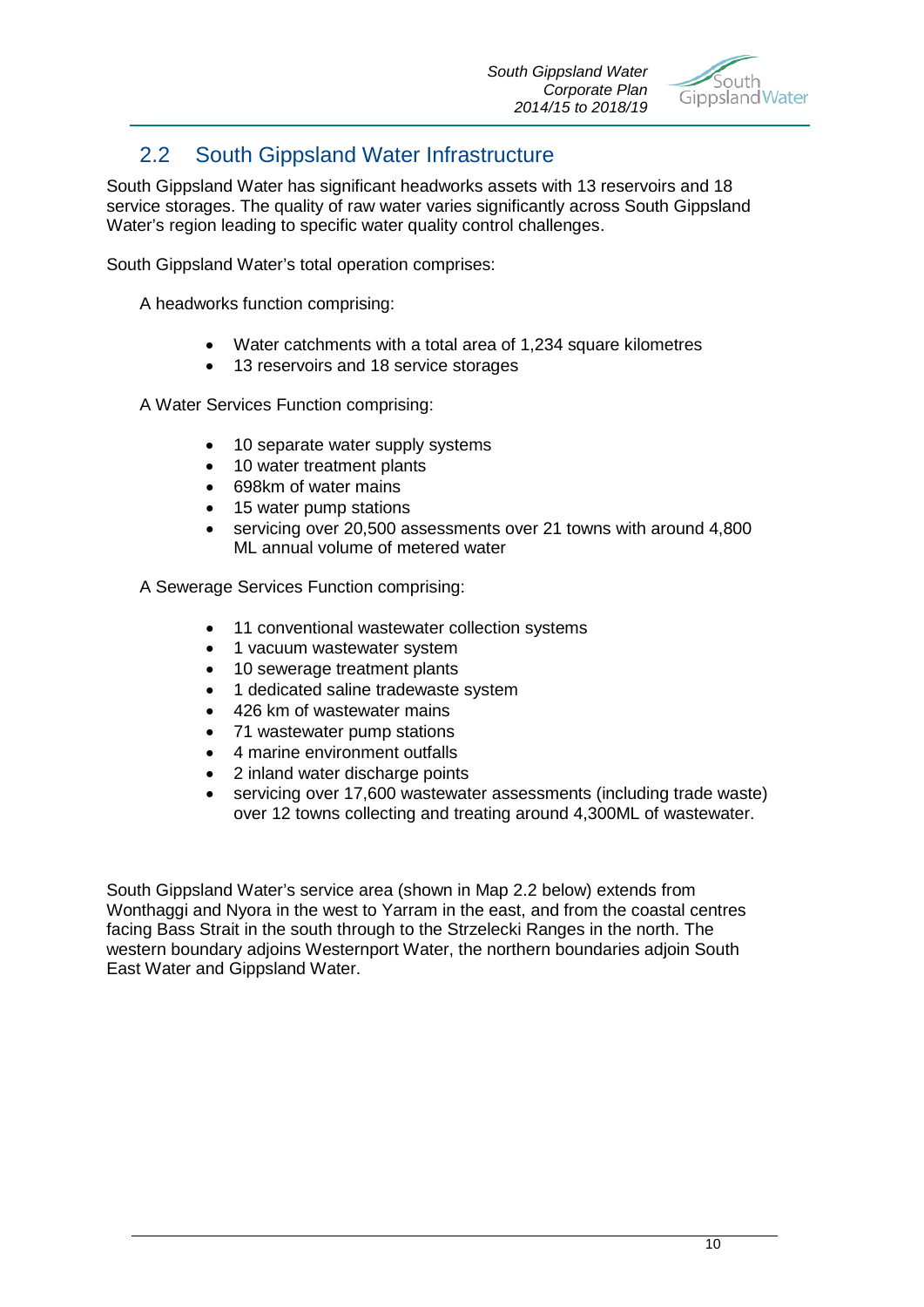## 2.2 South Gippsland Water Infrastructure

South Gippsland Water has significant headworks assets with 13 reservoirs and 18 service storages. The quality of raw water varies significantly across South Gippsland Water's region leading to specific water quality control challenges.

South Gippsland Water's total operation comprises:

A headworks function comprising:

- Water catchments with a total area of 1,234 square kilometres
- 13 reservoirs and 18 service storages

A Water Services Function comprising:

- 10 separate water supply systems
- 10 water treatment plants
- 698km of water mains
- 15 water pump stations
- servicing over 20,500 assessments over 21 towns with around 4,800 ML annual volume of metered water

A Sewerage Services Function comprising:

- 11 conventional wastewater collection systems
- 1 vacuum wastewater system
- 10 sewerage treatment plants
- 1 dedicated saline tradewaste system
- 426 km of wastewater mains
- 71 wastewater pump stations
- 4 marine environment outfalls
- 2 inland water discharge points
- servicing over 17,600 wastewater assessments (including trade waste) over 12 towns collecting and treating around 4,300ML of wastewater.

South Gippsland Water's service area (shown in Map 2.2 below) extends from Wonthaggi and Nyora in the west to Yarram in the east, and from the coastal centres facing Bass Strait in the south through to the Strzelecki Ranges in the north. The western boundary adjoins Westernport Water, the northern boundaries adjoin South East Water and Gippsland Water.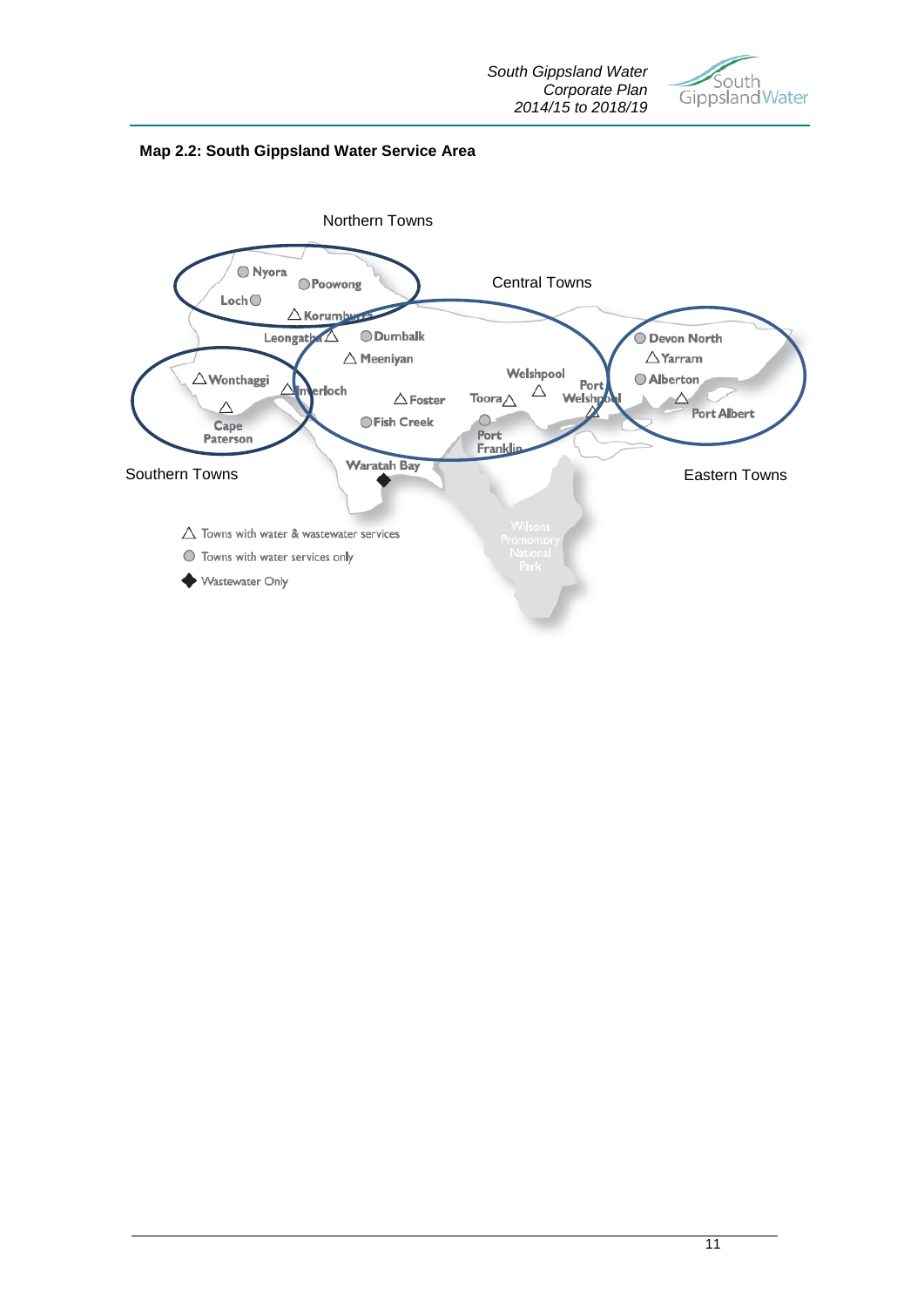**Map 2.2: South Gippsland Water Service Area**

Northern Towns

Nyora

Poowong

Loch

Korumburra

Central Towns

Leongatha

Dumbalk

Meeniyan

Devon North

Yarram

Alberton

Port Albert

Wonthaggi

Inverloch

Foster

Welshpool

Port Welshpool

Toora

Fish Creek

Port Franklin

Cape Paterson

Waratah Bay

Southern Towns

Eastern Towns

Wilsons Promontory National Park

△ Towns with water & wastewater services

● Towns with water services only

◆ Wastewater Only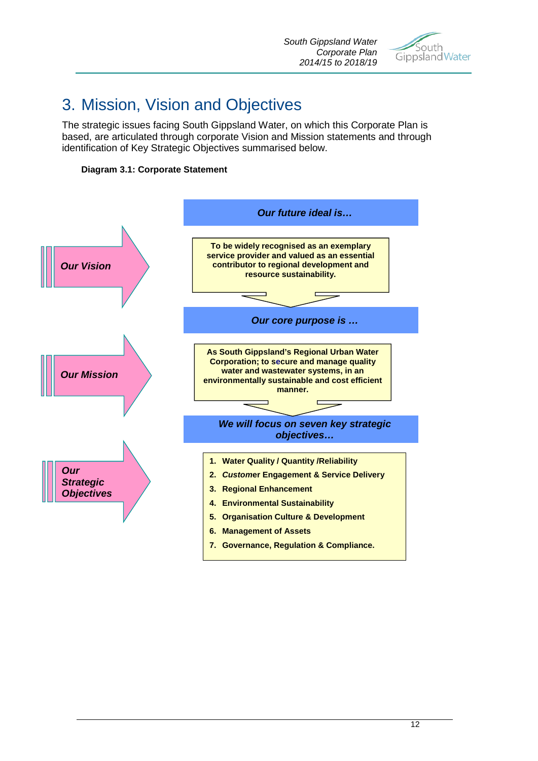# 3. Mission, Vision and Objectives

The strategic issues facing South Gippsland Water, on which this Corporate Plan is based, are articulated through corporate Vision and Mission statements and through identification of Key Strategic Objectives summarised below.

**Diagram 3.1: Corporate Statement**

***Our Vision***

***Our future ideal is…***

**To be widely recognised as an exemplary service provider and valued as an essential contributor to regional development and resource sustainability.**

***Our Mission***

***Our core purpose is …***

**As South Gippsland's Regional Urban Water Corporation; to secure and manage quality water and wastewater systems, in an environmentally sustainable and cost efficient manner.**

***Our Strategic Objectives***

***We will focus on seven key strategic objectives…***

1. **Water Quality / Quantity /Reliability**
2. ***Customer* Engagement & Service Delivery**
3. **Regional Enhancement**
4. **Environmental Sustainability**
5. **Organisation Culture & Development**
6. **Management of Assets**
7. **Governance, Regulation & Compliance.**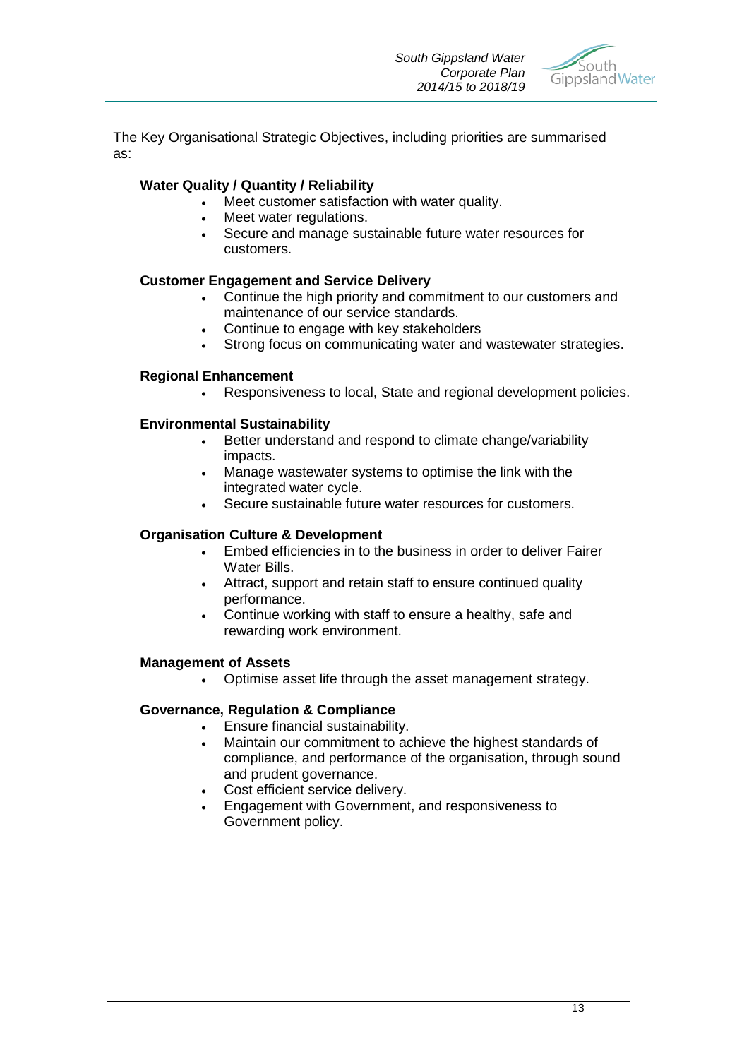The Key Organisational Strategic Objectives, including priorities are summarised as:

**Water Quality / Quantity / Reliability**

- Meet customer satisfaction with water quality.
- Meet water regulations.
- Secure and manage sustainable future water resources for customers.

**Customer Engagement and Service Delivery**

- Continue the high priority and commitment to our customers and maintenance of our service standards.
- Continue to engage with key stakeholders
- Strong focus on communicating water and wastewater strategies.

**Regional Enhancement**

- Responsiveness to local, State and regional development policies.

**Environmental Sustainability**

- Better understand and respond to climate change/variability impacts.
- Manage wastewater systems to optimise the link with the integrated water cycle.
- Secure sustainable future water resources for customers.

**Organisation Culture & Development**

- Embed efficiencies in to the business in order to deliver Fairer Water Bills.
- Attract, support and retain staff to ensure continued quality performance.
- Continue working with staff to ensure a healthy, safe and rewarding work environment.

**Management of Assets**

- Optimise asset life through the asset management strategy.

**Governance, Regulation & Compliance**

- Ensure financial sustainability.
- Maintain our commitment to achieve the highest standards of compliance, and performance of the organisation, through sound and prudent governance.
- Cost efficient service delivery.
- Engagement with Government, and responsiveness to Government policy.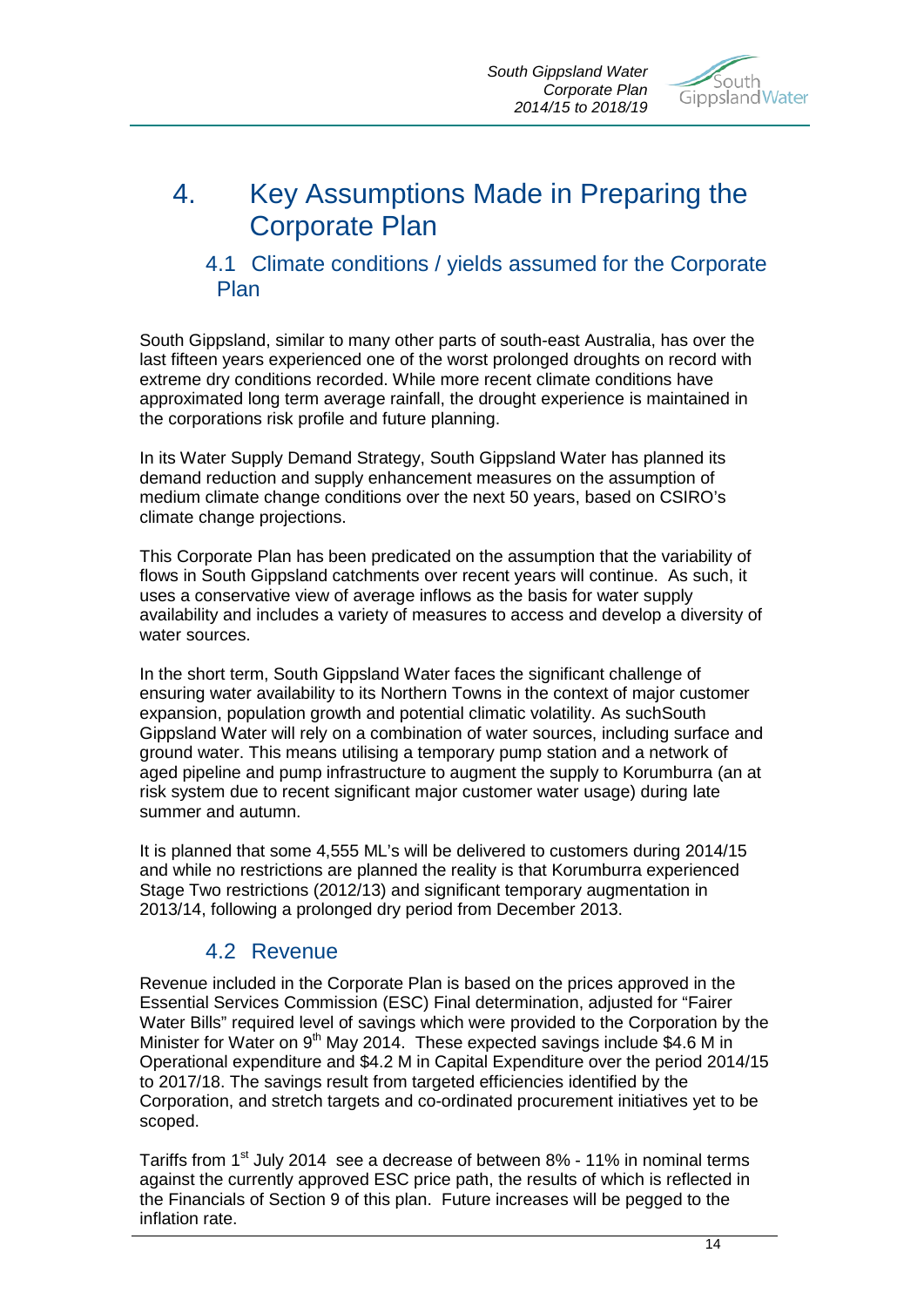# 4. Key Assumptions Made in Preparing the Corporate Plan

## 4.1 Climate conditions / yields assumed for the Corporate Plan

South Gippsland, similar to many other parts of south-east Australia, has over the last fifteen years experienced one of the worst prolonged droughts on record with extreme dry conditions recorded. While more recent climate conditions have approximated long term average rainfall, the drought experience is maintained in the corporations risk profile and future planning.

In its Water Supply Demand Strategy, South Gippsland Water has planned its demand reduction and supply enhancement measures on the assumption of medium climate change conditions over the next 50 years, based on CSIRO's climate change projections.

This Corporate Plan has been predicated on the assumption that the variability of flows in South Gippsland catchments over recent years will continue. As such, it uses a conservative view of average inflows as the basis for water supply availability and includes a variety of measures to access and develop a diversity of water sources.

In the short term, South Gippsland Water faces the significant challenge of ensuring water availability to its Northern Towns in the context of major customer expansion, population growth and potential climatic volatility. As suchSouth Gippsland Water will rely on a combination of water sources, including surface and ground water. This means utilising a temporary pump station and a network of aged pipeline and pump infrastructure to augment the supply to Korumburra (an at risk system due to recent significant major customer water usage) during late summer and autumn.

It is planned that some 4,555 ML's will be delivered to customers during 2014/15 and while no restrictions are planned the reality is that Korumburra experienced Stage Two restrictions (2012/13) and significant temporary augmentation in 2013/14, following a prolonged dry period from December 2013.

## 4.2 Revenue

Revenue included in the Corporate Plan is based on the prices approved in the Essential Services Commission (ESC) Final determination, adjusted for "Fairer Water Bills" required level of savings which were provided to the Corporation by the Minister for Water on 9th May 2014. These expected savings include $4.6 M in Operational expenditure and $4.2 M in Capital Expenditure over the period 2014/15 to 2017/18. The savings result from targeted efficiencies identified by the Corporation, and stretch targets and co-ordinated procurement initiatives yet to be scoped.

Tariffs from 1st July 2014 see a decrease of between 8% - 11% in nominal terms against the currently approved ESC price path, the results of which is reflected in the Financials of Section 9 of this plan. Future increases will be pegged to the inflation rate.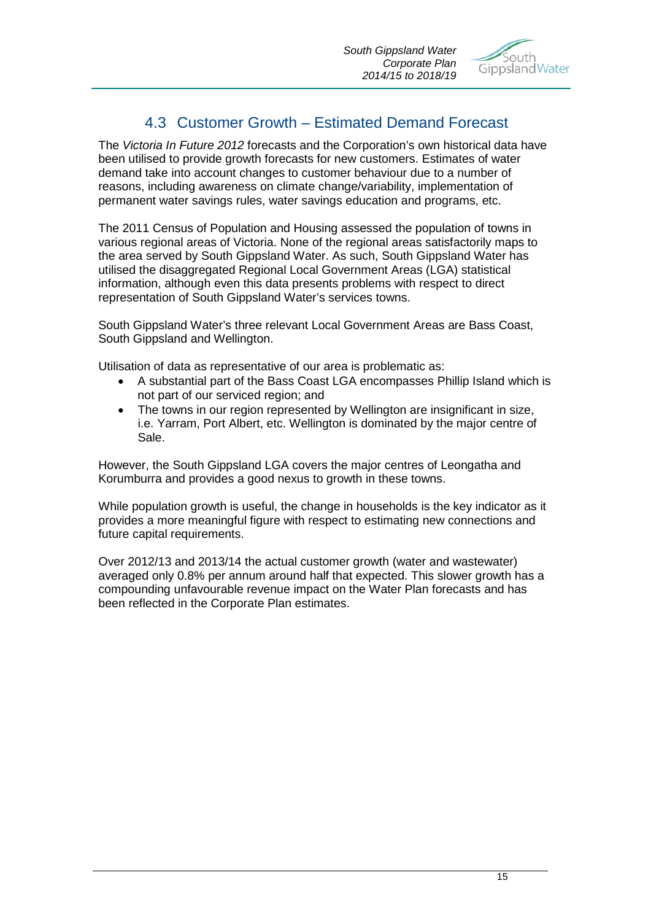## 4.3 Customer Growth – Estimated Demand Forecast

The *Victoria In Future 2012* forecasts and the Corporation's own historical data have been utilised to provide growth forecasts for new customers. Estimates of water demand take into account changes to customer behaviour due to a number of reasons, including awareness on climate change/variability, implementation of permanent water savings rules, water savings education and programs, etc.

The 2011 Census of Population and Housing assessed the population of towns in various regional areas of Victoria. None of the regional areas satisfactorily maps to the area served by South Gippsland Water. As such, South Gippsland Water has utilised the disaggregated Regional Local Government Areas (LGA) statistical information, although even this data presents problems with respect to direct representation of South Gippsland Water's services towns.

South Gippsland Water's three relevant Local Government Areas are Bass Coast, South Gippsland and Wellington.

Utilisation of data as representative of our area is problematic as:

- A substantial part of the Bass Coast LGA encompasses Phillip Island which is not part of our serviced region; and
- The towns in our region represented by Wellington are insignificant in size, i.e. Yarram, Port Albert, etc. Wellington is dominated by the major centre of Sale.

However, the South Gippsland LGA covers the major centres of Leongatha and Korumburra and provides a good nexus to growth in these towns.

While population growth is useful, the change in households is the key indicator as it provides a more meaningful figure with respect to estimating new connections and future capital requirements.

Over 2012/13 and 2013/14 the actual customer growth (water and wastewater) averaged only 0.8% per annum around half that expected. This slower growth has a compounding unfavourable revenue impact on the Water Plan forecasts and has been reflected in the Corporate Plan estimates.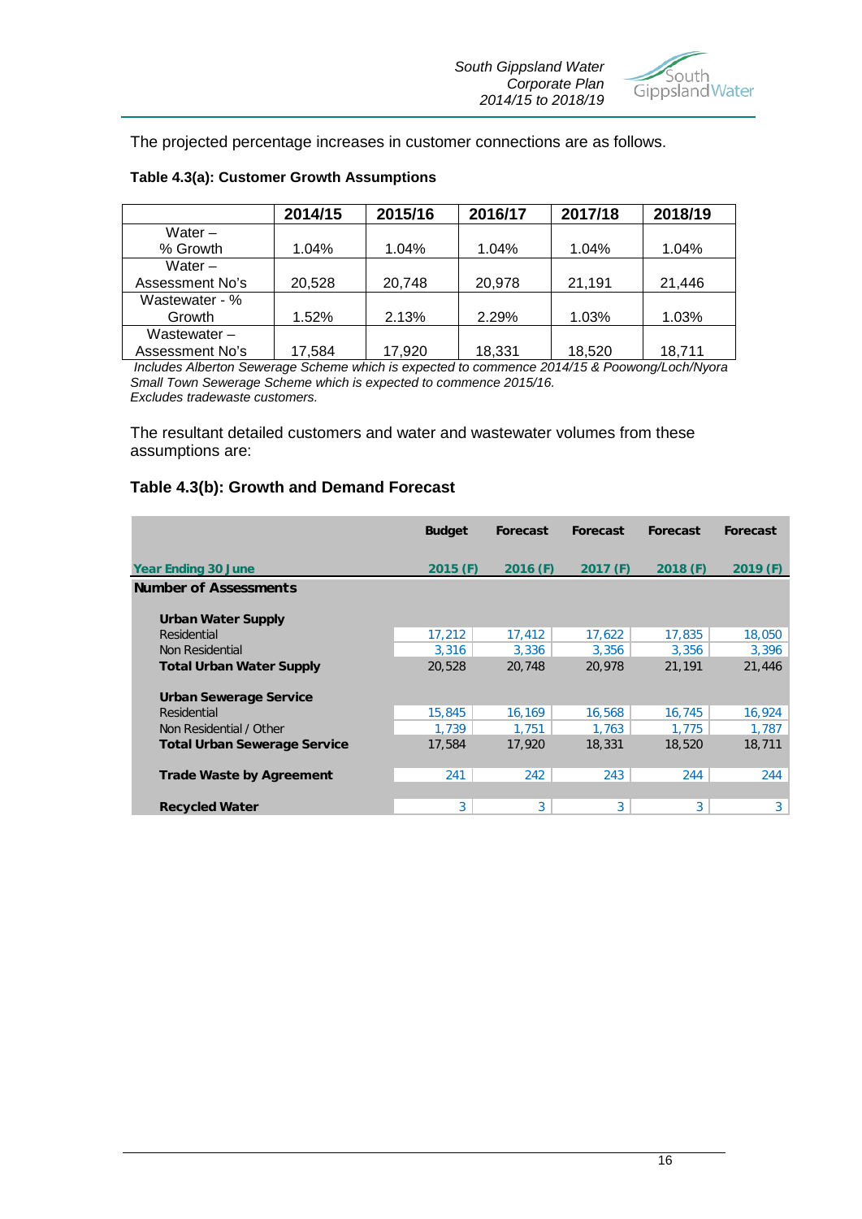The projected percentage increases in customer connections are as follows.

**Table 4.3(a): Customer Growth Assumptions**

| | 2014/15 | 2015/16 | 2016/17 | 2017/18 | 2018/19 |
|---|---|---|---|---|---|
| Water – % Growth | 1.04% | 1.04% | 1.04% | 1.04% | 1.04% |
| Water – Assessment No's | 20,528 | 20,748 | 20,978 | 21,191 | 21,446 |
| Wastewater - % Growth | 1.52% | 2.13% | 2.29% | 1.03% | 1.03% |
| Wastewater – Assessment No's | 17,584 | 17,920 | 18,331 | 18,520 | 18,711 |

*Includes Alberton Sewerage Scheme which is expected to commence 2014/15 & Poowong/Loch/Nyora Small Town Sewerage Scheme which is expected to commence 2015/16.*
*Excludes tradewaste customers.*

The resultant detailed customers and water and wastewater volumes from these assumptions are:

## Table 4.3(b): Growth and Demand Forecast

| | Budget | Forecast | Forecast | Forecast | Forecast |
|---|---|---|---|---|---|
| **Year Ending 30 June** | **2015 (F)** | **2016 (F)** | **2017 (F)** | **2018 (F)** | **2019 (F)** |
| **Number of Assessments** | | | | | |
| **Urban Water Supply** | | | | | |
| Residential | 17,212 | 17,412 | 17,622 | 17,835 | 18,050 |
| Non Residential | 3,316 | 3,336 | 3,356 | 3,356 | 3,396 |
| **Total Urban Water Supply** | 20,528 | 20,748 | 20,978 | 21,191 | 21,446 |
| **Urban Sewerage Service** | | | | | |
| Residential | 15,845 | 16,169 | 16,568 | 16,745 | 16,924 |
| Non Residential / Other | 1,739 | 1,751 | 1,763 | 1,775 | 1,787 |
| **Total Urban Sewerage Service** | 17,584 | 17,920 | 18,331 | 18,520 | 18,711 |
| **Trade Waste by Agreement** | 241 | 242 | 243 | 244 | 244 |
| **Recycled Water** | 3 | 3 | 3 | 3 | 3 |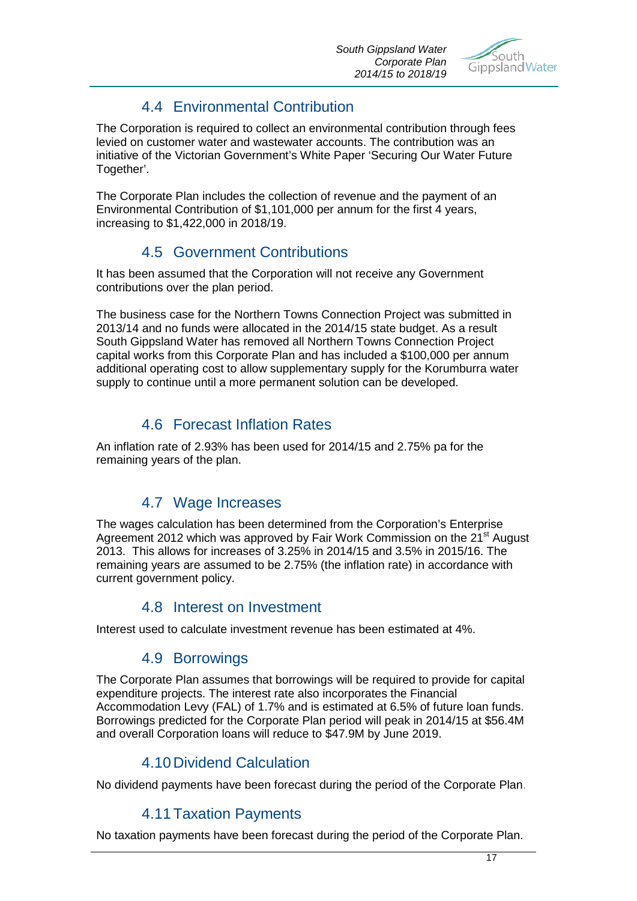## 4.4 Environmental Contribution

The Corporation is required to collect an environmental contribution through fees levied on customer water and wastewater accounts. The contribution was an initiative of the Victorian Government's White Paper 'Securing Our Water Future Together'.

The Corporate Plan includes the collection of revenue and the payment of an Environmental Contribution of $1,101,000 per annum for the first 4 years, increasing to $1,422,000 in 2018/19.

## 4.5 Government Contributions

It has been assumed that the Corporation will not receive any Government contributions over the plan period.

The business case for the Northern Towns Connection Project was submitted in 2013/14 and no funds were allocated in the 2014/15 state budget. As a result South Gippsland Water has removed all Northern Towns Connection Project capital works from this Corporate Plan and has included a $100,000 per annum additional operating cost to allow supplementary supply for the Korumburra water supply to continue until a more permanent solution can be developed.

## 4.6 Forecast Inflation Rates

An inflation rate of 2.93% has been used for 2014/15 and 2.75% pa for the remaining years of the plan.

## 4.7 Wage Increases

The wages calculation has been determined from the Corporation's Enterprise Agreement 2012 which was approved by Fair Work Commission on the 21st August 2013. This allows for increases of 3.25% in 2014/15 and 3.5% in 2015/16. The remaining years are assumed to be 2.75% (the inflation rate) in accordance with current government policy.

## 4.8 Interest on Investment

Interest used to calculate investment revenue has been estimated at 4%.

## 4.9 Borrowings

The Corporate Plan assumes that borrowings will be required to provide for capital expenditure projects. The interest rate also incorporates the Financial Accommodation Levy (FAL) of 1.7% and is estimated at 6.5% of future loan funds. Borrowings predicted for the Corporate Plan period will peak in 2014/15 at $56.4M and overall Corporation loans will reduce to $47.9M by June 2019.

## 4.10 Dividend Calculation

No dividend payments have been forecast during the period of the Corporate Plan.

## 4.11 Taxation Payments

No taxation payments have been forecast during the period of the Corporate Plan.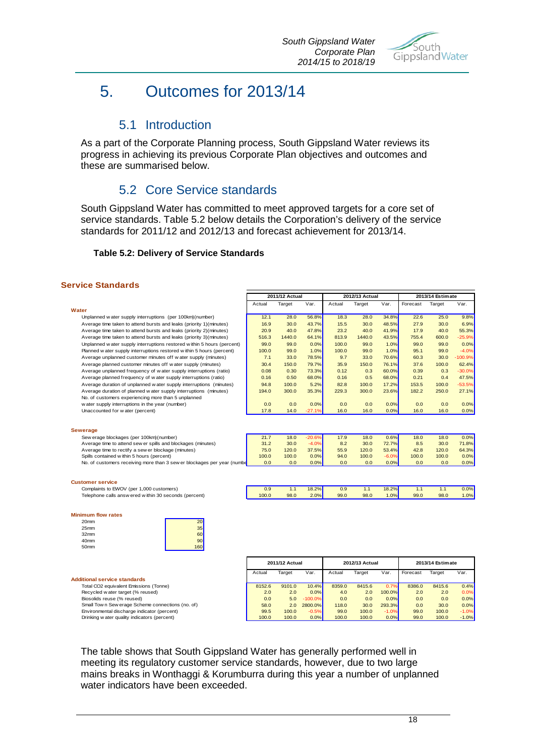# 5. Outcomes for 2013/14

## 5.1 Introduction

As a part of the Corporate Planning process, South Gippsland Water reviews its progress in achieving its previous Corporate Plan objectives and outcomes and these are summarised below.

## 5.2 Core Service standards

South Gippsland Water has committed to meet approved targets for a core set of service standards. Table 5.2 below details the Corporation's delivery of the service standards for 2011/12 and 2012/13 and forecast achievement for 2013/14.

**Table 5.2: Delivery of Service Standards**

### Service Standards

| | 2011/12 Actual | | | 2012/13 Actual | | | 2013/14 Estimate | | |
|---|---|---|---|---|---|---|---|---|---|
| | Actual | Target | Var. | Actual | Target | Var. | Forecast | Target | Var. |
| **Water** | | | | | | | | | |
| Unplanned water supply interruptions (per 100km)(number) | 12.1 | 28.0 | 56.8% | 18.3 | 28.0 | 34.8% | 22.6 | 25.0 | 9.8% |
| Average time taken to attend bursts and leaks (priority 1)(minutes) | 16.9 | 30.0 | 43.7% | 15.5 | 30.0 | 48.5% | 27.9 | 30.0 | 6.9% |
| Average time taken to attend bursts and leaks (priority 2)(minutes) | 20.9 | 40.0 | 47.8% | 23.2 | 40.0 | 41.9% | 17.9 | 40.0 | 55.3% |
| Average time taken to attend bursts and leaks (priority 3)(minutes) | 516.3 | 1440.0 | 64.1% | 813.9 | 1440.0 | 43.5% | 755.4 | 600.0 | -25.9% |
| Unplanned water supply interruptions restored within 5 hours (percent) | 99.0 | 99.0 | 0.0% | 100.0 | 99.0 | 1.0% | 99.0 | 99.0 | 0.0% |
| Planned water supply interruptions restored within 5 hours (percent) | 100.0 | 99.0 | 1.0% | 100.0 | 99.0 | 1.0% | 95.1 | 99.0 | -4.0% |
| Average unplanned customer minutes off water supply (minutes) | 7.1 | 33.0 | 78.5% | 9.7 | 33.0 | 70.6% | 60.3 | 30.0 | -100.9% |
| Average planned customer minutes off water supply (minutes) | 30.4 | 150.0 | 79.7% | 35.9 | 150.0 | 76.1% | 37.6 | 100.0 | 62.4% |
| Average unplanned frequency of water supply interruptions (ratio) | 0.08 | 0.30 | 73.3% | 0.12 | 0.3 | 60.0% | 0.39 | 0.3 | -30.0% |
| Average planned frequency of water supply interruptions (ratio) | 0.16 | 0.50 | 68.0% | 0.16 | 0.5 | 68.0% | 0.21 | 0.4 | 47.5% |
| Average duration of unplanned water supply interruptions (minutes) | 94.8 | 100.0 | 5.2% | 82.8 | 100.0 | 17.2% | 153.5 | 100.0 | -53.5% |
| Average duration of planned water supply interruptions (minutes) | 194.0 | 300.0 | 35.3% | 229.3 | 300.0 | 23.6% | 182.2 | 250.0 | 27.1% |
| No. of customers experiencing more than 5 unplanned water supply interruptions in the year (number) | 0.0 | 0.0 | 0.0% | 0.0 | 0.0 | 0.0% | 0.0 | 0.0 | 0.0% |
| Unaccounted for water (percent) | 17.8 | 14.0 | -27.1% | 16.0 | 16.0 | 0.0% | 16.0 | 16.0 | 0.0% |
| **Sewerage** | | | | | | | | | |
| Sewerage blockages (per 100km)(number) | 21.7 | 18.0 | -20.6% | 17.9 | 18.0 | 0.6% | 18.0 | 18.0 | 0.0% |
| Average time to attend sewer spills and blockages (minutes) | 31.2 | 30.0 | -4.0% | 8.2 | 30.0 | 72.7% | 8.5 | 30.0 | 71.8% |
| Average time to rectify a sewer blockage (minutes) | 75.0 | 120.0 | 37.5% | 55.9 | 120.0 | 53.4% | 42.8 | 120.0 | 64.3% |
| Spills contained within 5 hours (percent) | 100.0 | 100.0 | 0.0% | 94.0 | 100.0 | -6.0% | 100.0 | 100.0 | 0.0% |
| No. of customers receiving more than 3 sewer blockages per year (number) | 0.0 | 0.0 | 0.0% | 0.0 | 0.0 | 0.0% | 0.0 | 0.0 | 0.0% |
| **Customer service** | | | | | | | | | |
| Complaints to EWOV (per 1,000 customers) | 0.9 | 1.1 | 18.2% | 0.9 | 1.1 | 18.2% | 1.1 | 1.1 | 0.0% |
| Telephone calls answered within 30 seconds (percent) | 100.0 | 98.0 | 2.0% | 99.0 | 98.0 | 1.0% | 99.0 | 98.0 | 1.0% |

**Minimum flow rates**

| Size | Flow rate |
|---|---|
| 20mm | 20 |
| 25mm | 35 |
| 32mm | 60 |
| 40mm | 90 |
| 50mm | 160 |

| | 2011/12 Actual | | | 2012/13 Actual | | | 2013/14 Estimate | | |
|---|---|---|---|---|---|---|---|---|---|
| | Actual | Target | Var. | Actual | Target | Var. | Forecast | Target | Var. |
| **Additional service standards** | | | | | | | | | |
| Total CO2 equivalent Emissions (Tonne) | 8152.6 | 9101.0 | 10.4% | 8359.0 | 8415.6 | 0.7% | 8386.0 | 8415.6 | 0.4% |
| Recycled water target (% reused) | 2.0 | 2.0 | 0.0% | 4.0 | 2.0 | 100.0% | 2.0 | 2.0 | 0.0% |
| Biosolids reuse (% reused) | 0.0 | 5.0 | -100.0% | 0.0 | 0.0 | 0.0% | 0.0 | 0.0 | 0.0% |
| Small Town Sewerage Scheme connections (no. of) | 58.0 | 2.0 | 2800.0% | 118.0 | 30.0 | 293.3% | 0.0 | 30.0 | 0.0% |
| Environmental discharge indicator (percent) | 99.5 | 100.0 | -0.5% | 99.0 | 100.0 | -1.0% | 99.0 | 100.0 | -1.0% |
| Drinking water quality indicators (percent) | 100.0 | 100.0 | 0.0% | 100.0 | 100.0 | 0.0% | 99.0 | 100.0 | -1.0% |

The table shows that South Gippsland Water has generally performed well in meeting its regulatory customer service standards, however, due to two large mains breaks in Wonthaggi & Korumburra during this year a number of unplanned water indicators have been exceeded.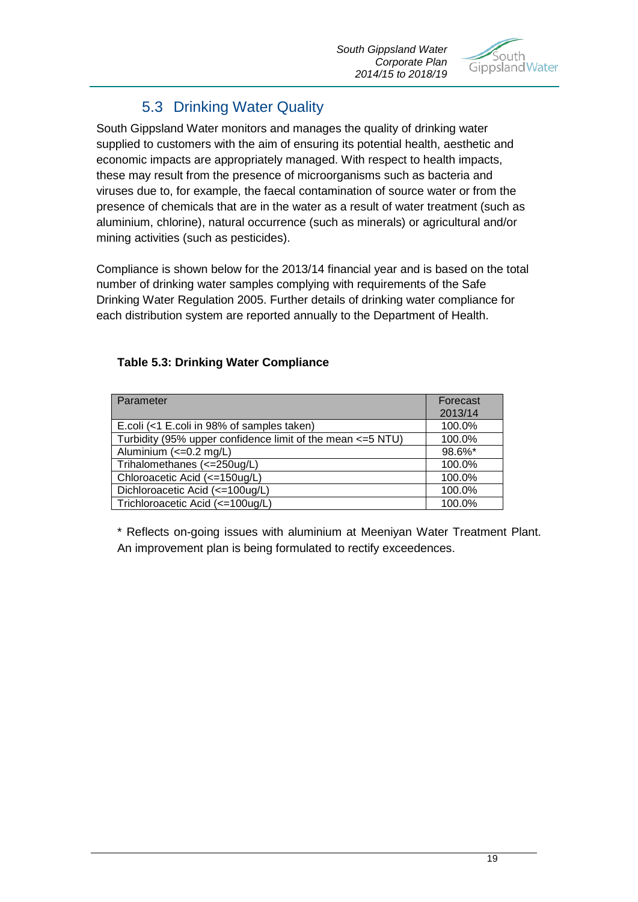## 5.3 Drinking Water Quality

South Gippsland Water monitors and manages the quality of drinking water supplied to customers with the aim of ensuring its potential health, aesthetic and economic impacts are appropriately managed. With respect to health impacts, these may result from the presence of microorganisms such as bacteria and viruses due to, for example, the faecal contamination of source water or from the presence of chemicals that are in the water as a result of water treatment (such as aluminium, chlorine), natural occurrence (such as minerals) or agricultural and/or mining activities (such as pesticides).

Compliance is shown below for the 2013/14 financial year and is based on the total number of drinking water samples complying with requirements of the Safe Drinking Water Regulation 2005. Further details of drinking water compliance for each distribution system are reported annually to the Department of Health.

**Table 5.3: Drinking Water Compliance**

| Parameter | Forecast 2013/14 |
|---|---|
| E.coli (<1 E.coli in 98% of samples taken) | 100.0% |
| Turbidity (95% upper confidence limit of the mean <=5 NTU) | 100.0% |
| Aluminium (<=0.2 mg/L) | 98.6%* |
| Trihalomethanes (<=250ug/L) | 100.0% |
| Chloroacetic Acid (<=150ug/L) | 100.0% |
| Dichloroacetic Acid (<=100ug/L) | 100.0% |
| Trichloroacetic Acid (<=100ug/L) | 100.0% |

* Reflects on-going issues with aluminium at Meeniyan Water Treatment Plant. An improvement plan is being formulated to rectify exceedences.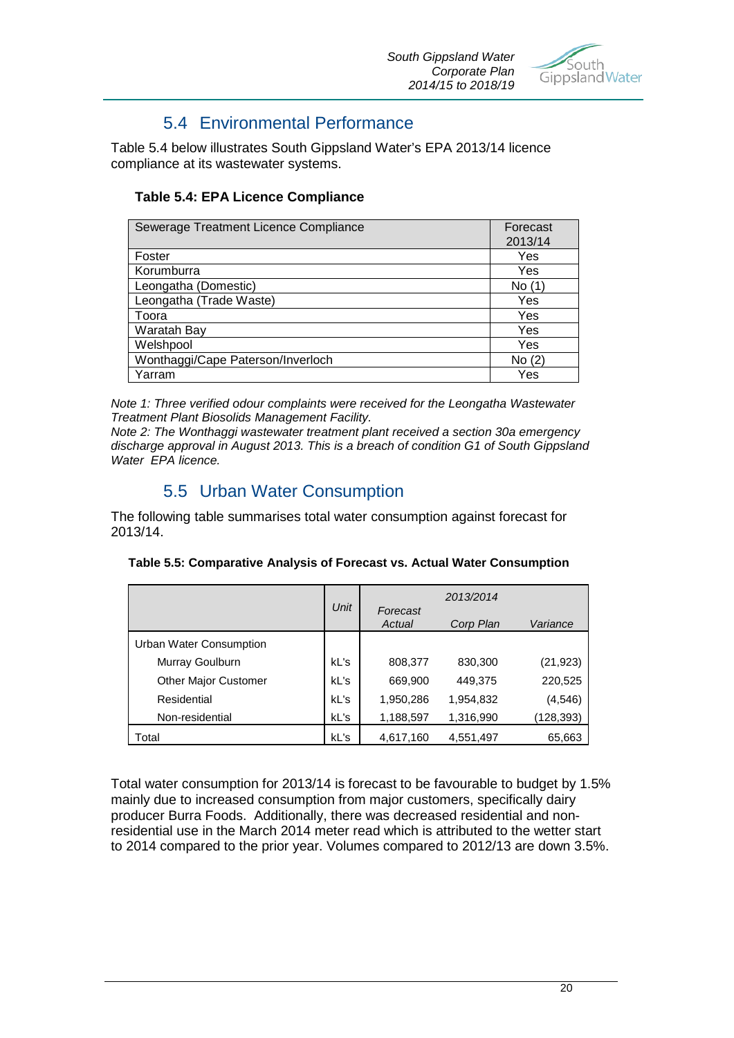## 5.4 Environmental Performance

Table 5.4 below illustrates South Gippsland Water's EPA 2013/14 licence compliance at its wastewater systems.

**Table 5.4: EPA Licence Compliance**

| Sewerage Treatment Licence Compliance | Forecast 2013/14 |
|---|---|
| Foster | Yes |
| Korumburra | Yes |
| Leongatha (Domestic) | No (1) |
| Leongatha (Trade Waste) | Yes |
| Toora | Yes |
| Waratah Bay | Yes |
| Welshpool | Yes |
| Wonthaggi/Cape Paterson/Inverloch | No (2) |
| Yarram | Yes |

*Note 1: Three verified odour complaints were received for the Leongatha Wastewater Treatment Plant Biosolids Management Facility.*
*Note 2: The Wonthaggi wastewater treatment plant received a section 30a emergency discharge approval in August 2013. This is a breach of condition G1 of South Gippsland Water EPA licence.*

## 5.5 Urban Water Consumption

The following table summarises total water consumption against forecast for 2013/14.

**Table 5.5: Comparative Analysis of Forecast vs. Actual Water Consumption**

| | *Unit* | *2013/2014* | | |
|---|---|---|---|---|
| | | *Forecast Actual* | *Corp Plan* | *Variance* |
| Urban Water Consumption | | | | |
| Murray Goulburn | kL's | 808,377 | 830,300 | (21,923) |
| Other Major Customer | kL's | 669,900 | 449,375 | 220,525 |
| Residential | kL's | 1,950,286 | 1,954,832 | (4,546) |
| Non-residential | kL's | 1,188,597 | 1,316,990 | (128,393) |
| Total | kL's | 4,617,160 | 4,551,497 | 65,663 |

Total water consumption for 2013/14 is forecast to be favourable to budget by 1.5% mainly due to increased consumption from major customers, specifically dairy producer Burra Foods. Additionally, there was decreased residential and non-residential use in the March 2014 meter read which is attributed to the wetter start to 2014 compared to the prior year. Volumes compared to 2012/13 are down 3.5%.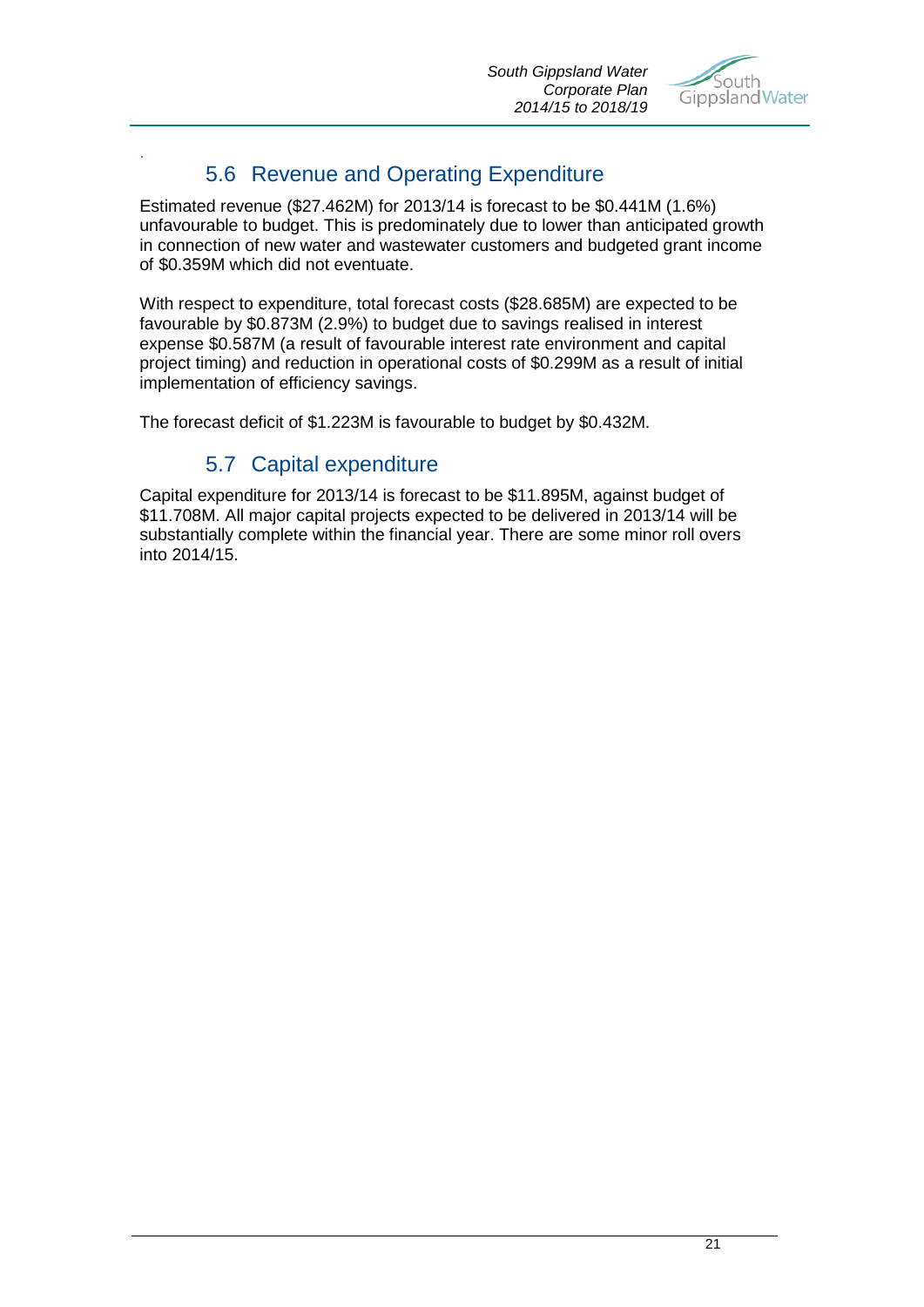## 5.6 Revenue and Operating Expenditure

Estimated revenue ($27.462M) for 2013/14 is forecast to be $0.441M (1.6%) unfavourable to budget. This is predominately due to lower than anticipated growth in connection of new water and wastewater customers and budgeted grant income of $0.359M which did not eventuate.

With respect to expenditure, total forecast costs ($28.685M) are expected to be favourable by $0.873M (2.9%) to budget due to savings realised in interest expense $0.587M (a result of favourable interest rate environment and capital project timing) and reduction in operational costs of $0.299M as a result of initial implementation of efficiency savings.

The forecast deficit of $1.223M is favourable to budget by $0.432M.

## 5.7 Capital expenditure

Capital expenditure for 2013/14 is forecast to be $11.895M, against budget of $11.708M. All major capital projects expected to be delivered in 2013/14 will be substantially complete within the financial year. There are some minor roll overs into 2014/15.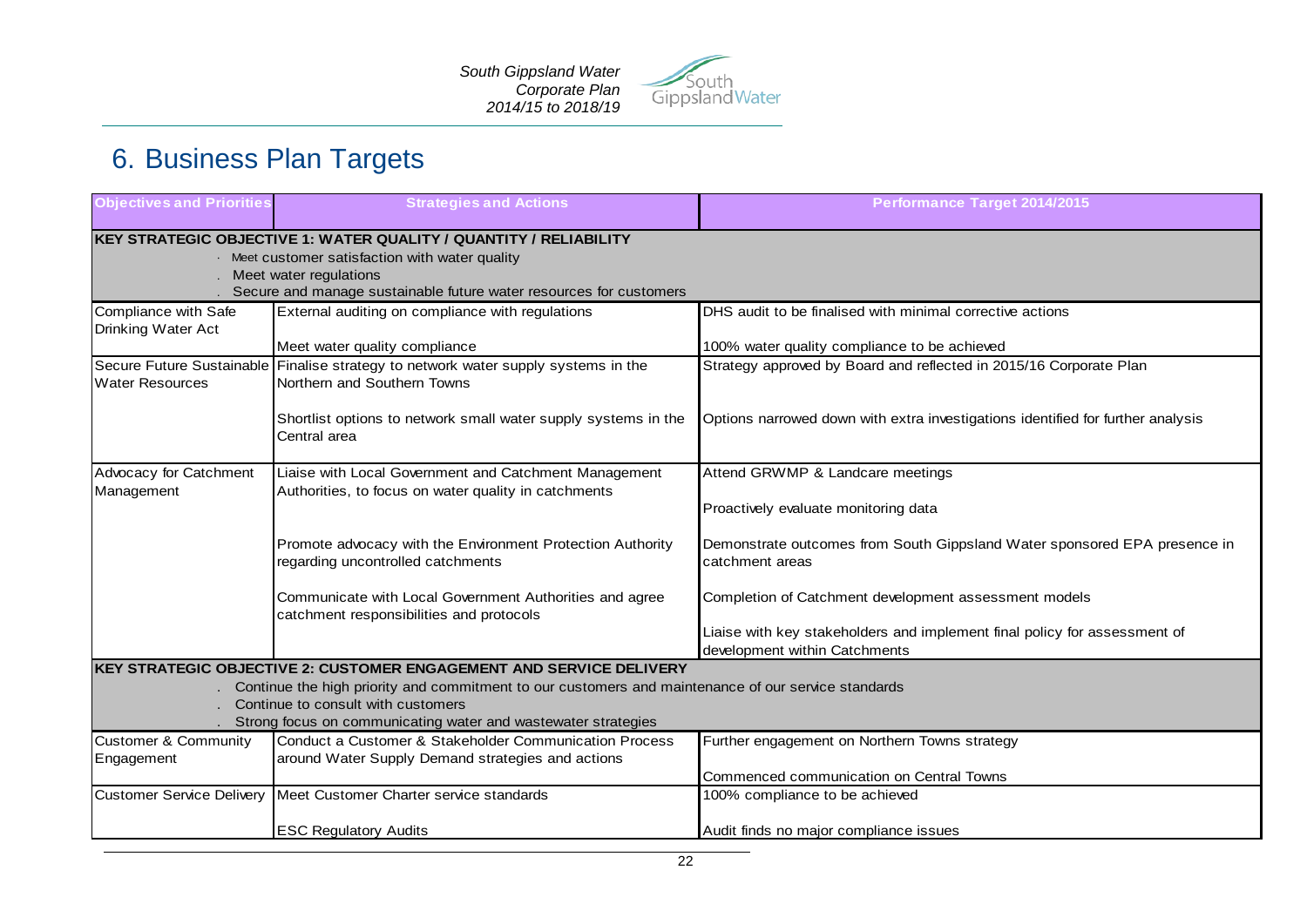# 6. Business Plan Targets

| Objectives and Priorities | Strategies and Actions | Performance Target 2014/2015 |
|---|---|---|
| **KEY STRATEGIC OBJECTIVE 1: WATER QUALITY / QUANTITY / RELIABILITY**<br>· Meet customer satisfaction with water quality<br>. Meet water regulations<br>. Secure and manage sustainable future water resources for customers | | |
| Compliance with Safe Drinking Water Act | External auditing on compliance with regulations | DHS audit to be finalised with minimal corrective actions |
| | Meet water quality compliance | 100% water quality compliance to be achieved |
| Secure Future Sustainable Water Resources | Finalise strategy to network water supply systems in the Northern and Southern Towns | Strategy approved by Board and reflected in 2015/16 Corporate Plan |
| | Shortlist options to network small water supply systems in the Central area | Options narrowed down with extra investigations identified for further analysis |
| Advocacy for Catchment Management | Liaise with Local Government and Catchment Management Authorities, to focus on water quality in catchments | Attend GRWMP & Landcare meetings<br><br>Proactively evaluate monitoring data |
| | Promote advocacy with the Environment Protection Authority regarding uncontrolled catchments | Demonstrate outcomes from South Gippsland Water sponsored EPA presence in catchment areas |
| | Communicate with Local Government Authorities and agree catchment responsibilities and protocols | Completion of Catchment development assessment models<br><br>Liaise with key stakeholders and implement final policy for assessment of development within Catchments |
| **KEY STRATEGIC OBJECTIVE 2: CUSTOMER ENGAGEMENT AND SERVICE DELIVERY**<br>. Continue the high priority and commitment to our customers and maintenance of our service standards<br>. Continue to consult with customers<br>. Strong focus on communicating water and wastewater strategies | | |
| Customer & Community Engagement | Conduct a Customer & Stakeholder Communication Process around Water Supply Demand strategies and actions | Further engagement on Northern Towns strategy<br><br>Commenced communication on Central Towns |
| Customer Service Delivery | Meet Customer Charter service standards | 100% compliance to be achieved |
| | ESC Regulatory Audits | Audit finds no major compliance issues |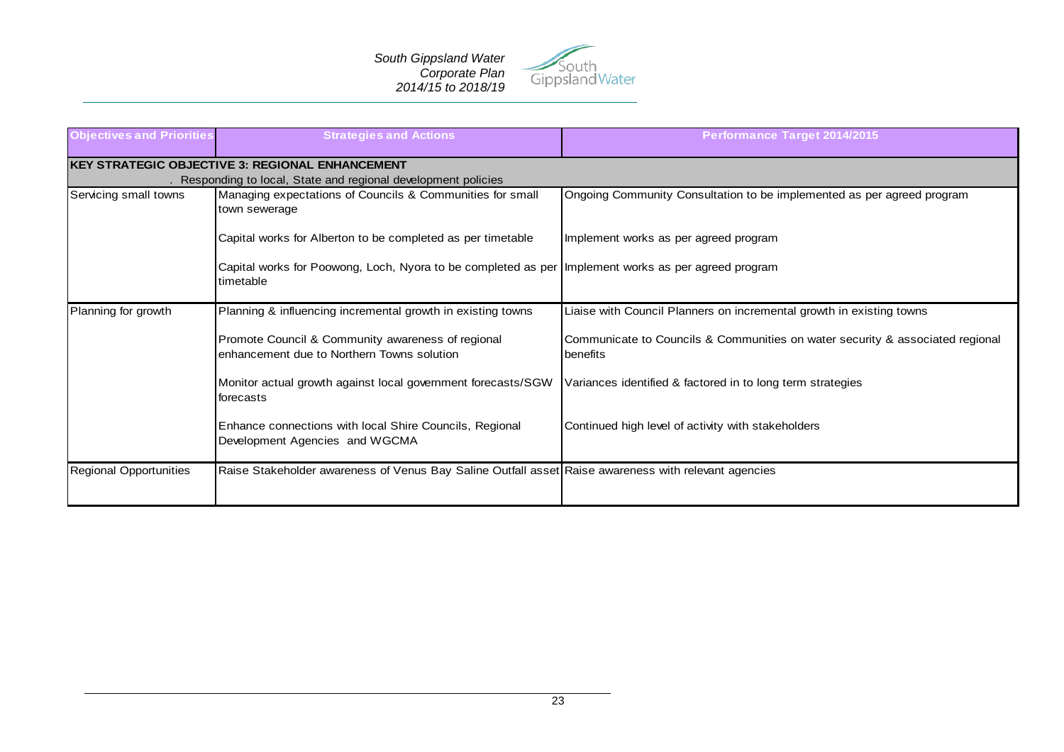| Objectives and Priorities | Strategies and Actions | Performance Target 2014/2015 |
|---|---|---|
| **KEY STRATEGIC OBJECTIVE 3: REGIONAL ENHANCEMENT**<br>. Responding to local, State and regional development policies | | |
| Servicing small towns | Managing expectations of Councils & Communities for small town sewerage | Ongoing Community Consultation to be implemented as per agreed program |
| | Capital works for Alberton to be completed as per timetable | Implement works as per agreed program |
| | Capital works for Poowong, Loch, Nyora to be completed as per timetable | Implement works as per agreed program |
| Planning for growth | Planning & influencing incremental growth in existing towns | Liaise with Council Planners on incremental growth in existing towns |
| | Promote Council & Community awareness of regional enhancement due to Northern Towns solution | Communicate to Councils & Communities on water security & associated regional benefits |
| | Monitor actual growth against local government forecasts/SGW forecasts | Variances identified & factored in to long term strategies |
| | Enhance connections with local Shire Councils, Regional Development Agencies and WGCMA | Continued high level of activity with stakeholders |
| Regional Opportunities | Raise Stakeholder awareness of Venus Bay Saline Outfall asset | Raise awareness with relevant agencies |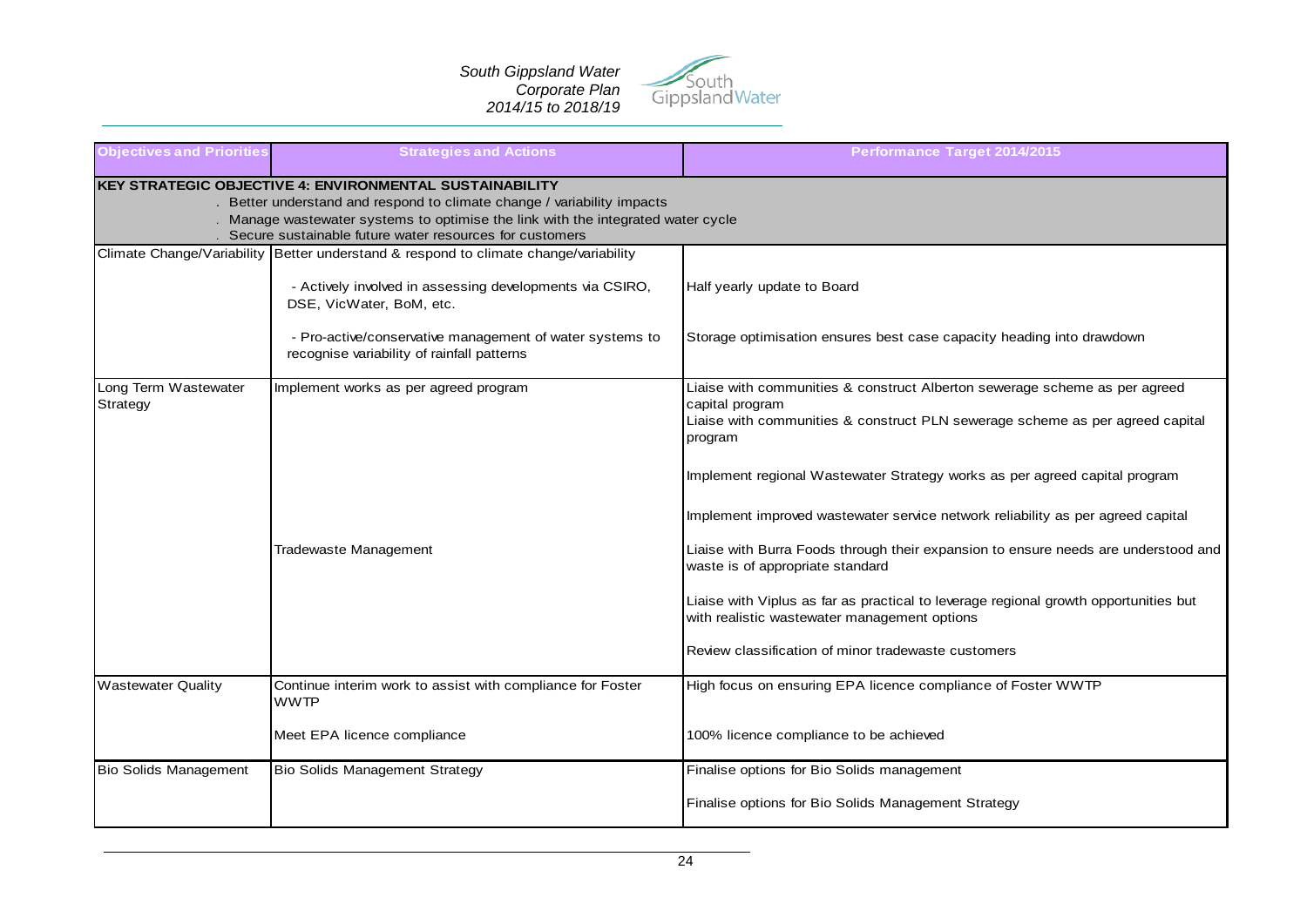| Objectives and Priorities | Strategies and Actions | Performance Target 2014/2015 |
|---|---|---|
| **KEY STRATEGIC OBJECTIVE 4: ENVIRONMENTAL SUSTAINABILITY**<br>. Better understand and respond to climate change / variability impacts<br>. Manage wastewater systems to optimise the link with the integrated water cycle<br>. Secure sustainable future water resources for customers | | |
| Climate Change/Variability | Better understand & respond to climate change/variability | |
| | - Actively involved in assessing developments via CSIRO, DSE, VicWater, BoM, etc. | Half yearly update to Board |
| | - Pro-active/conservative management of water systems to recognise variability of rainfall patterns | Storage optimisation ensures best case capacity heading into drawdown |
| Long Term Wastewater Strategy | Implement works as per agreed program | Liaise with communities & construct Alberton sewerage scheme as per agreed capital program<br>Liaise with communities & construct PLN sewerage scheme as per agreed capital program |
| | | Implement regional Wastewater Strategy works as per agreed capital program |
| | | Implement improved wastewater service network reliability as per agreed capital |
| | Tradewaste Management | Liaise with Burra Foods through their expansion to ensure needs are understood and waste is of appropriate standard |
| | | Liaise with Viplus as far as practical to leverage regional growth opportunities but with realistic wastewater management options |
| | | Review classification of minor tradewaste customers |
| Wastewater Quality | Continue interim work to assist with compliance for Foster WWTP | High focus on ensuring EPA licence compliance of Foster WWTP |
| | Meet EPA licence compliance | 100% licence compliance to be achieved |
| Bio Solids Management | Bio Solids Management Strategy | Finalise options for Bio Solids management |
| | | Finalise options for Bio Solids Management Strategy |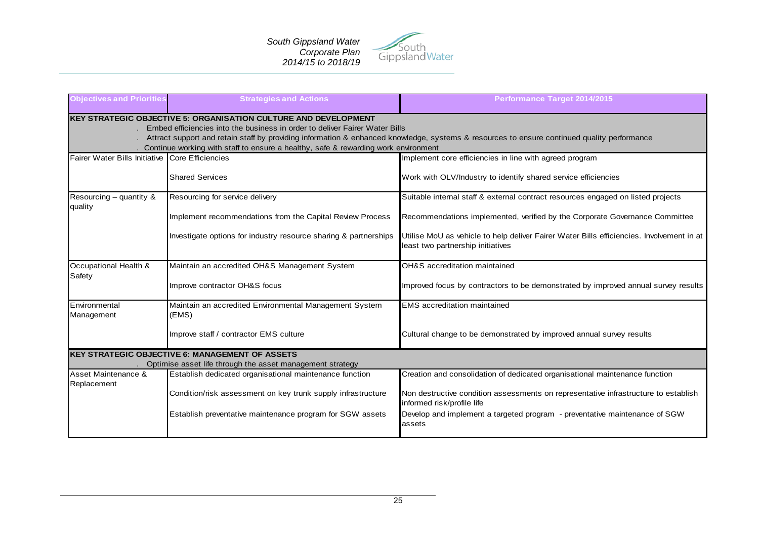| Objectives and Priorities | Strategies and Actions | Performance Target 2014/2015 |
|---|---|---|
| **KEY STRATEGIC OBJECTIVE 5: ORGANISATION CULTURE AND DEVELOPMENT**<br>. Embed efficiencies into the business in order to deliver Fairer Water Bills<br>. Attract support and retain staff by providing information & enhanced knowledge, systems & resources to ensure continued quality performance<br>. Continue working with staff to ensure a healthy, safe & rewarding work environment | | |
| Fairer Water Bills Initiative | Core Efficiencies | Implement core efficiencies in line with agreed program |
| | Shared Services | Work with OLV/Industry to identify shared service efficiencies |
| Resourcing – quantity & quality | Resourcing for service delivery | Suitable internal staff & external contract resources engaged on listed projects |
| | Implement recommendations from the Capital Review Process | Recommendations implemented, verified by the Corporate Governance Committee |
| | Investigate options for industry resource sharing & partnerships | Utilise MoU as vehicle to help deliver Fairer Water Bills efficiencies. Involvement in at least two partnership initiatives |
| Occupational Health & Safety | Maintain an accredited OH&S Management System | OH&S accreditation maintained |
| | Improve contractor OH&S focus | Improved focus by contractors to be demonstrated by improved annual survey results |
| Environmental Management | Maintain an accredited Environmental Management System (EMS) | EMS accreditation maintained |
| | Improve staff / contractor EMS culture | Cultural change to be demonstrated by improved annual survey results |
| **KEY STRATEGIC OBJECTIVE 6: MANAGEMENT OF ASSETS**<br>. Optimise asset life through the asset management strategy | | |
| Asset Maintenance & Replacement | Establish dedicated organisational maintenance function | Creation and consolidation of dedicated organisational maintenance function |
| | Condition/risk assessment on key trunk supply infrastructure | Non destructive condition assessments on representative infrastructure to establish informed risk/profile life |
| | Establish preventative maintenance program for SGW assets | Develop and implement a targeted program - preventative maintenance of SGW assets |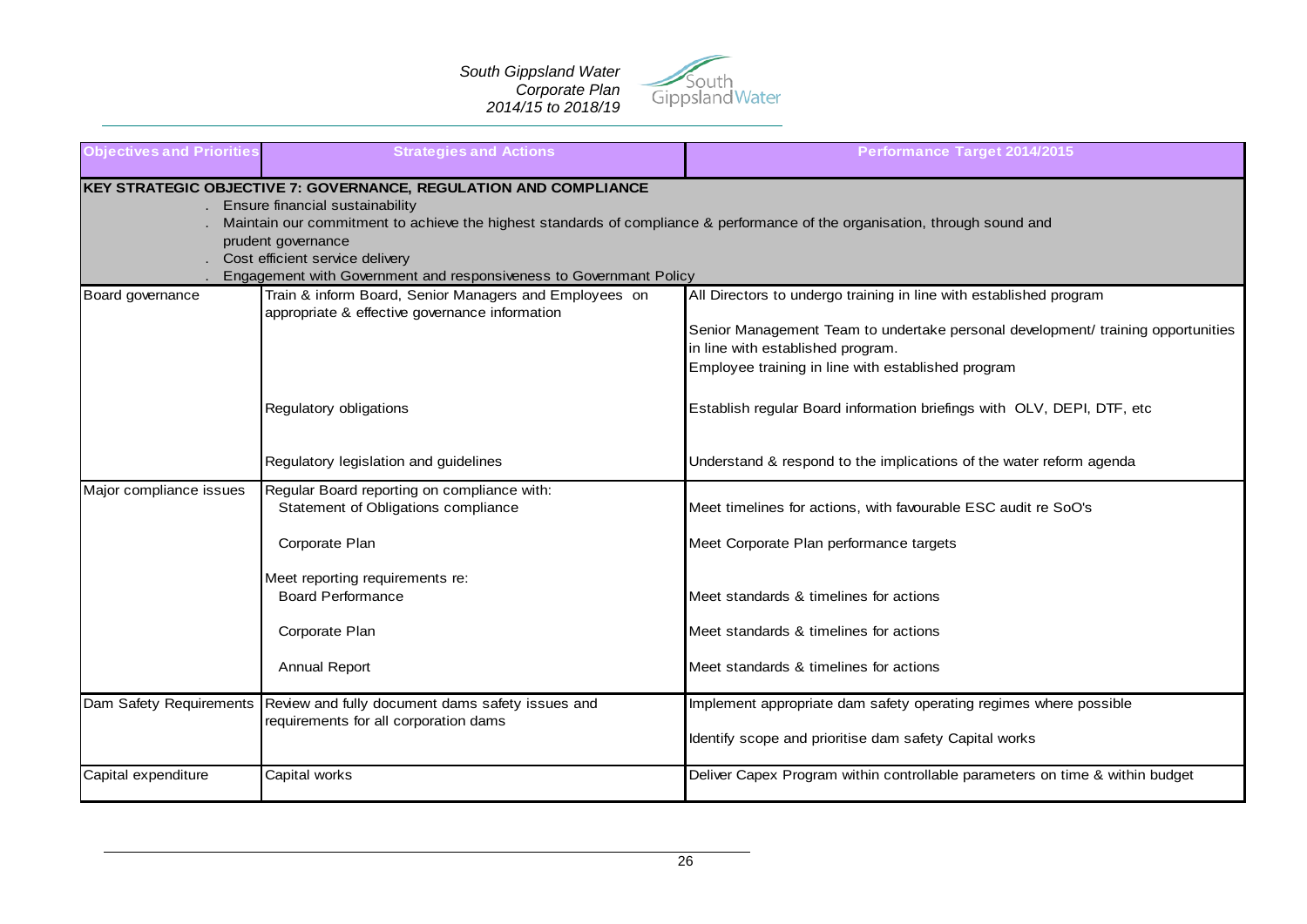| Objectives and Priorities | Strategies and Actions | Performance Target 2014/2015 |
|---|---|---|
| **KEY STRATEGIC OBJECTIVE 7: GOVERNANCE, REGULATION AND COMPLIANCE**<br>. Ensure financial sustainability<br>. Maintain our commitment to achieve the highest standards of compliance & performance of the organisation, through sound and prudent governance<br>. Cost efficient service delivery<br>. Engagement with Government and responsiveness to Government Policy | | |
| Board governance | Train & inform Board, Senior Managers and Employees on appropriate & effective governance information | All Directors to undergo training in line with established program<br><br>Senior Management Team to undertake personal development/ training opportunities in line with established program.<br>Employee training in line with established program |
| | Regulatory obligations | Establish regular Board information briefings with OLV, DEPI, DTF, etc |
| | Regulatory legislation and guidelines | Understand & respond to the implications of the water reform agenda |
| Major compliance issues | Regular Board reporting on compliance with:<br>Statement of Obligations compliance | Meet timelines for actions, with favourable ESC audit re SoO's |
| | Corporate Plan | Meet Corporate Plan performance targets |
| | Meet reporting requirements re:<br>Board Performance | Meet standards & timelines for actions |
| | Corporate Plan | Meet standards & timelines for actions |
| | Annual Report | Meet standards & timelines for actions |
| Dam Safety Requirements | Review and fully document dams safety issues and requirements for all corporation dams | Implement appropriate dam safety operating regimes where possible<br><br>Identify scope and prioritise dam safety Capital works |
| Capital expenditure | Capital works | Deliver Capex Program within controllable parameters on time & within budget |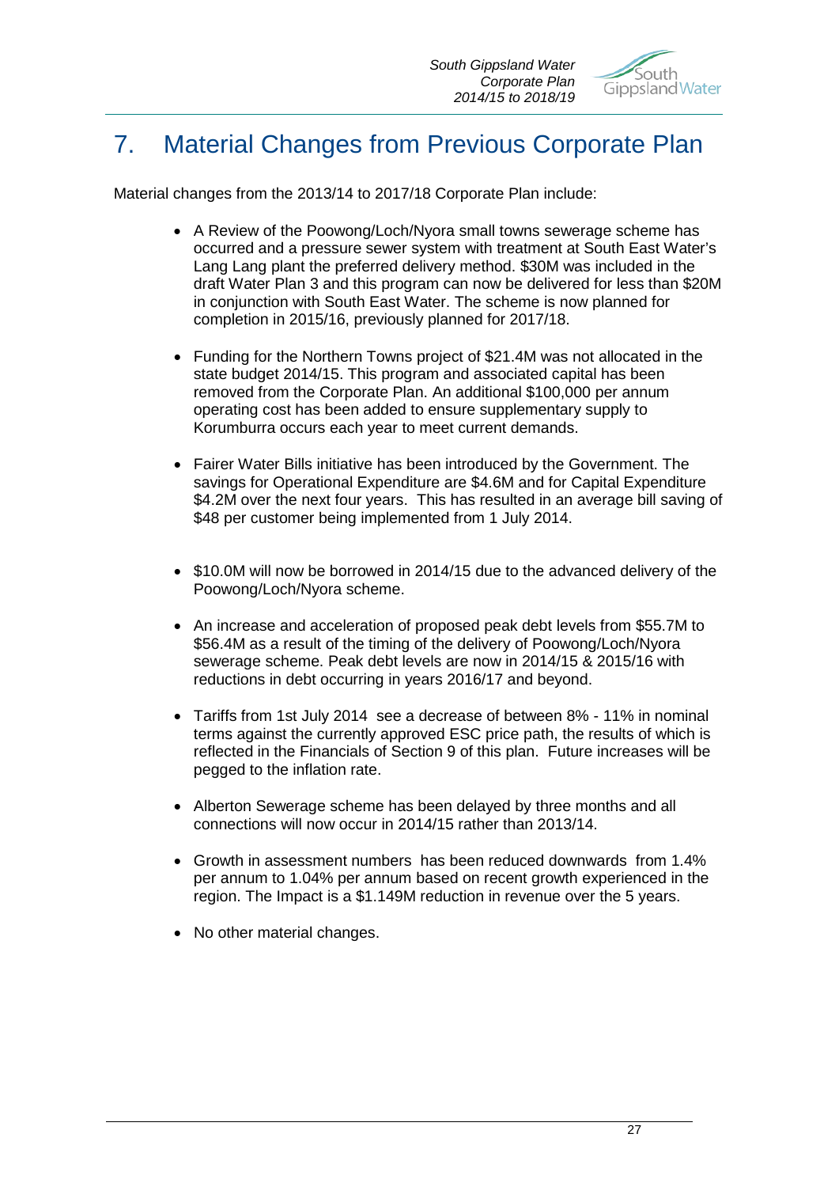# 7. Material Changes from Previous Corporate Plan

Material changes from the 2013/14 to 2017/18 Corporate Plan include:

- A Review of the Poowong/Loch/Nyora small towns sewerage scheme has occurred and a pressure sewer system with treatment at South East Water's Lang Lang plant the preferred delivery method. $30M was included in the draft Water Plan 3 and this program can now be delivered for less than $20M in conjunction with South East Water. The scheme is now planned for completion in 2015/16, previously planned for 2017/18.
- Funding for the Northern Towns project of $21.4M was not allocated in the state budget 2014/15. This program and associated capital has been removed from the Corporate Plan. An additional $100,000 per annum operating cost has been added to ensure supplementary supply to Korumburra occurs each year to meet current demands.
- Fairer Water Bills initiative has been introduced by the Government. The savings for Operational Expenditure are $4.6M and for Capital Expenditure $4.2M over the next four years. This has resulted in an average bill saving of $48 per customer being implemented from 1 July 2014.
- $10.0M will now be borrowed in 2014/15 due to the advanced delivery of the Poowong/Loch/Nyora scheme.
- An increase and acceleration of proposed peak debt levels from $55.7M to $56.4M as a result of the timing of the delivery of Poowong/Loch/Nyora sewerage scheme. Peak debt levels are now in 2014/15 & 2015/16 with reductions in debt occurring in years 2016/17 and beyond.
- Tariffs from 1st July 2014 see a decrease of between 8% - 11% in nominal terms against the currently approved ESC price path, the results of which is reflected in the Financials of Section 9 of this plan. Future increases will be pegged to the inflation rate.
- Alberton Sewerage scheme has been delayed by three months and all connections will now occur in 2014/15 rather than 2013/14.
- Growth in assessment numbers has been reduced downwards from 1.4% per annum to 1.04% per annum based on recent growth experienced in the region. The Impact is a $1.149M reduction in revenue over the 5 years.
- No other material changes.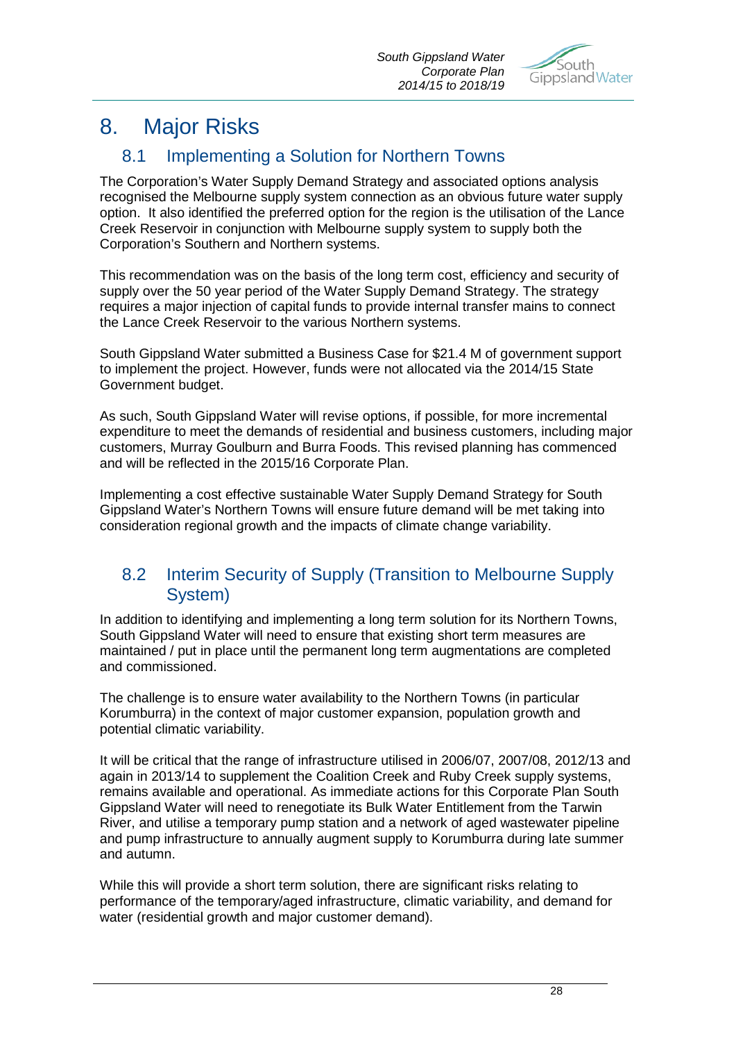# 8. Major Risks

## 8.1 Implementing a Solution for Northern Towns

The Corporation's Water Supply Demand Strategy and associated options analysis recognised the Melbourne supply system connection as an obvious future water supply option. It also identified the preferred option for the region is the utilisation of the Lance Creek Reservoir in conjunction with Melbourne supply system to supply both the Corporation's Southern and Northern systems.

This recommendation was on the basis of the long term cost, efficiency and security of supply over the 50 year period of the Water Supply Demand Strategy. The strategy requires a major injection of capital funds to provide internal transfer mains to connect the Lance Creek Reservoir to the various Northern systems.

South Gippsland Water submitted a Business Case for $21.4 M of government support to implement the project. However, funds were not allocated via the 2014/15 State Government budget.

As such, South Gippsland Water will revise options, if possible, for more incremental expenditure to meet the demands of residential and business customers, including major customers, Murray Goulburn and Burra Foods. This revised planning has commenced and will be reflected in the 2015/16 Corporate Plan.

Implementing a cost effective sustainable Water Supply Demand Strategy for South Gippsland Water's Northern Towns will ensure future demand will be met taking into consideration regional growth and the impacts of climate change variability.

## 8.2 Interim Security of Supply (Transition to Melbourne Supply System)

In addition to identifying and implementing a long term solution for its Northern Towns, South Gippsland Water will need to ensure that existing short term measures are maintained / put in place until the permanent long term augmentations are completed and commissioned.

The challenge is to ensure water availability to the Northern Towns (in particular Korumburra) in the context of major customer expansion, population growth and potential climatic variability.

It will be critical that the range of infrastructure utilised in 2006/07, 2007/08, 2012/13 and again in 2013/14 to supplement the Coalition Creek and Ruby Creek supply systems, remains available and operational. As immediate actions for this Corporate Plan South Gippsland Water will need to renegotiate its Bulk Water Entitlement from the Tarwin River, and utilise a temporary pump station and a network of aged wastewater pipeline and pump infrastructure to annually augment supply to Korumburra during late summer and autumn.

While this will provide a short term solution, there are significant risks relating to performance of the temporary/aged infrastructure, climatic variability, and demand for water (residential growth and major customer demand).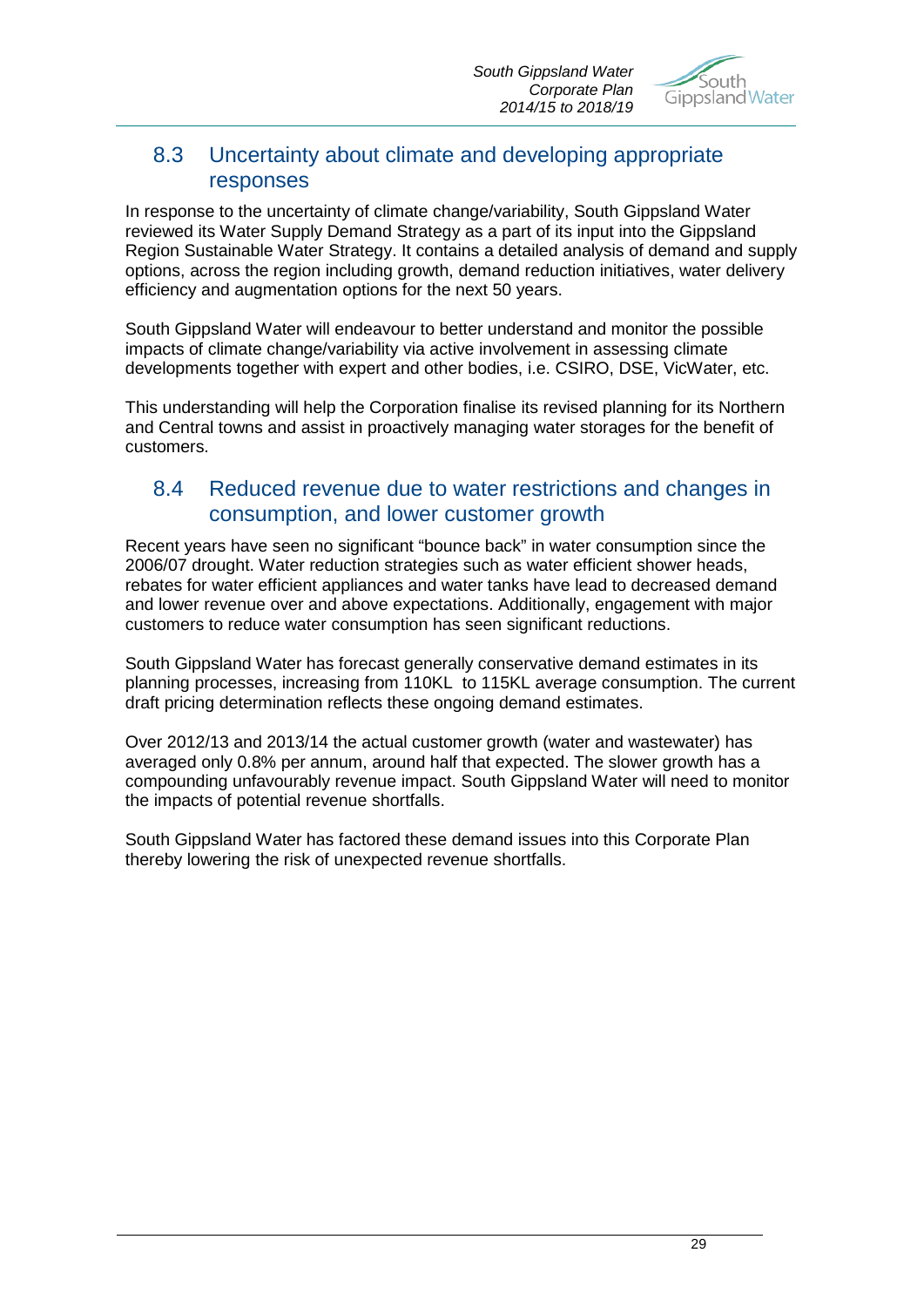## 8.3 Uncertainty about climate and developing appropriate responses

In response to the uncertainty of climate change/variability, South Gippsland Water reviewed its Water Supply Demand Strategy as a part of its input into the Gippsland Region Sustainable Water Strategy. It contains a detailed analysis of demand and supply options, across the region including growth, demand reduction initiatives, water delivery efficiency and augmentation options for the next 50 years.

South Gippsland Water will endeavour to better understand and monitor the possible impacts of climate change/variability via active involvement in assessing climate developments together with expert and other bodies, i.e. CSIRO, DSE, VicWater, etc.

This understanding will help the Corporation finalise its revised planning for its Northern and Central towns and assist in proactively managing water storages for the benefit of customers.

## 8.4 Reduced revenue due to water restrictions and changes in consumption, and lower customer growth

Recent years have seen no significant "bounce back" in water consumption since the 2006/07 drought. Water reduction strategies such as water efficient shower heads, rebates for water efficient appliances and water tanks have lead to decreased demand and lower revenue over and above expectations. Additionally, engagement with major customers to reduce water consumption has seen significant reductions.

South Gippsland Water has forecast generally conservative demand estimates in its planning processes, increasing from 110KL to 115KL average consumption. The current draft pricing determination reflects these ongoing demand estimates.

Over 2012/13 and 2013/14 the actual customer growth (water and wastewater) has averaged only 0.8% per annum, around half that expected. The slower growth has a compounding unfavourably revenue impact. South Gippsland Water will need to monitor the impacts of potential revenue shortfalls.

South Gippsland Water has factored these demand issues into this Corporate Plan thereby lowering the risk of unexpected revenue shortfalls.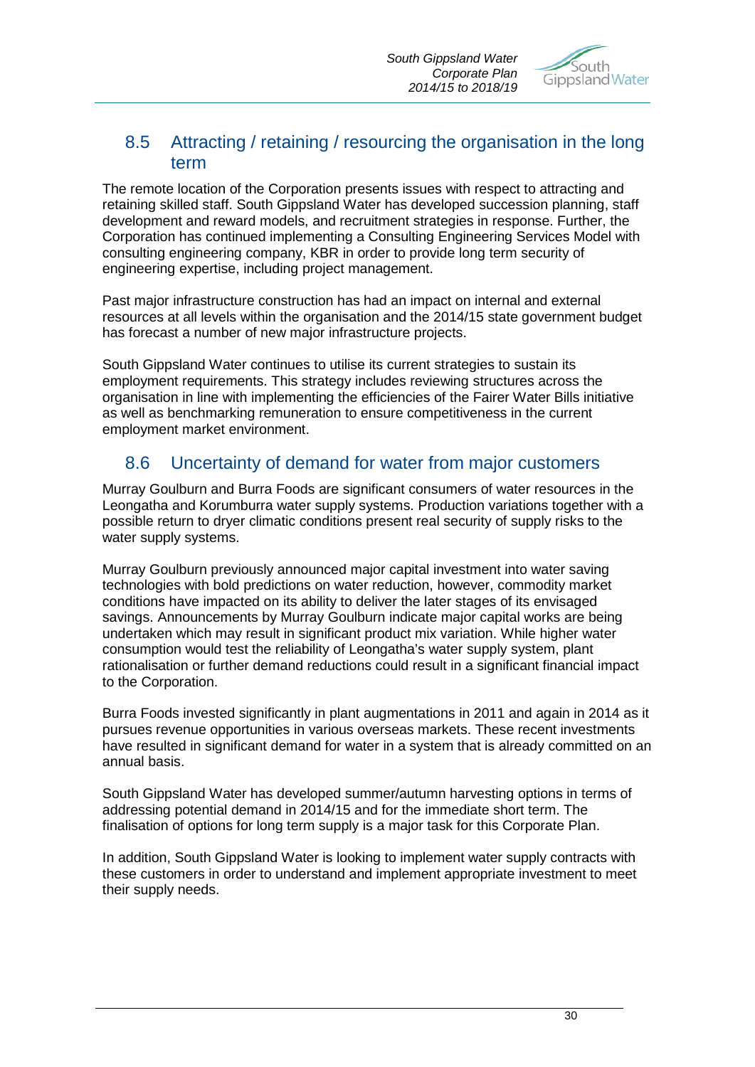## 8.5 Attracting / retaining / resourcing the organisation in the long term

The remote location of the Corporation presents issues with respect to attracting and retaining skilled staff. South Gippsland Water has developed succession planning, staff development and reward models, and recruitment strategies in response. Further, the Corporation has continued implementing a Consulting Engineering Services Model with consulting engineering company, KBR in order to provide long term security of engineering expertise, including project management.

Past major infrastructure construction has had an impact on internal and external resources at all levels within the organisation and the 2014/15 state government budget has forecast a number of new major infrastructure projects.

South Gippsland Water continues to utilise its current strategies to sustain its employment requirements. This strategy includes reviewing structures across the organisation in line with implementing the efficiencies of the Fairer Water Bills initiative as well as benchmarking remuneration to ensure competitiveness in the current employment market environment.

## 8.6 Uncertainty of demand for water from major customers

Murray Goulburn and Burra Foods are significant consumers of water resources in the Leongatha and Korumburra water supply systems. Production variations together with a possible return to dryer climatic conditions present real security of supply risks to the water supply systems.

Murray Goulburn previously announced major capital investment into water saving technologies with bold predictions on water reduction, however, commodity market conditions have impacted on its ability to deliver the later stages of its envisaged savings. Announcements by Murray Goulburn indicate major capital works are being undertaken which may result in significant product mix variation. While higher water consumption would test the reliability of Leongatha's water supply system, plant rationalisation or further demand reductions could result in a significant financial impact to the Corporation.

Burra Foods invested significantly in plant augmentations in 2011 and again in 2014 as it pursues revenue opportunities in various overseas markets. These recent investments have resulted in significant demand for water in a system that is already committed on an annual basis.

South Gippsland Water has developed summer/autumn harvesting options in terms of addressing potential demand in 2014/15 and for the immediate short term. The finalisation of options for long term supply is a major task for this Corporate Plan.

In addition, South Gippsland Water is looking to implement water supply contracts with these customers in order to understand and implement appropriate investment to meet their supply needs.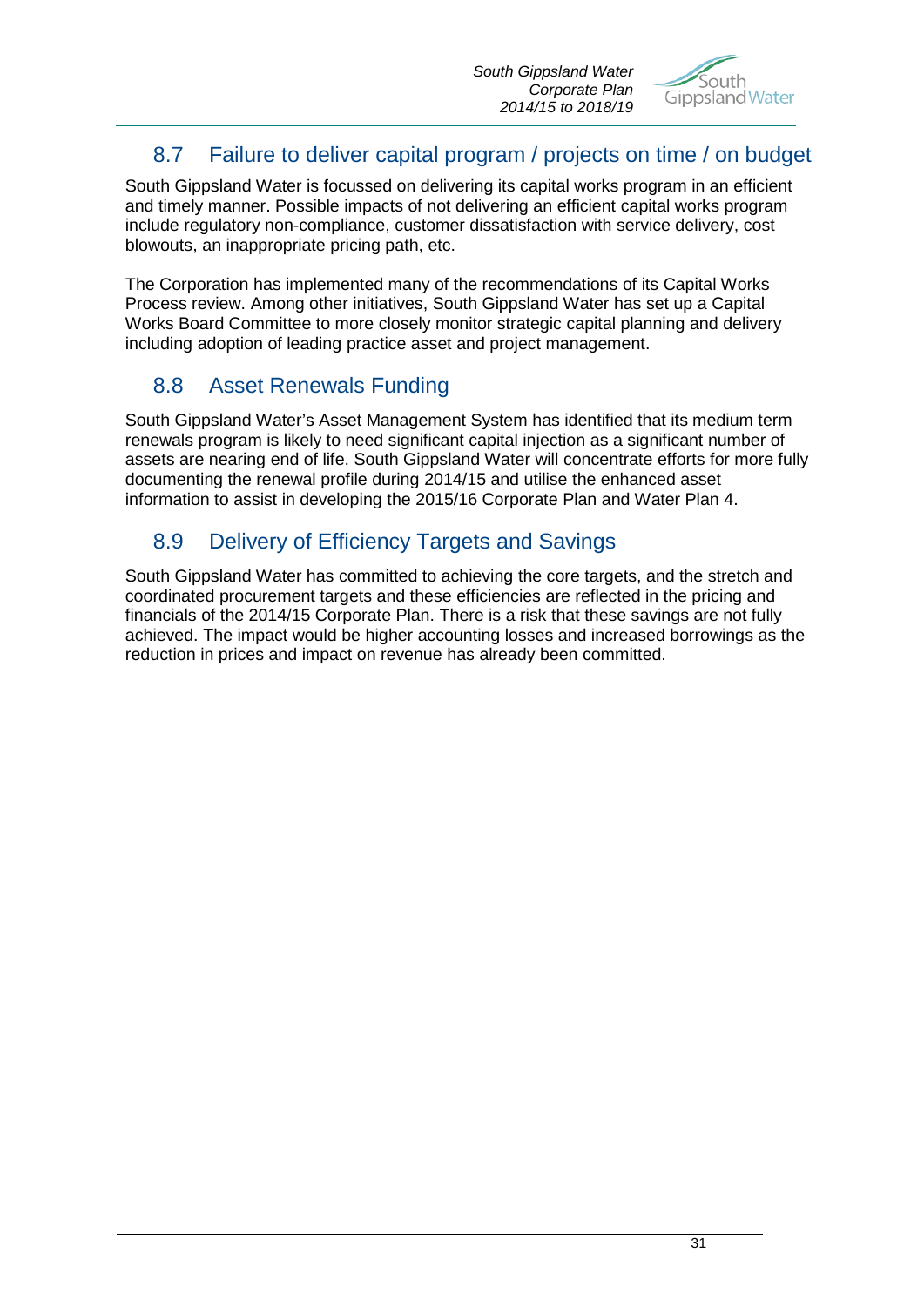## 8.7 Failure to deliver capital program / projects on time / on budget

South Gippsland Water is focussed on delivering its capital works program in an efficient and timely manner. Possible impacts of not delivering an efficient capital works program include regulatory non-compliance, customer dissatisfaction with service delivery, cost blowouts, an inappropriate pricing path, etc.

The Corporation has implemented many of the recommendations of its Capital Works Process review. Among other initiatives, South Gippsland Water has set up a Capital Works Board Committee to more closely monitor strategic capital planning and delivery including adoption of leading practice asset and project management.

## 8.8 Asset Renewals Funding

South Gippsland Water's Asset Management System has identified that its medium term renewals program is likely to need significant capital injection as a significant number of assets are nearing end of life. South Gippsland Water will concentrate efforts for more fully documenting the renewal profile during 2014/15 and utilise the enhanced asset information to assist in developing the 2015/16 Corporate Plan and Water Plan 4.

## 8.9 Delivery of Efficiency Targets and Savings

South Gippsland Water has committed to achieving the core targets, and the stretch and coordinated procurement targets and these efficiencies are reflected in the pricing and financials of the 2014/15 Corporate Plan. There is a risk that these savings are not fully achieved. The impact would be higher accounting losses and increased borrowings as the reduction in prices and impact on revenue has already been committed.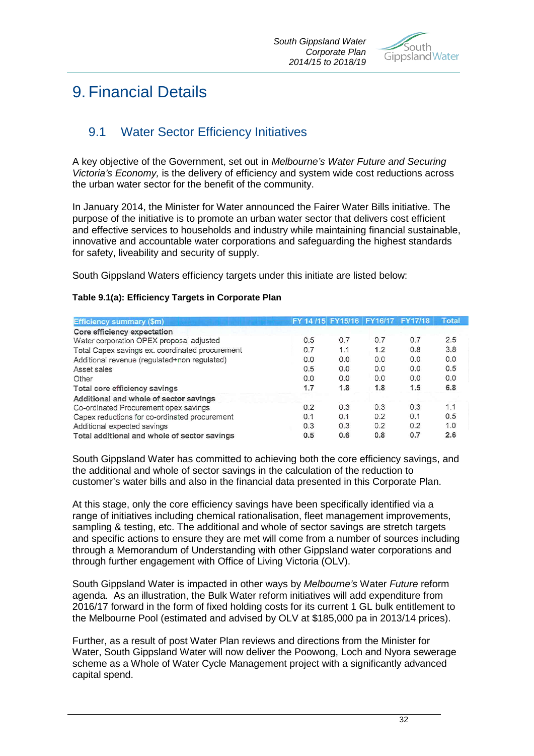# 9. Financial Details

## 9.1 Water Sector Efficiency Initiatives

A key objective of the Government, set out in *Melbourne's Water Future and Securing Victoria's Economy,* is the delivery of efficiency and system wide cost reductions across the urban water sector for the benefit of the community.

In January 2014, the Minister for Water announced the Fairer Water Bills initiative. The purpose of the initiative is to promote an urban water sector that delivers cost efficient and effective services to households and industry while maintaining financial sustainable, innovative and accountable water corporations and safeguarding the highest standards for safety, liveability and security of supply.

South Gippsland Waters efficiency targets under this initiate are listed below:

**Table 9.1(a): Efficiency Targets in Corporate Plan**

| Efficiency summary ($m) | FY 14 /15 | FY15/16 | FY16/17 | FY17/18 | Total |
|---|---|---|---|---|---|
| **Core efficiency expectation** | | | | | |
| Water corporation OPEX proposal adjusted | 0.5 | 0.7 | 0.7 | 0.7 | 2.5 |
| Total Capex savings ex. coordinated procurement | 0.7 | 1.1 | 1.2 | 0.8 | 3.8 |
| Additional revenue (regulated+non regulated) | 0.0 | 0.0 | 0.0 | 0.0 | 0.0 |
| Asset sales | 0.5 | 0.0 | 0.0 | 0.0 | 0.5 |
| Other | 0.0 | 0.0 | 0.0 | 0.0 | 0.0 |
| **Total core efficiency savings** | **1.7** | **1.8** | **1.8** | **1.5** | **6.8** |
| **Additional and whole of sector savings** | | | | | |
| Co-ordinated Procurement opex savings | 0.2 | 0.3 | 0.3 | 0.3 | 1.1 |
| Capex reductions for co-ordinated procurement | 0.1 | 0.1 | 0.2 | 0.1 | 0.5 |
| Additional expected savings | 0.3 | 0.3 | 0.2 | 0.2 | 1.0 |
| **Total additional and whole of sector savings** | **0.5** | **0.6** | **0.8** | **0.7** | **2.6** |

South Gippsland Water has committed to achieving both the core efficiency savings, and the additional and whole of sector savings in the calculation of the reduction to customer's water bills and also in the financial data presented in this Corporate Plan.

At this stage, only the core efficiency savings have been specifically identified via a range of initiatives including chemical rationalisation, fleet management improvements, sampling & testing, etc. The additional and whole of sector savings are stretch targets and specific actions to ensure they are met will come from a number of sources including through a Memorandum of Understanding with other Gippsland water corporations and through further engagement with Office of Living Victoria (OLV).

South Gippsland Water is impacted in other ways by *Melbourne's* Water *Future* reform agenda. As an illustration, the Bulk Water reform initiatives will add expenditure from 2016/17 forward in the form of fixed holding costs for its current 1 GL bulk entitlement to the Melbourne Pool (estimated and advised by OLV at $185,000 pa in 2013/14 prices).

Further, as a result of post Water Plan reviews and directions from the Minister for Water, South Gippsland Water will now deliver the Poowong, Loch and Nyora sewerage scheme as a Whole of Water Cycle Management project with a significantly advanced capital spend.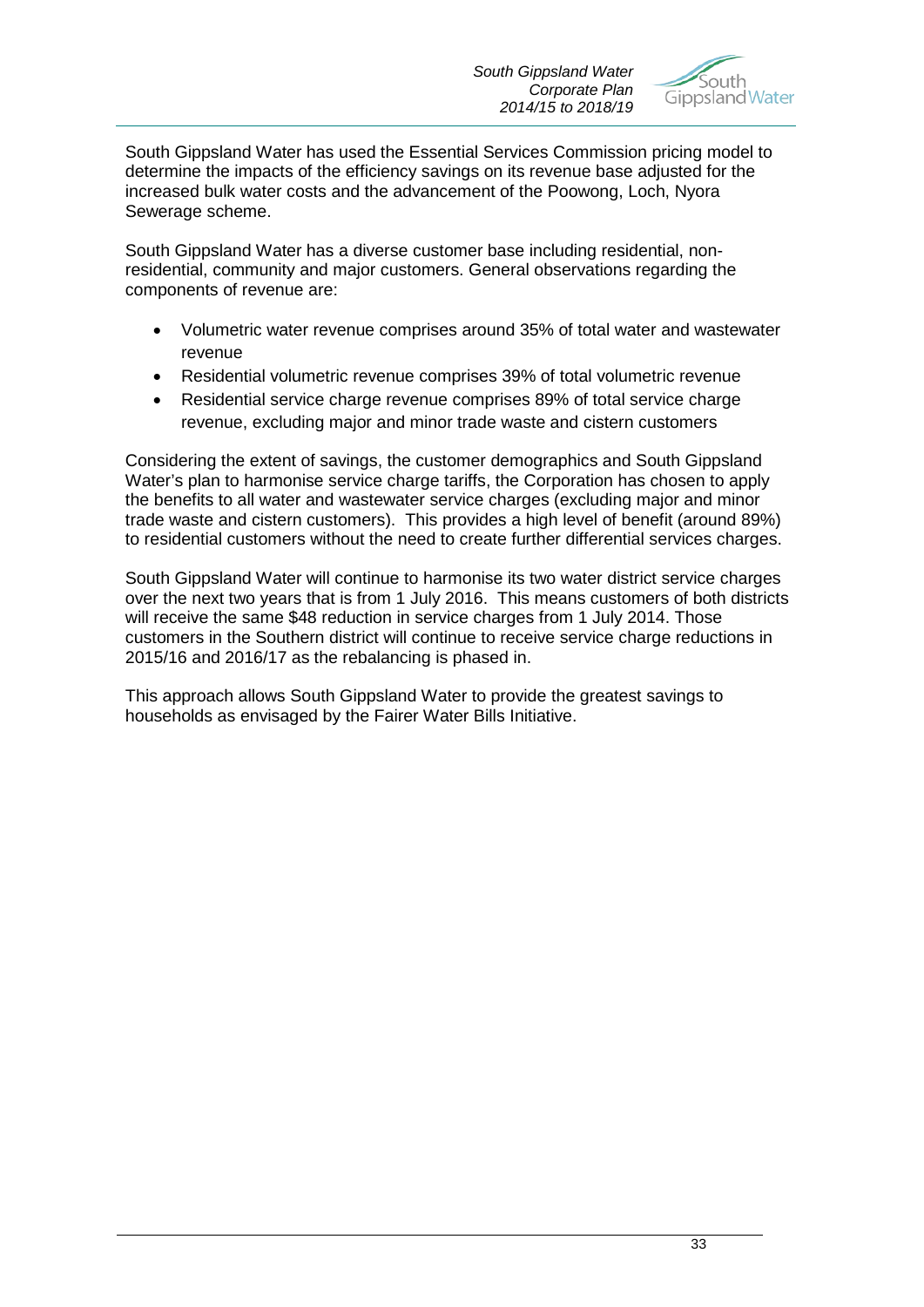South Gippsland Water has used the Essential Services Commission pricing model to determine the impacts of the efficiency savings on its revenue base adjusted for the increased bulk water costs and the advancement of the Poowong, Loch, Nyora Sewerage scheme.

South Gippsland Water has a diverse customer base including residential, non-residential, community and major customers. General observations regarding the components of revenue are:

- Volumetric water revenue comprises around 35% of total water and wastewater revenue
- Residential volumetric revenue comprises 39% of total volumetric revenue
- Residential service charge revenue comprises 89% of total service charge revenue, excluding major and minor trade waste and cistern customers

Considering the extent of savings, the customer demographics and South Gippsland Water's plan to harmonise service charge tariffs, the Corporation has chosen to apply the benefits to all water and wastewater service charges (excluding major and minor trade waste and cistern customers). This provides a high level of benefit (around 89%) to residential customers without the need to create further differential services charges.

South Gippsland Water will continue to harmonise its two water district service charges over the next two years that is from 1 July 2016. This means customers of both districts will receive the same $48 reduction in service charges from 1 July 2014. Those customers in the Southern district will continue to receive service charge reductions in 2015/16 and 2016/17 as the rebalancing is phased in.

This approach allows South Gippsland Water to provide the greatest savings to households as envisaged by the Fairer Water Bills Initiative.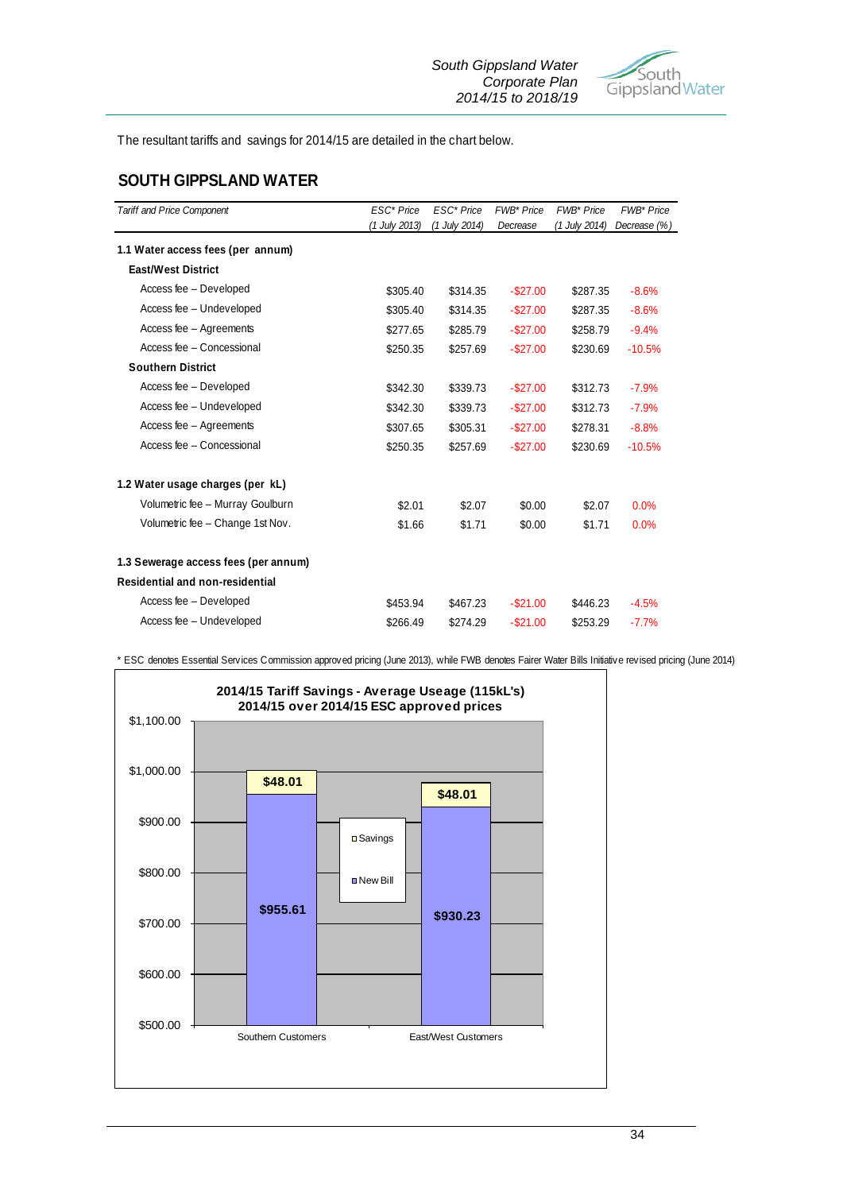The resultant tariffs and savings for 2014/15 are detailed in the chart below.

## SOUTH GIPPSLAND WATER

| *Tariff and Price Component* | *ESC\* Price (1 July 2013)* | *ESC\* Price (1 July 2014)* | *FWB\* Price Decrease* | *FWB\* Price (1 July 2014)* | *FWB\* Price Decrease (%)* |
|---|---|---|---|---|---|
| **1.1 Water access fees (per annum)** | | | | | |
| **East/West District** | | | | | |
| Access fee – Developed | $305.40 | $314.35 | -$27.00 | $287.35 | -8.6% |
| Access fee – Undeveloped | $305.40 | $314.35 | -$27.00 | $287.35 | -8.6% |
| Access fee – Agreements | $277.65 | $285.79 | -$27.00 | $258.79 | -9.4% |
| Access fee – Concessional | $250.35 | $257.69 | -$27.00 | $230.69 | -10.5% |
| **Southern District** | | | | | |
| Access fee – Developed | $342.30 | $339.73 | -$27.00 | $312.73 | -7.9% |
| Access fee – Undeveloped | $342.30 | $339.73 | -$27.00 | $312.73 | -7.9% |
| Access fee – Agreements | $307.65 | $305.31 | -$27.00 | $278.31 | -8.8% |
| Access fee – Concessional | $250.35 | $257.69 | -$27.00 | $230.69 | -10.5% |
| **1.2 Water usage charges (per kL)** | | | | | |
| Volumetric fee – Murray Goulburn | $2.01 | $2.07 | $0.00 | $2.07 | 0.0% |
| Volumetric fee – Change 1st Nov. | $1.66 | $1.71 | $0.00 | $1.71 | 0.0% |
| **1.3 Sewerage access fees (per annum)** | | | | | |
| **Residential and non-residential** | | | | | |
| Access fee – Developed | $453.94 | $467.23 | -$21.00 | $446.23 | -4.5% |
| Access fee – Undeveloped | $266.49 | $274.29 | -$21.00 | $253.29 | -7.7% |

\* ESC denotes Essential Services Commission approved pricing (June 2013), while FWB denotes Fairer Water Bills Initiative revised pricing (June 2014)

**2014/15 Tariff Savings - Average Useage (115kL's)**
**2014/15 over 2014/15 ESC approved prices**

| | Southern Customers | East/West Customers |
|---|---|---|
| New Bill | $955.61 | $930.23 |
| Savings | $48.01 | $48.01 |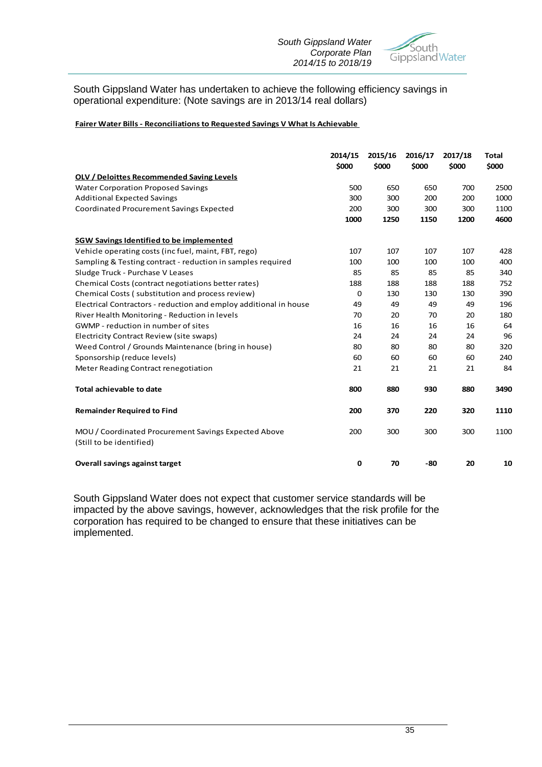South Gippsland Water has undertaken to achieve the following efficiency savings in operational expenditure: (Note savings are in 2013/14 real dollars)

**Fairer Water Bills - Reconciliations to Requested Savings V What Is Achievable**

| | 2014/15 $000 | 2015/16 $000 | 2016/17 $000 | 2017/18 $000 | Total $000 |
|---|---|---|---|---|---|
| **OLV / Deloittes Recommended Saving Levels** | | | | | |
| Water Corporation Proposed Savings | 500 | 650 | 650 | 700 | 2500 |
| Additional Expected Savings | 300 | 300 | 200 | 200 | 1000 |
| Coordinated Procurement Savings Expected | 200 | 300 | 300 | 300 | 1100 |
| | **1000** | **1250** | **1150** | **1200** | **4600** |
| **SGW Savings Identified to be implemented** | | | | | |
| Vehicle operating costs (inc fuel, maint, FBT, rego) | 107 | 107 | 107 | 107 | 428 |
| Sampling & Testing contract - reduction in samples required | 100 | 100 | 100 | 100 | 400 |
| Sludge Truck - Purchase V Leases | 85 | 85 | 85 | 85 | 340 |
| Chemical Costs (contract negotiations better rates) | 188 | 188 | 188 | 188 | 752 |
| Chemical Costs ( substitution and process review) | 0 | 130 | 130 | 130 | 390 |
| Electrical Contractors - reduction and employ additional in house | 49 | 49 | 49 | 49 | 196 |
| River Health Monitoring - Reduction in levels | 70 | 20 | 70 | 20 | 180 |
| GWMP - reduction in number of sites | 16 | 16 | 16 | 16 | 64 |
| Electricity Contract Review (site swaps) | 24 | 24 | 24 | 24 | 96 |
| Weed Control / Grounds Maintenance (bring in house) | 80 | 80 | 80 | 80 | 320 |
| Sponsorship (reduce levels) | 60 | 60 | 60 | 60 | 240 |
| Meter Reading Contract renegotiation | 21 | 21 | 21 | 21 | 84 |
| **Total achievable to date** | **800** | **880** | **930** | **880** | **3490** |
| **Remainder Required to Find** | **200** | **370** | **220** | **320** | **1110** |
| MOU / Coordinated Procurement Savings Expected Above (Still to be identified) | 200 | 300 | 300 | 300 | 1100 |
| **Overall savings against target** | **0** | **70** | **-80** | **20** | **10** |

South Gippsland Water does not expect that customer service standards will be impacted by the above savings, however, acknowledges that the risk profile for the corporation has required to be changed to ensure that these initiatives can be implemented.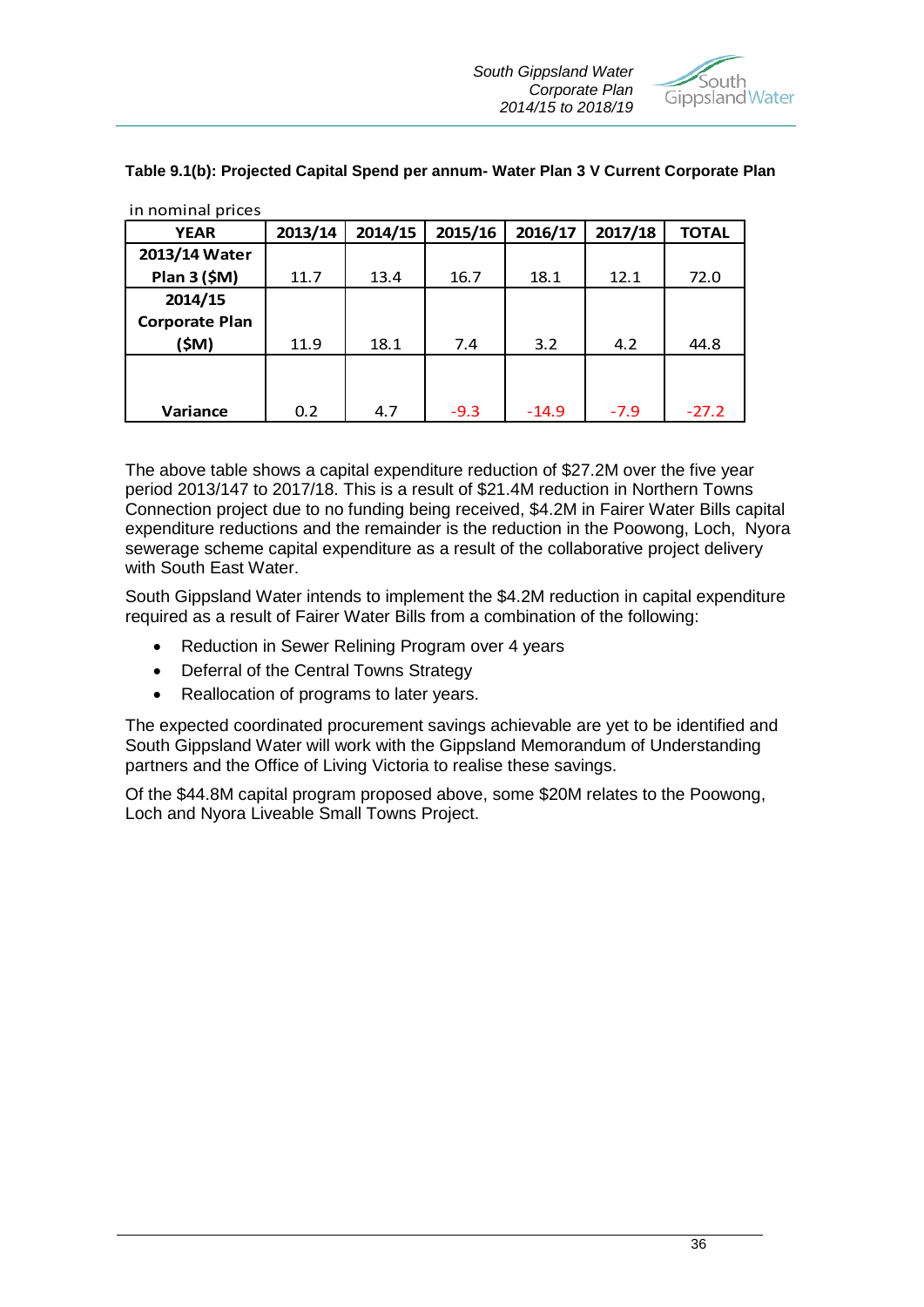**Table 9.1(b): Projected Capital Spend per annum- Water Plan 3 V Current Corporate Plan**

in nominal prices

| YEAR | 2013/14 | 2014/15 | 2015/16 | 2016/17 | 2017/18 | TOTAL |
|---|---|---|---|---|---|---|
| 2013/14 Water Plan 3 ($M) | 11.7 | 13.4 | 16.7 | 18.1 | 12.1 | 72.0 |
| 2014/15 Corporate Plan ($M) | 11.9 | 18.1 | 7.4 | 3.2 | 4.2 | 44.8 |
| Variance | 0.2 | 4.7 | -9.3 | -14.9 | -7.9 | -27.2 |

The above table shows a capital expenditure reduction of $27.2M over the five year period 2013/147 to 2017/18. This is a result of $21.4M reduction in Northern Towns Connection project due to no funding being received, $4.2M in Fairer Water Bills capital expenditure reductions and the remainder is the reduction in the Poowong, Loch, Nyora sewerage scheme capital expenditure as a result of the collaborative project delivery with South East Water.

South Gippsland Water intends to implement the $4.2M reduction in capital expenditure required as a result of Fairer Water Bills from a combination of the following:

- Reduction in Sewer Relining Program over 4 years
- Deferral of the Central Towns Strategy
- Reallocation of programs to later years.

The expected coordinated procurement savings achievable are yet to be identified and South Gippsland Water will work with the Gippsland Memorandum of Understanding partners and the Office of Living Victoria to realise these savings.

Of the $44.8M capital program proposed above, some $20M relates to the Poowong, Loch and Nyora Liveable Small Towns Project.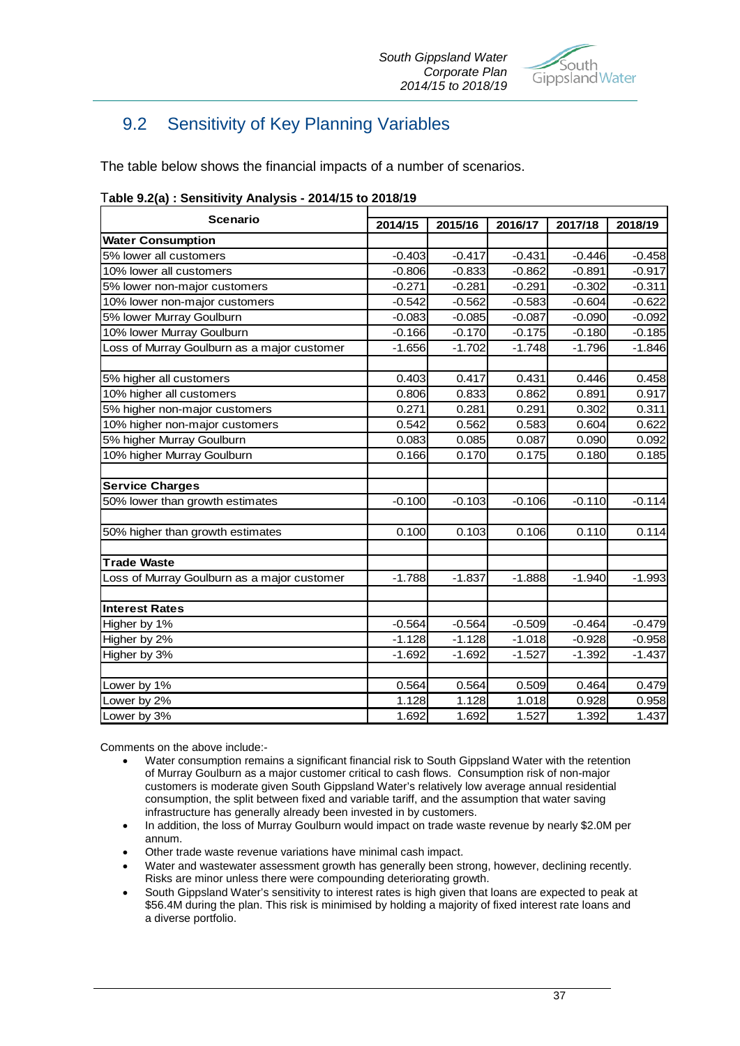## 9.2 Sensitivity of Key Planning Variables

The table below shows the financial impacts of a number of scenarios.

**Table 9.2(a) : Sensitivity Analysis - 2014/15 to 2018/19**

| Scenario | 2014/15 | 2015/16 | 2016/17 | 2017/18 | 2018/19 |
|---|---|---|---|---|---|
| **Water Consumption** | | | | | |
| 5% lower all customers | -0.403 | -0.417 | -0.431 | -0.446 | -0.458 |
| 10% lower all customers | -0.806 | -0.833 | -0.862 | -0.891 | -0.917 |
| 5% lower non-major customers | -0.271 | -0.281 | -0.291 | -0.302 | -0.311 |
| 10% lower non-major customers | -0.542 | -0.562 | -0.583 | -0.604 | -0.622 |
| 5% lower Murray Goulburn | -0.083 | -0.085 | -0.087 | -0.090 | -0.092 |
| 10% lower Murray Goulburn | -0.166 | -0.170 | -0.175 | -0.180 | -0.185 |
| Loss of Murray Goulburn as a major customer | -1.656 | -1.702 | -1.748 | -1.796 | -1.846 |
| | | | | | |
| 5% higher all customers | 0.403 | 0.417 | 0.431 | 0.446 | 0.458 |
| 10% higher all customers | 0.806 | 0.833 | 0.862 | 0.891 | 0.917 |
| 5% higher non-major customers | 0.271 | 0.281 | 0.291 | 0.302 | 0.311 |
| 10% higher non-major customers | 0.542 | 0.562 | 0.583 | 0.604 | 0.622 |
| 5% higher Murray Goulburn | 0.083 | 0.085 | 0.087 | 0.090 | 0.092 |
| 10% higher Murray Goulburn | 0.166 | 0.170 | 0.175 | 0.180 | 0.185 |
| | | | | | |
| **Service Charges** | | | | | |
| 50% lower than growth estimates | -0.100 | -0.103 | -0.106 | -0.110 | -0.114 |
| | | | | | |
| 50% higher than growth estimates | 0.100 | 0.103 | 0.106 | 0.110 | 0.114 |
| | | | | | |
| **Trade Waste** | | | | | |
| Loss of Murray Goulburn as a major customer | -1.788 | -1.837 | -1.888 | -1.940 | -1.993 |
| | | | | | |
| **Interest Rates** | | | | | |
| Higher by 1% | -0.564 | -0.564 | -0.509 | -0.464 | -0.479 |
| Higher by 2% | -1.128 | -1.128 | -1.018 | -0.928 | -0.958 |
| Higher by 3% | -1.692 | -1.692 | -1.527 | -1.392 | -1.437 |
| | | | | | |
| Lower by 1% | 0.564 | 0.564 | 0.509 | 0.464 | 0.479 |
| Lower by 2% | 1.128 | 1.128 | 1.018 | 0.928 | 0.958 |
| Lower by 3% | 1.692 | 1.692 | 1.527 | 1.392 | 1.437 |

Comments on the above include:-

- Water consumption remains a significant financial risk to South Gippsland Water with the retention of Murray Goulburn as a major customer critical to cash flows. Consumption risk of non-major customers is moderate given South Gippsland Water's relatively low average annual residential consumption, the split between fixed and variable tariff, and the assumption that water saving infrastructure has generally already been invested in by customers.
- In addition, the loss of Murray Goulburn would impact on trade waste revenue by nearly $2.0M per annum.
- Other trade waste revenue variations have minimal cash impact.
- Water and wastewater assessment growth has generally been strong, however, declining recently. Risks are minor unless there were compounding deteriorating growth.
- South Gippsland Water's sensitivity to interest rates is high given that loans are expected to peak at $56.4M during the plan. This risk is minimised by holding a majority of fixed interest rate loans and a diverse portfolio.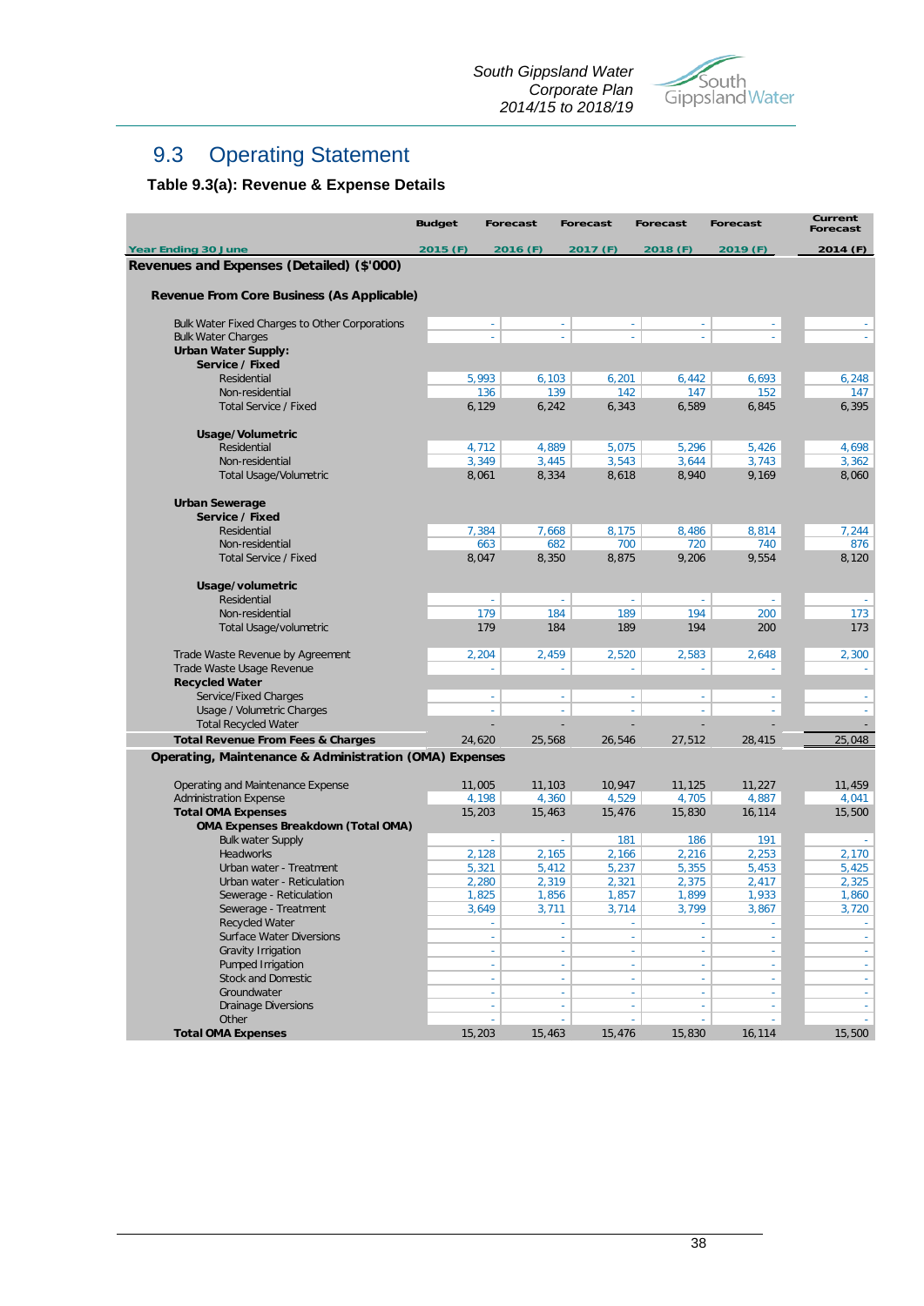## 9.3 Operating Statement

### Table 9.3(a): Revenue & Expense Details

| | Budget | Forecast | Forecast | Forecast | Forecast | Current Forecast |
|---|---|---|---|---|---|---|
| Year Ending 30 June | 2015 (F) | 2016 (F) | 2017 (F) | 2018 (F) | 2019 (F) | 2014 (F) |
| **Revenues and Expenses (Detailed) ($'000)** | | | | | | |
| **Revenue From Core Business (As Applicable)** | | | | | | |
| Bulk Water Fixed Charges to Other Corporations | - | - | - | - | - | - |
| Bulk Water Charges | - | - | - | - | - | - |
| **Urban Water Supply:** | | | | | | |
| **Service / Fixed** | | | | | | |
| Residential | 5,993 | 6,103 | 6,201 | 6,442 | 6,693 | 6,248 |
| Non-residential | 136 | 139 | 142 | 147 | 152 | 147 |
| Total Service / Fixed | 6,129 | 6,242 | 6,343 | 6,589 | 6,845 | 6,395 |
| **Usage/Volumetric** | | | | | | |
| Residential | 4,712 | 4,889 | 5,075 | 5,296 | 5,426 | 4,698 |
| Non-residential | 3,349 | 3,445 | 3,543 | 3,644 | 3,743 | 3,362 |
| Total Usage/Volumetric | 8,061 | 8,334 | 8,618 | 8,940 | 9,169 | 8,060 |
| **Urban Sewerage** | | | | | | |
| **Service / Fixed** | | | | | | |
| Residential | 7,384 | 7,668 | 8,175 | 8,486 | 8,814 | 7,244 |
| Non-residential | 663 | 682 | 700 | 720 | 740 | 876 |
| Total Service / Fixed | 8,047 | 8,350 | 8,875 | 9,206 | 9,554 | 8,120 |
| **Usage/volumetric** | | | | | | |
| Residential | - | - | - | - | - | - |
| Non-residential | 179 | 184 | 189 | 194 | 200 | 173 |
| Total Usage/volumetric | 179 | 184 | 189 | 194 | 200 | 173 |
| Trade Waste Revenue by Agreement | 2,204 | 2,459 | 2,520 | 2,583 | 2,648 | 2,300 |
| Trade Waste Usage Revenue | - | - | - | - | - | - |
| **Recycled Water** | | | | | | |
| Service/Fixed Charges | - | - | - | - | - | - |
| Usage / Volumetric Charges | - | - | - | - | - | - |
| Total Recycled Water | - | - | - | - | - | - |
| **Total Revenue From Fees & Charges** | 24,620 | 25,568 | 26,546 | 27,512 | 28,415 | 25,048 |
| **Operating, Maintenance & Administration (OMA) Expenses** | | | | | | |
| Operating and Maintenance Expense | 11,005 | 11,103 | 10,947 | 11,125 | 11,227 | 11,459 |
| Administration Expense | 4,198 | 4,360 | 4,529 | 4,705 | 4,887 | 4,041 |
| **Total OMA Expenses** | 15,203 | 15,463 | 15,476 | 15,830 | 16,114 | 15,500 |
| **OMA Expenses Breakdown (Total OMA)** | | | | | | |
| Bulk water Supply | - | - | 181 | 186 | 191 | - |
| Headworks | 2,128 | 2,165 | 2,166 | 2,216 | 2,253 | 2,170 |
| Urban water - Treatment | 5,321 | 5,412 | 5,237 | 5,355 | 5,453 | 5,425 |
| Urban water - Reticulation | 2,280 | 2,319 | 2,321 | 2,375 | 2,417 | 2,325 |
| Sewerage - Reticulation | 1,825 | 1,856 | 1,857 | 1,899 | 1,933 | 1,860 |
| Sewerage - Treatment | 3,649 | 3,711 | 3,714 | 3,799 | 3,867 | 3,720 |
| Recycled Water | - | - | - | - | - | - |
| Surface Water Diversions | - | - | - | - | - | - |
| Gravity Irrigation | - | - | - | - | - | - |
| Pumped Irrigation | - | - | - | - | - | - |
| Stock and Domestic | - | - | - | - | - | - |
| Groundwater | - | - | - | - | - | - |
| Drainage Diversions | - | - | - | - | - | - |
| Other | - | - | - | - | - | - |
| **Total OMA Expenses** | 15,203 | 15,463 | 15,476 | 15,830 | 16,114 | 15,500 |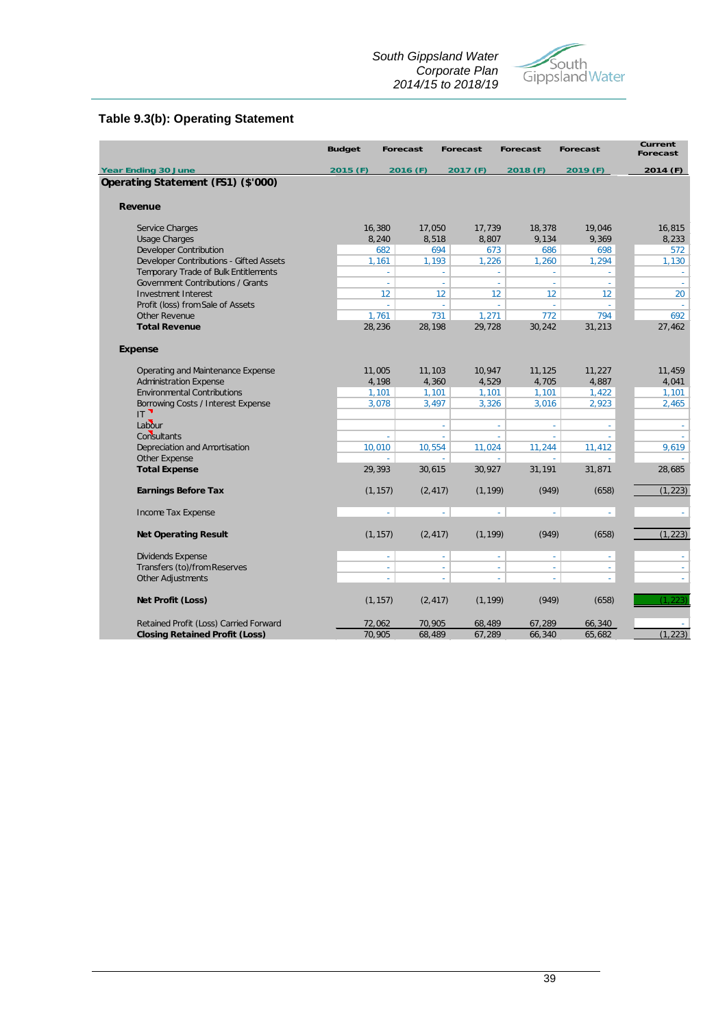## Table 9.3(b): Operating Statement

| | Budget | Forecast | Forecast | Forecast | Forecast | Current Forecast |
|---|---|---|---|---|---|---|
| Year Ending 30 June | 2015 (F) | 2016 (F) | 2017 (F) | 2018 (F) | 2019 (F) | 2014 (F) |
| **Operating Statement (FS1) ($'000)** | | | | | | |
| **Revenue** | | | | | | |
| Service Charges | 16,380 | 17,050 | 17,739 | 18,378 | 19,046 | 16,815 |
| Usage Charges | 8,240 | 8,518 | 8,807 | 9,134 | 9,369 | 8,233 |
| Developer Contribution | 682 | 694 | 673 | 686 | 698 | 572 |
| Developer Contributions - Gifted Assets | 1,161 | 1,193 | 1,226 | 1,260 | 1,294 | 1,130 |
| Temporary Trade of Bulk Entitlements | - | - | - | - | - | - |
| Government Contributions / Grants | - | - | - | - | - | - |
| Investment Interest | 12 | 12 | 12 | 12 | 12 | 20 |
| Profit (loss) from Sale of Assets | - | - | - | - | - | - |
| Other Revenue | 1,761 | 731 | 1,271 | 772 | 794 | 692 |
| **Total Revenue** | 28,236 | 28,198 | 29,728 | 30,242 | 31,213 | 27,462 |
| **Expense** | | | | | | |
| Operating and Maintenance Expense | 11,005 | 11,103 | 10,947 | 11,125 | 11,227 | 11,459 |
| Administration Expense | 4,198 | 4,360 | 4,529 | 4,705 | 4,887 | 4,041 |
| Environmental Contributions | 1,101 | 1,101 | 1,101 | 1,101 | 1,422 | 1,101 |
| Borrowing Costs / Interest Expense | 3,078 | 3,497 | 3,326 | 3,016 | 2,923 | 2,465 |
| IT | | | | | | |
| Labour | | - | - | - | - | - |
| Consultants | - | - | - | - | - | - |
| Depreciation and Amortisation | 10,010 | 10,554 | 11,024 | 11,244 | 11,412 | 9,619 |
| Other Expense | - | - | - | - | - | - |
| **Total Expense** | 29,393 | 30,615 | 30,927 | 31,191 | 31,871 | 28,685 |
| **Earnings Before Tax** | (1,157) | (2,417) | (1,199) | (949) | (658) | (1,223) |
| Income Tax Expense | - | - | - | - | - | - |
| **Net Operating Result** | (1,157) | (2,417) | (1,199) | (949) | (658) | (1,223) |
| Dividends Expense | - | - | - | - | - | - |
| Transfers (to)/from Reserves | - | - | - | - | - | - |
| Other Adjustments | - | - | - | - | - | - |
| **Net Profit (Loss)** | (1,157) | (2,417) | (1,199) | (949) | (658) | (1,223) |
| Retained Profit (Loss) Carried Forward | 72,062 | 70,905 | 68,489 | 67,289 | 66,340 | - |
| **Closing Retained Profit (Loss)** | 70,905 | 68,489 | 67,289 | 66,340 | 65,682 | (1,223) |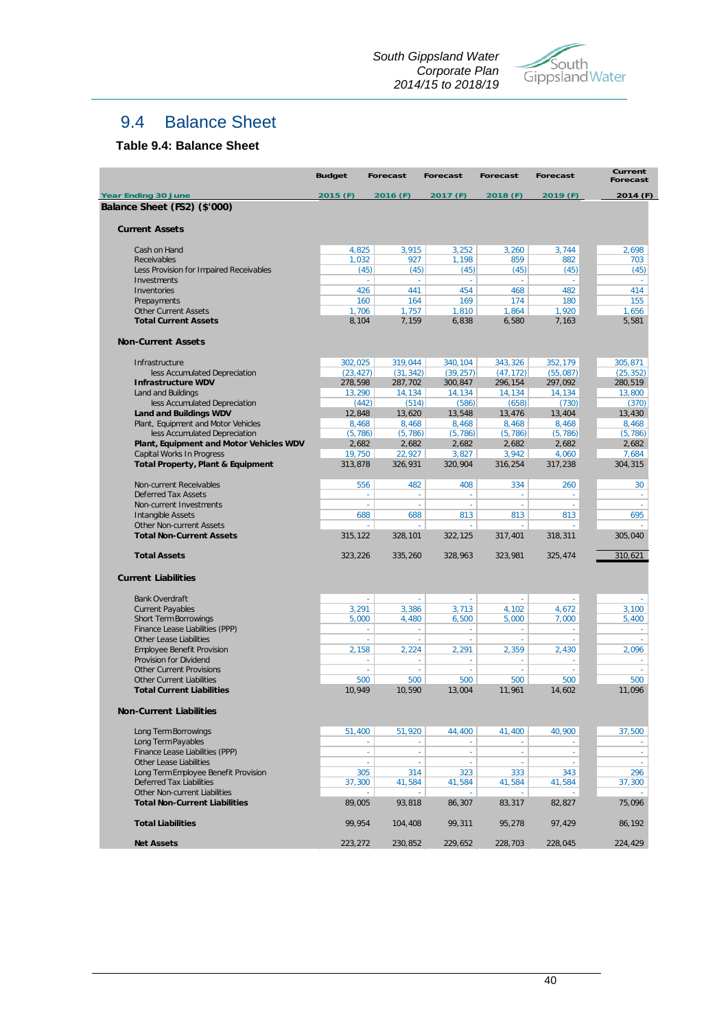## 9.4 Balance Sheet

**Table 9.4: Balance Sheet**

| | Budget | Forecast | Forecast | Forecast | Forecast | Current Forecast |
|---|---|---|---|---|---|---|
| Year Ending 30 June | 2015 (F) | 2016 (F) | 2017 (F) | 2018 (F) | 2019 (F) | 2014 (F) |
| **Balance Sheet (FS2) ($'000)** | | | | | | |
| **Current Assets** | | | | | | |
| Cash on Hand | 4,825 | 3,915 | 3,252 | 3,260 | 3,744 | 2,698 |
| Receivables | 1,032 | 927 | 1,198 | 859 | 882 | 703 |
| Less Provision for Impaired Receivables | (45) | (45) | (45) | (45) | (45) | (45) |
| Investments | - | - | - | - | - | - |
| Inventories | 426 | 441 | 454 | 468 | 482 | 414 |
| Prepayments | 160 | 164 | 169 | 174 | 180 | 155 |
| Other Current Assets | 1,706 | 1,757 | 1,810 | 1,864 | 1,920 | 1,656 |
| **Total Current Assets** | 8,104 | 7,159 | 6,838 | 6,580 | 7,163 | 5,581 |
| **Non-Current Assets** | | | | | | |
| Infrastructure | 302,025 | 319,044 | 340,104 | 343,326 | 352,179 | 305,871 |
| less Accumulated Depreciation | (23,427) | (31,342) | (39,257) | (47,172) | (55,087) | (25,352) |
| **Infrastructure WDV** | 278,598 | 287,702 | 300,847 | 296,154 | 297,092 | 280,519 |
| Land and Buildings | 13,290 | 14,134 | 14,134 | 14,134 | 14,134 | 13,800 |
| less Accumulated Depreciation | (442) | (514) | (586) | (658) | (730) | (370) |
| **Land and Buildings WDV** | 12,848 | 13,620 | 13,548 | 13,476 | 13,404 | 13,430 |
| Plant, Equipment and Motor Vehicles | 8,468 | 8,468 | 8,468 | 8,468 | 8,468 | 8,468 |
| less Accumulated Depreciation | (5,786) | (5,786) | (5,786) | (5,786) | (5,786) | (5,786) |
| **Plant, Equipment and Motor Vehicles WDV** | 2,682 | 2,682 | 2,682 | 2,682 | 2,682 | 2,682 |
| Capital Works In Progress | 19,750 | 22,927 | 3,827 | 3,942 | 4,060 | 7,684 |
| **Total Property, Plant & Equipment** | 313,878 | 326,931 | 320,904 | 316,254 | 317,238 | 304,315 |
| Non-current Receivables | 556 | 482 | 408 | 334 | 260 | 30 |
| Deferred Tax Assets | - | - | - | - | - | - |
| Non-current Investments | - | - | - | - | - | - |
| Intangible Assets | 688 | 688 | 813 | 813 | 813 | 695 |
| Other Non-current Assets | - | - | - | - | - | - |
| **Total Non-Current Assets** | 315,122 | 328,101 | 322,125 | 317,401 | 318,311 | 305,040 |
| **Total Assets** | 323,226 | 335,260 | 328,963 | 323,981 | 325,474 | 310,621 |
| **Current Liabilities** | | | | | | |
| Bank Overdraft | - | - | - | - | - | - |
| Current Payables | 3,291 | 3,386 | 3,713 | 4,102 | 4,672 | 3,100 |
| Short Term Borrowings | 5,000 | 4,480 | 6,500 | 5,000 | 7,000 | 5,400 |
| Finance Lease Liabilities (PPP) | - | - | - | - | - | - |
| Other Lease Liabilities | - | - | - | - | - | - |
| Employee Benefit Provision | 2,158 | 2,224 | 2,291 | 2,359 | 2,430 | 2,096 |
| Provision for Dividend | - | - | - | - | - | - |
| Other Current Provisions | - | - | - | - | - | - |
| Other Current Liabilities | 500 | 500 | 500 | 500 | 500 | 500 |
| **Total Current Liabilities** | 10,949 | 10,590 | 13,004 | 11,961 | 14,602 | 11,096 |
| **Non-Current Liabilities** | | | | | | |
| Long Term Borrowings | 51,400 | 51,920 | 44,400 | 41,400 | 40,900 | 37,500 |
| Long Term Payables | - | - | - | - | - | - |
| Finance Lease Liabilities (PPP) | - | - | - | - | - | - |
| Other Lease Liabilities | - | - | - | - | - | - |
| Long Term Employee Benefit Provision | 305 | 314 | 323 | 333 | 343 | 296 |
| Deferred Tax Liabilities | 37,300 | 41,584 | 41,584 | 41,584 | 41,584 | 37,300 |
| Other Non-current Liabilities | - | - | - | - | - | - |
| **Total Non-Current Liabilities** | 89,005 | 93,818 | 86,307 | 83,317 | 82,827 | 75,096 |
| **Total Liabilities** | 99,954 | 104,408 | 99,311 | 95,278 | 97,429 | 86,192 |
| **Net Assets** | 223,272 | 230,852 | 229,652 | 228,703 | 228,045 | 224,429 |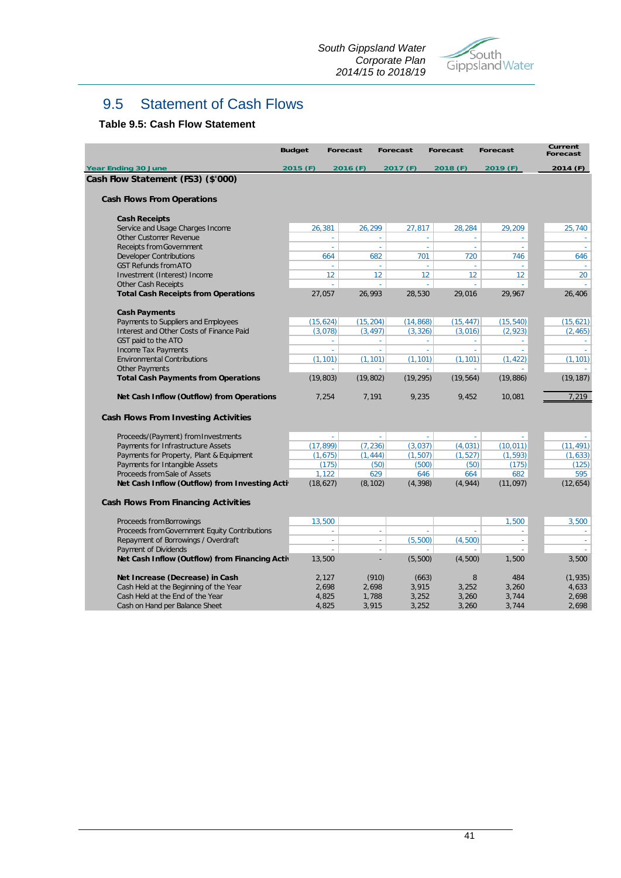## 9.5 Statement of Cash Flows

### Table 9.5: Cash Flow Statement

| | Budget | Forecast | Forecast | Forecast | Forecast | Current Forecast |
|---|---|---|---|---|---|---|
| **Year Ending 30 June** | **2015 (F)** | **2016 (F)** | **2017 (F)** | **2018 (F)** | **2019 (F)** | **2014 (F)** |
| **Cash Flow Statement (FS3) ($'000)** | | | | | | |
| **Cash Flows From Operations** | | | | | | |
| **Cash Receipts** | | | | | | |
| Service and Usage Charges Income | 26,381 | 26,299 | 27,817 | 28,284 | 29,209 | 25,740 |
| Other Customer Revenue | - | - | - | - | - | - |
| Receipts from Government | - | - | - | - | - | - |
| Developer Contributions | 664 | 682 | 701 | 720 | 746 | 646 |
| GST Refunds from ATO | - | - | - | - | - | - |
| Investment (Interest) Income | 12 | 12 | 12 | 12 | 12 | 20 |
| Other Cash Receipts | - | - | - | - | - | - |
| **Total Cash Receipts from Operations** | 27,057 | 26,993 | 28,530 | 29,016 | 29,967 | 26,406 |
| **Cash Payments** | | | | | | |
| Payments to Suppliers and Employees | (15,624) | (15,204) | (14,868) | (15,447) | (15,540) | (15,621) |
| Interest and Other Costs of Finance Paid | (3,078) | (3,497) | (3,326) | (3,016) | (2,923) | (2,465) |
| GST paid to the ATO | - | - | - | - | - | - |
| Income Tax Payments | - | - | - | - | - | - |
| Environmental Contributions | (1,101) | (1,101) | (1,101) | (1,101) | (1,422) | (1,101) |
| Other Payments | - | - | - | - | - | - |
| **Total Cash Payments from Operations** | (19,803) | (19,802) | (19,295) | (19,564) | (19,886) | (19,187) |
| **Net Cash Inflow (Outflow) from Operations** | 7,254 | 7,191 | 9,235 | 9,452 | 10,081 | 7,219 |
| **Cash Flows From Investing Activities** | | | | | | |
| Proceeds/(Payment) from Investments | - | - | - | - | - | - |
| Payments for Infrastructure Assets | (17,899) | (7,236) | (3,037) | (4,031) | (10,011) | (11,491) |
| Payments for Property, Plant & Equipment | (1,675) | (1,444) | (1,507) | (1,527) | (1,593) | (1,633) |
| Payments for Intangible Assets | (175) | (50) | (500) | (50) | (175) | (125) |
| Proceeds from Sale of Assets | 1,122 | 629 | 646 | 664 | 682 | 595 |
| **Net Cash Inflow (Outflow) from Investing Acti** | (18,627) | (8,102) | (4,398) | (4,944) | (11,097) | (12,654) |
| **Cash Flows From Financing Activities** | | | | | | |
| Proceeds from Borrowings | 13,500 | | | | 1,500 | 3,500 |
| Proceeds from Government Equity Contributions | - | - | - | - | - | - |
| Repayment of Borrowings / Overdraft | - | - | (5,500) | (4,500) | - | - |
| Payment of Dividends | - | - | - | - | - | - |
| **Net Cash Inflow (Outflow) from Financing Acti** | 13,500 | - | (5,500) | (4,500) | 1,500 | 3,500 |
| **Net Increase (Decrease) in Cash** | 2,127 | (910) | (663) | 8 | 484 | (1,935) |
| Cash Held at the Beginning of the Year | 2,698 | 2,698 | 3,915 | 3,252 | 3,260 | 4,633 |
| Cash Held at the End of the Year | 4,825 | 1,788 | 3,252 | 3,260 | 3,744 | 2,698 |
| Cash on Hand per Balance Sheet | 4,825 | 3,915 | 3,252 | 3,260 | 3,744 | 2,698 |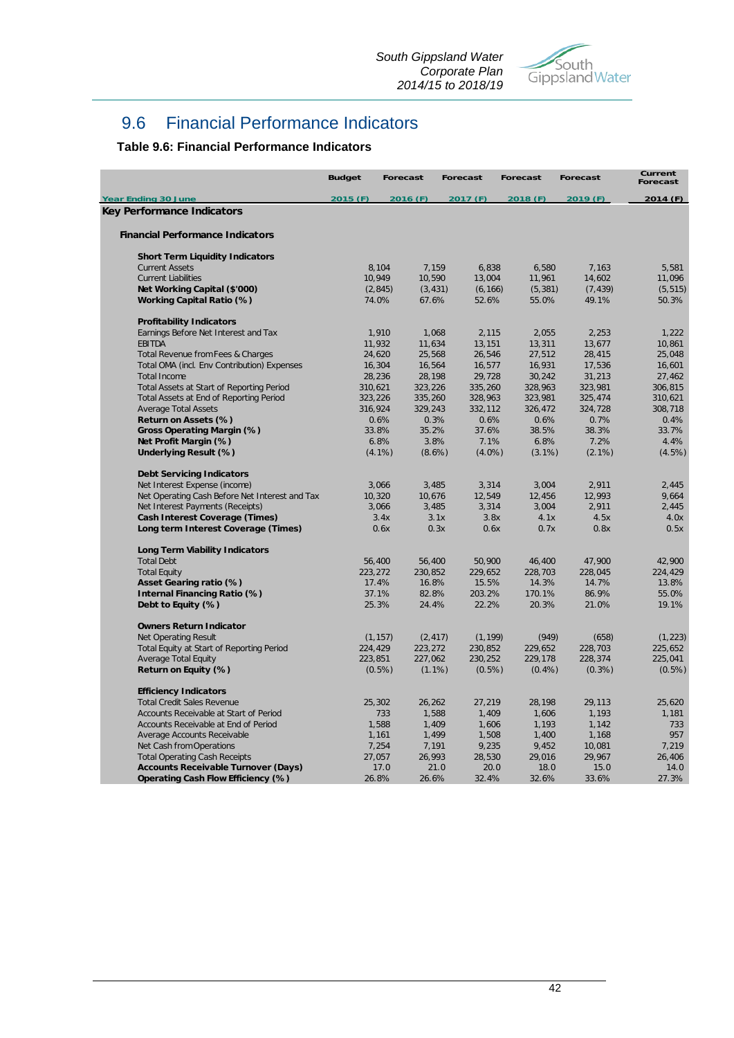## 9.6 Financial Performance Indicators

**Table 9.6: Financial Performance Indicators**

| | Budget | Forecast | Forecast | Forecast | Forecast | Current Forecast |
|---|---|---|---|---|---|---|
| Year Ending 30 June | 2015 (F) | 2016 (F) | 2017 (F) | 2018 (F) | 2019 (F) | 2014 (F) |
| **Key Performance Indicators** | | | | | | |
| **Financial Performance Indicators** | | | | | | |
| **Short Term Liquidity Indicators** | | | | | | |
| Current Assets | 8,104 | 7,159 | 6,838 | 6,580 | 7,163 | 5,581 |
| Current Liabilities | 10,949 | 10,590 | 13,004 | 11,961 | 14,602 | 11,096 |
| **Net Working Capital ($'000)** | (2,845) | (3,431) | (6,166) | (5,381) | (7,439) | (5,515) |
| **Working Capital Ratio (%)** | 74.0% | 67.6% | 52.6% | 55.0% | 49.1% | 50.3% |
| **Profitability Indicators** | | | | | | |
| Earnings Before Net Interest and Tax | 1,910 | 1,068 | 2,115 | 2,055 | 2,253 | 1,222 |
| EBITDA | 11,932 | 11,634 | 13,151 | 13,311 | 13,677 | 10,861 |
| Total Revenue from Fees & Charges | 24,620 | 25,568 | 26,546 | 27,512 | 28,415 | 25,048 |
| Total OMA (incl. Env Contribution) Expenses | 16,304 | 16,564 | 16,577 | 16,931 | 17,536 | 16,601 |
| Total Income | 28,236 | 28,198 | 29,728 | 30,242 | 31,213 | 27,462 |
| Total Assets at Start of Reporting Period | 310,621 | 323,226 | 335,260 | 328,963 | 323,981 | 306,815 |
| Total Assets at End of Reporting Period | 323,226 | 335,260 | 328,963 | 323,981 | 325,474 | 310,621 |
| Average Total Assets | 316,924 | 329,243 | 332,112 | 326,472 | 324,728 | 308,718 |
| **Return on Assets (%)** | 0.6% | 0.3% | 0.6% | 0.6% | 0.7% | 0.4% |
| **Gross Operating Margin (%)** | 33.8% | 35.2% | 37.6% | 38.5% | 38.3% | 33.7% |
| **Net Profit Margin (%)** | 6.8% | 3.8% | 7.1% | 6.8% | 7.2% | 4.4% |
| **Underlying Result (%)** | (4.1%) | (8.6%) | (4.0%) | (3.1%) | (2.1%) | (4.5%) |
| **Debt Servicing Indicators** | | | | | | |
| Net Interest Expense (income) | 3,066 | 3,485 | 3,314 | 3,004 | 2,911 | 2,445 |
| Net Operating Cash Before Net Interest and Tax | 10,320 | 10,676 | 12,549 | 12,456 | 12,993 | 9,664 |
| Net Interest Payments (Receipts) | 3,066 | 3,485 | 3,314 | 3,004 | 2,911 | 2,445 |
| **Cash Interest Coverage (Times)** | 3.4x | 3.1x | 3.8x | 4.1x | 4.5x | 4.0x |
| **Long term Interest Coverage (Times)** | 0.6x | 0.3x | 0.6x | 0.7x | 0.8x | 0.5x |
| **Long Term Viability Indicators** | | | | | | |
| Total Debt | 56,400 | 56,400 | 50,900 | 46,400 | 47,900 | 42,900 |
| Total Equity | 223,272 | 230,852 | 229,652 | 228,703 | 228,045 | 224,429 |
| **Asset Gearing ratio (%)** | 17.4% | 16.8% | 15.5% | 14.3% | 14.7% | 13.8% |
| **Internal Financing Ratio (%)** | 37.1% | 82.8% | 203.2% | 170.1% | 86.9% | 55.0% |
| **Debt to Equity (%)** | 25.3% | 24.4% | 22.2% | 20.3% | 21.0% | 19.1% |
| **Owners Return Indicator** | | | | | | |
| Net Operating Result | (1,157) | (2,417) | (1,199) | (949) | (658) | (1,223) |
| Total Equity at Start of Reporting Period | 224,429 | 223,272 | 230,852 | 229,652 | 228,703 | 225,652 |
| Average Total Equity | 223,851 | 227,062 | 230,252 | 229,178 | 228,374 | 225,041 |
| **Return on Equity (%)** | (0.5%) | (1.1%) | (0.5%) | (0.4%) | (0.3%) | (0.5%) |
| **Efficiency Indicators** | | | | | | |
| Total Credit Sales Revenue | 25,302 | 26,262 | 27,219 | 28,198 | 29,113 | 25,620 |
| Accounts Receivable at Start of Period | 733 | 1,588 | 1,409 | 1,606 | 1,193 | 1,181 |
| Accounts Receivable at End of Period | 1,588 | 1,409 | 1,606 | 1,193 | 1,142 | 733 |
| Average Accounts Receivable | 1,161 | 1,499 | 1,508 | 1,400 | 1,168 | 957 |
| Net Cash from Operations | 7,254 | 7,191 | 9,235 | 9,452 | 10,081 | 7,219 |
| Total Operating Cash Receipts | 27,057 | 26,993 | 28,530 | 29,016 | 29,967 | 26,406 |
| **Accounts Receivable Turnover (Days)** | 17.0 | 21.0 | 20.0 | 18.0 | 15.0 | 14.0 |
| **Operating Cash Flow Efficiency (%)** | 26.8% | 26.6% | 32.4% | 32.6% | 33.6% | 27.3% |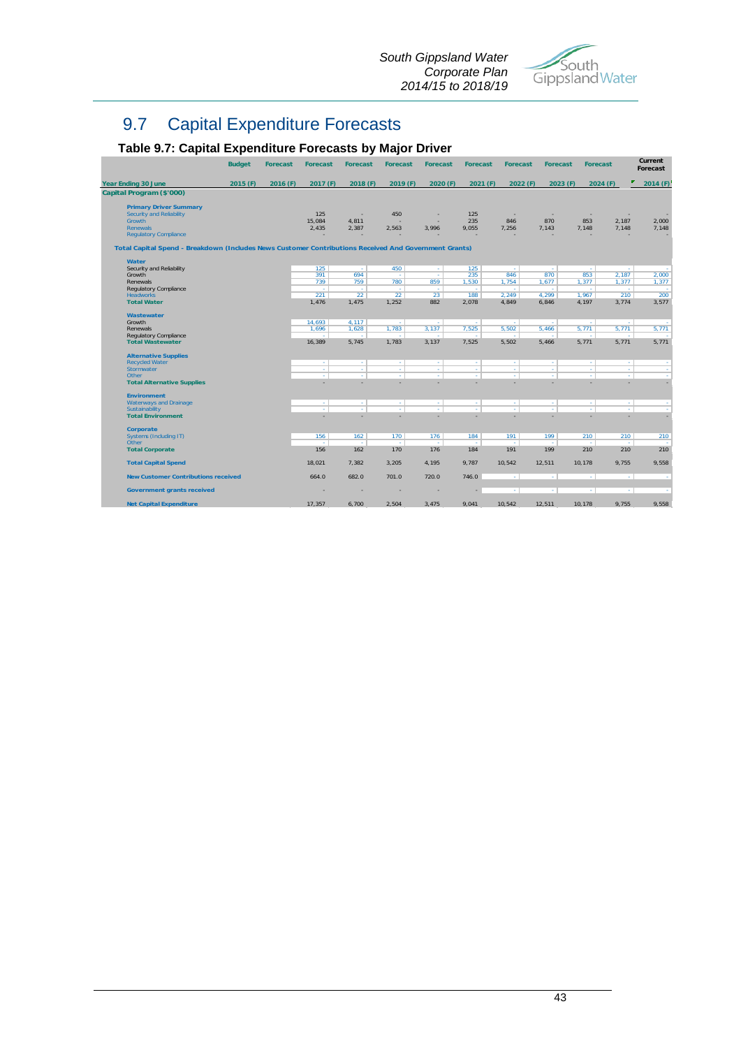## 9.7 Capital Expenditure Forecasts

### Table 9.7: Capital Expenditure Forecasts by Major Driver

| | Budget | Forecast | Forecast | Forecast | Forecast | Forecast | Forecast | Forecast | Forecast | Forecast | | Current Forecast |
|---|---|---|---|---|---|---|---|---|---|---|---|---|
| **Year Ending 30 June** | 2015 (F) | 2016 (F) | 2017 (F) | 2018 (F) | 2019 (F) | 2020 (F) | 2021 (F) | 2022 (F) | 2023 (F) | 2024 (F) | | 2014 (F) |
| **Capital Program ($'000)** | | | | | | | | | | | | |
| **Primary Driver Summary** | | | | | | | | | | | | |
| Security and Reliability | | | 125 | - | 450 | - | 125 | - | - | - | - | - |
| Growth | | | 15,084 | 4,811 | - | - | 235 | 846 | 870 | 853 | 2,187 | 2,000 |
| Renewals | | | 2,435 | 2,387 | 2,563 | 3,996 | 9,055 | 7,256 | 7,143 | 7,148 | 7,148 | 7,148 |
| Regulatory Compliance | | | - | - | - | - | - | - | - | - | - | - |
| **Total Capital Spend - Breakdown (Includes News Customer Contributions Received And Government Grants)** | | | | | | | | | | | | |
| **Water** | | | | | | | | | | | | |
| Security and Reliability | | | 125 | - | 450 | - | 125 | - | - | - | - | - |
| Growth | | | 391 | 694 | - | - | 235 | 846 | 870 | 853 | 2,187 | 2,000 |
| Renewals | | | 739 | 759 | 780 | 859 | 1,530 | 1,754 | 1,677 | 1,377 | 1,377 | 1,377 |
| Regulatory Compliance | | | - | - | - | - | - | - | - | - | - | - |
| Headworks | | | 221 | 22 | 22 | 23 | 188 | 2,249 | 4,299 | 1,967 | 210 | 200 |
| **Total Water** | | | 1,476 | 1,475 | 1,252 | 882 | 2,078 | 4,849 | 6,846 | 4,197 | 3,774 | 3,577 |
| **Wastewater** | | | | | | | | | | | | |
| Growth | | | 14,693 | 4,117 | - | - | - | - | - | - | - | - |
| Renewals | | | 1,696 | 1,628 | 1,783 | 3,137 | 7,525 | 5,502 | 5,466 | 5,771 | 5,771 | 5,771 |
| Regulatory Compliance | | | - | - | - | - | - | - | - | - | - | - |
| **Total Wastewater** | | | 16,389 | 5,745 | 1,783 | 3,137 | 7,525 | 5,502 | 5,466 | 5,771 | 5,771 | 5,771 |
| **Alternative Supplies** | | | | | | | | | | | | |
| Recycled Water | | | - | - | - | - | - | - | - | - | - | - |
| Stormwater | | | - | - | - | - | - | - | - | - | - | - |
| Other | | | - | - | - | - | - | - | - | - | - | - |
| **Total Alternative Supplies** | | | - | - | - | - | - | - | - | - | - | - |
| **Environment** | | | | | | | | | | | | |
| Waterways and Drainage | | | - | - | - | - | - | - | - | - | - | - |
| Sustainability | | | - | - | - | - | - | - | - | - | - | - |
| **Total Environment** | | | - | - | - | - | - | - | - | - | - | - |
| **Corporate** | | | | | | | | | | | | |
| Systems (Including IT) | | | 156 | 162 | 170 | 176 | 184 | 191 | 199 | 210 | 210 | 210 |
| Other | | | - | - | - | - | - | - | - | - | - | - |
| **Total Corporate** | | | 156 | 162 | 170 | 176 | 184 | 191 | 199 | 210 | 210 | 210 |
| **Total Capital Spend** | | | 18,021 | 7,382 | 3,205 | 4,195 | 9,787 | 10,542 | 12,511 | 10,178 | 9,755 | 9,558 |
| **New Customer Contributions received** | | | 664.0 | 682.0 | 701.0 | 720.0 | 746.0 | - | - | - | - | - |
| **Government grants received** | | | - | - | - | - | - | - | - | - | - | - |
| **Net Capital Expenditure** | | | 17,357 | 6,700 | 2,504 | 3,475 | 9,041 | 10,542 | 12,511 | 10,178 | 9,755 | 9,558 |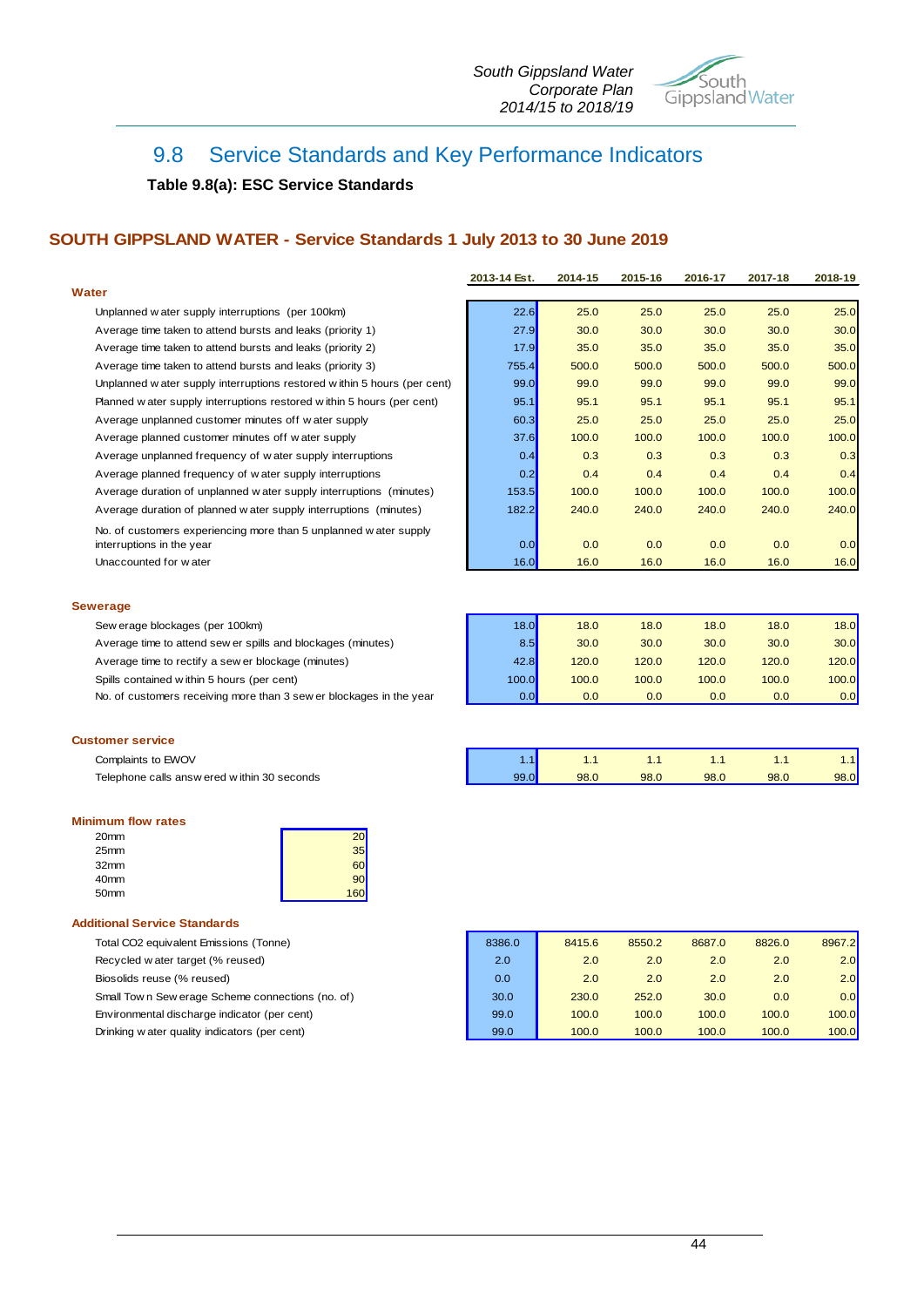## 9.8 Service Standards and Key Performance Indicators

**Table 9.8(a): ESC Service Standards**

### SOUTH GIPPSLAND WATER - Service Standards 1 July 2013 to 30 June 2019

| | 2013-14 Est. | 2014-15 | 2015-16 | 2016-17 | 2017-18 | 2018-19 |
|---|---|---|---|---|---|---|
| **Water** | | | | | | |
| Unplanned water supply interruptions (per 100km) | 22.6 | 25.0 | 25.0 | 25.0 | 25.0 | 25.0 |
| Average time taken to attend bursts and leaks (priority 1) | 27.9 | 30.0 | 30.0 | 30.0 | 30.0 | 30.0 |
| Average time taken to attend bursts and leaks (priority 2) | 17.9 | 35.0 | 35.0 | 35.0 | 35.0 | 35.0 |
| Average time taken to attend bursts and leaks (priority 3) | 755.4 | 500.0 | 500.0 | 500.0 | 500.0 | 500.0 |
| Unplanned water supply interruptions restored within 5 hours (per cent) | 99.0 | 99.0 | 99.0 | 99.0 | 99.0 | 99.0 |
| Planned water supply interruptions restored within 5 hours (per cent) | 95.1 | 95.1 | 95.1 | 95.1 | 95.1 | 95.1 |
| Average unplanned customer minutes off water supply | 60.3 | 25.0 | 25.0 | 25.0 | 25.0 | 25.0 |
| Average planned customer minutes off water supply | 37.6 | 100.0 | 100.0 | 100.0 | 100.0 | 100.0 |
| Average unplanned frequency of water supply interruptions | 0.4 | 0.3 | 0.3 | 0.3 | 0.3 | 0.3 |
| Average planned frequency of water supply interruptions | 0.2 | 0.4 | 0.4 | 0.4 | 0.4 | 0.4 |
| Average duration of unplanned water supply interruptions (minutes) | 153.5 | 100.0 | 100.0 | 100.0 | 100.0 | 100.0 |
| Average duration of planned water supply interruptions (minutes) | 182.2 | 240.0 | 240.0 | 240.0 | 240.0 | 240.0 |
| No. of customers experiencing more than 5 unplanned water supply interruptions in the year | 0.0 | 0.0 | 0.0 | 0.0 | 0.0 | 0.0 |
| Unaccounted for water | 16.0 | 16.0 | 16.0 | 16.0 | 16.0 | 16.0 |
| **Sewerage** | | | | | | |
| Sewerage blockages (per 100km) | 18.0 | 18.0 | 18.0 | 18.0 | 18.0 | 18.0 |
| Average time to attend sewer spills and blockages (minutes) | 8.5 | 30.0 | 30.0 | 30.0 | 30.0 | 30.0 |
| Average time to rectify a sewer blockage (minutes) | 42.8 | 120.0 | 120.0 | 120.0 | 120.0 | 120.0 |
| Spills contained within 5 hours (per cent) | 100.0 | 100.0 | 100.0 | 100.0 | 100.0 | 100.0 |
| No. of customers receiving more than 3 sewer blockages in the year | 0.0 | 0.0 | 0.0 | 0.0 | 0.0 | 0.0 |
| **Customer service** | | | | | | |
| Complaints to EWOV | 1.1 | 1.1 | 1.1 | 1.1 | 1.1 | 1.1 |
| Telephone calls answered within 30 seconds | 99.0 | 98.0 | 98.0 | 98.0 | 98.0 | 98.0 |

**Minimum flow rates**

| Size | Rate |
|---|---|
| 20mm | 20 |
| 25mm | 35 |
| 32mm | 60 |
| 40mm | 90 |
| 50mm | 160 |

**Additional Service Standards**

| | 2013-14 Est. | 2014-15 | 2015-16 | 2016-17 | 2017-18 | 2018-19 |
|---|---|---|---|---|---|---|
| Total $CO_2$ equivalent Emissions (Tonne) | 8386.0 | 8415.6 | 8550.2 | 8687.0 | 8826.0 | 8967.2 |
| Recycled water target (% reused) | 2.0 | 2.0 | 2.0 | 2.0 | 2.0 | 2.0 |
| Biosolids reuse (% reused) | 0.0 | 2.0 | 2.0 | 2.0 | 2.0 | 2.0 |
| Small Town Sewerage Scheme connections (no. of) | 30.0 | 230.0 | 252.0 | 30.0 | 0.0 | 0.0 |
| Environmental discharge indicator (per cent) | 99.0 | 100.0 | 100.0 | 100.0 | 100.0 | 100.0 |
| Drinking water quality indicators (per cent) | 99.0 | 100.0 | 100.0 | 100.0 | 100.0 | 100.0 |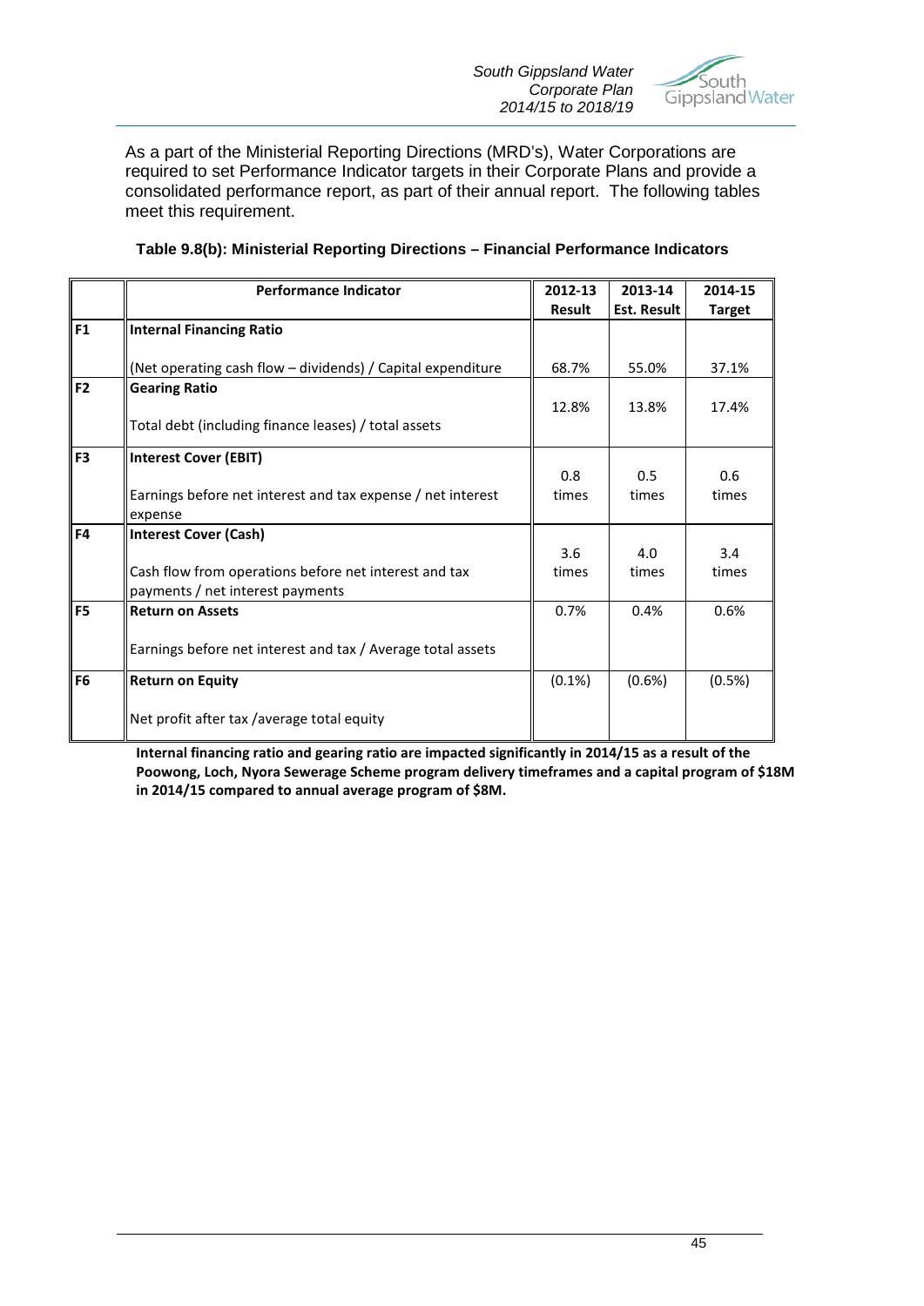As a part of the Ministerial Reporting Directions (MRD's), Water Corporations are required to set Performance Indicator targets in their Corporate Plans and provide a consolidated performance report, as part of their annual report. The following tables meet this requirement.

**Table 9.8(b): Ministerial Reporting Directions – Financial Performance Indicators**

| | Performance Indicator | 2012-13 Result | 2013-14 Est. Result | 2014-15 Target |
|---|---|---|---|---|
| F1 | **Internal Financing Ratio**<br><br>(Net operating cash flow – dividends) / Capital expenditure | 68.7% | 55.0% | 37.1% |
| F2 | **Gearing Ratio**<br><br>Total debt (including finance leases) / total assets | 12.8% | 13.8% | 17.4% |
| F3 | **Interest Cover (EBIT)**<br><br>Earnings before net interest and tax expense / net interest expense | 0.8 times | 0.5 times | 0.6 times |
| F4 | **Interest Cover (Cash)**<br><br>Cash flow from operations before net interest and tax payments / net interest payments | 3.6 times | 4.0 times | 3.4 times |
| F5 | **Return on Assets**<br><br>Earnings before net interest and tax / Average total assets | 0.7% | 0.4% | 0.6% |
| F6 | **Return on Equity**<br><br>Net profit after tax /average total equity | (0.1%) | (0.6%) | (0.5%) |

**Internal financing ratio and gearing ratio are impacted significantly in 2014/15 as a result of the Poowong, Loch, Nyora Sewerage Scheme program delivery timeframes and a capital program of $18M in 2014/15 compared to annual average program of $8M.**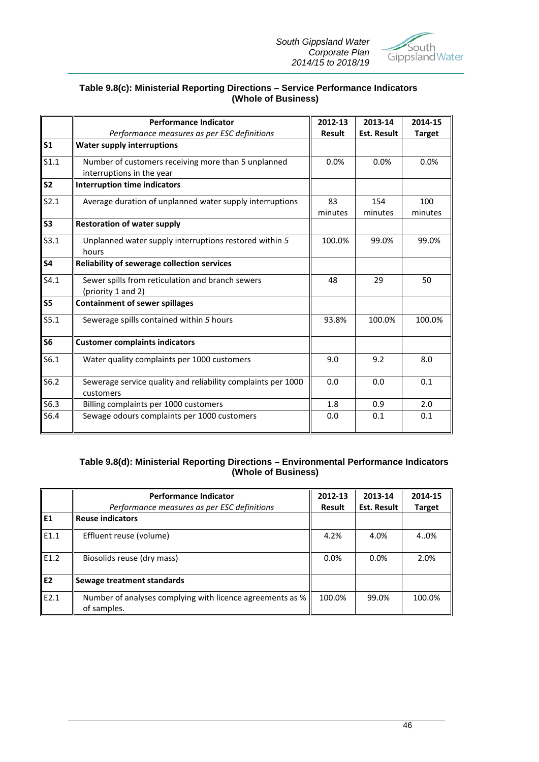### Table 9.8(c): Ministerial Reporting Directions – Service Performance Indicators (Whole of Business)

| | **Performance Indicator**<br>*Performance measures as per ESC definitions* | **2012-13 Result** | **2013-14 Est. Result** | **2014-15 Target** |
|---|---|---|---|---|
| **S1** | **Water supply interruptions** | | | |
| S1.1 | Number of customers receiving more than 5 unplanned interruptions in the year | 0.0% | 0.0% | 0.0% |
| **S2** | **Interruption time indicators** | | | |
| S2.1 | Average duration of unplanned water supply interruptions | 83 minutes | 154 minutes | 100 minutes |
| **S3** | **Restoration of water supply** | | | |
| S3.1 | Unplanned water supply interruptions restored within *5* hours | 100.0% | 99.0% | 99.0% |
| **S4** | **Reliability of sewerage collection services** | | | |
| S4.1 | Sewer spills from reticulation and branch sewers (priority 1 and 2) | 48 | 29 | 50 |
| **S5** | **Containment of sewer spillages** | | | |
| S5.1 | Sewerage spills contained within *5* hours | 93.8% | 100.0% | 100.0% |
| **S6** | **Customer complaints indicators** | | | |
| S6.1 | Water quality complaints per 1000 customers | 9.0 | 9.2 | 8.0 |
| S6.2 | Sewerage service quality and reliability complaints per 1000 customers | 0.0 | 0.0 | 0.1 |
| S6.3 | Billing complaints per 1000 customers | 1.8 | 0.9 | 2.0 |
| S6.4 | Sewage odours complaints per 1000 customers | 0.0 | 0.1 | 0.1 |

### Table 9.8(d): Ministerial Reporting Directions – Environmental Performance Indicators (Whole of Business)

| | **Performance Indicator**<br>*Performance measures as per ESC definitions* | **2012-13 Result** | **2013-14 Est. Result** | **2014-15 Target** |
|---|---|---|---|---|
| **E1** | **Reuse indicators** | | | |
| E1.1 | Effluent reuse (volume) | 4.2% | 4.0% | 4..0% |
| E1.2 | Biosolids reuse (dry mass) | 0.0% | 0.0% | 2.0% |
| **E2** | **Sewage treatment standards** | | | |
| E2.1 | Number of analyses complying with licence agreements as % of samples. | 100.0% | 99.0% | 100.0% |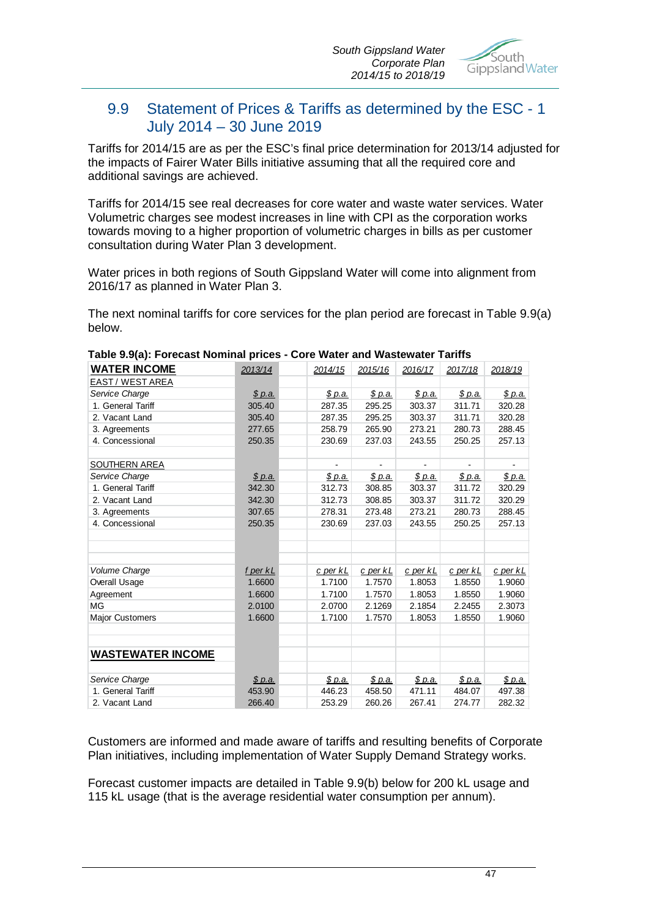## 9.9 Statement of Prices & Tariffs as determined by the ESC - 1 July 2014 – 30 June 2019

Tariffs for 2014/15 are as per the ESC's final price determination for 2013/14 adjusted for the impacts of Fairer Water Bills initiative assuming that all the required core and additional savings are achieved.

Tariffs for 2014/15 see real decreases for core water and waste water services. Water Volumetric charges see modest increases in line with CPI as the corporation works towards moving to a higher proportion of volumetric charges in bills as per customer consultation during Water Plan 3 development.

Water prices in both regions of South Gippsland Water will come into alignment from 2016/17 as planned in Water Plan 3.

The next nominal tariffs for core services for the plan period are forecast in Table 9.9(a) below.

**Table 9.9(a): Forecast Nominal prices - Core Water and Wastewater Tariffs**

| **WATER INCOME** | 2013/14 | | 2014/15 | 2015/16 | 2016/17 | 2017/18 | 2018/19 |
|---|---|---|---|---|---|---|---|
| EAST / WEST AREA | | | | | | | |
| *Service Charge* | $ p.a. | | $ p.a. | $ p.a. | $ p.a. | $ p.a. | $ p.a. |
| 1. General Tariff | 305.40 | | 287.35 | 295.25 | 303.37 | 311.71 | 320.28 |
| 2. Vacant Land | 305.40 | | 287.35 | 295.25 | 303.37 | 311.71 | 320.28 |
| 3. Agreements | 277.65 | | 258.79 | 265.90 | 273.21 | 280.73 | 288.45 |
| 4. Concessional | 250.35 | | 230.69 | 237.03 | 243.55 | 250.25 | 257.13 |
| | | | | | | | |
| SOUTHERN AREA | | | - | - | - | - | - |
| *Service Charge* | $ p.a. | | $ p.a. | $ p.a. | $ p.a. | $ p.a. | $ p.a. |
| 1. General Tariff | 342.30 | | 312.73 | 308.85 | 303.37 | 311.72 | 320.29 |
| 2. Vacant Land | 342.30 | | 312.73 | 308.85 | 303.37 | 311.72 | 320.29 |
| 3. Agreements | 307.65 | | 278.31 | 273.48 | 273.21 | 280.73 | 288.45 |
| 4. Concessional | 250.35 | | 230.69 | 237.03 | 243.55 | 250.25 | 257.13 |
| | | | | | | | |
| *Volume Charge* | f per kL | | c per kL | c per kL | c per kL | c per kL | c per kL |
| Overall Usage | 1.6600 | | 1.7100 | 1.7570 | 1.8053 | 1.8550 | 1.9060 |
| Agreement | 1.6600 | | 1.7100 | 1.7570 | 1.8053 | 1.8550 | 1.9060 |
| MG | 2.0100 | | 2.0700 | 2.1269 | 2.1854 | 2.2455 | 2.3073 |
| Major Customers | 1.6600 | | 1.7100 | 1.7570 | 1.8053 | 1.8550 | 1.9060 |
| | | | | | | | |
| **WASTEWATER INCOME** | | | | | | | |
| *Service Charge* | $ p.a. | | $ p.a. | $ p.a. | $ p.a. | $ p.a. | $ p.a. |
| 1. General Tariff | 453.90 | | 446.23 | 458.50 | 471.11 | 484.07 | 497.38 |
| 2. Vacant Land | 266.40 | | 253.29 | 260.26 | 267.41 | 274.77 | 282.32 |

Customers are informed and made aware of tariffs and resulting benefits of Corporate Plan initiatives, including implementation of Water Supply Demand Strategy works.

Forecast customer impacts are detailed in Table 9.9(b) below for 200 kL usage and 115 kL usage (that is the average residential water consumption per annum).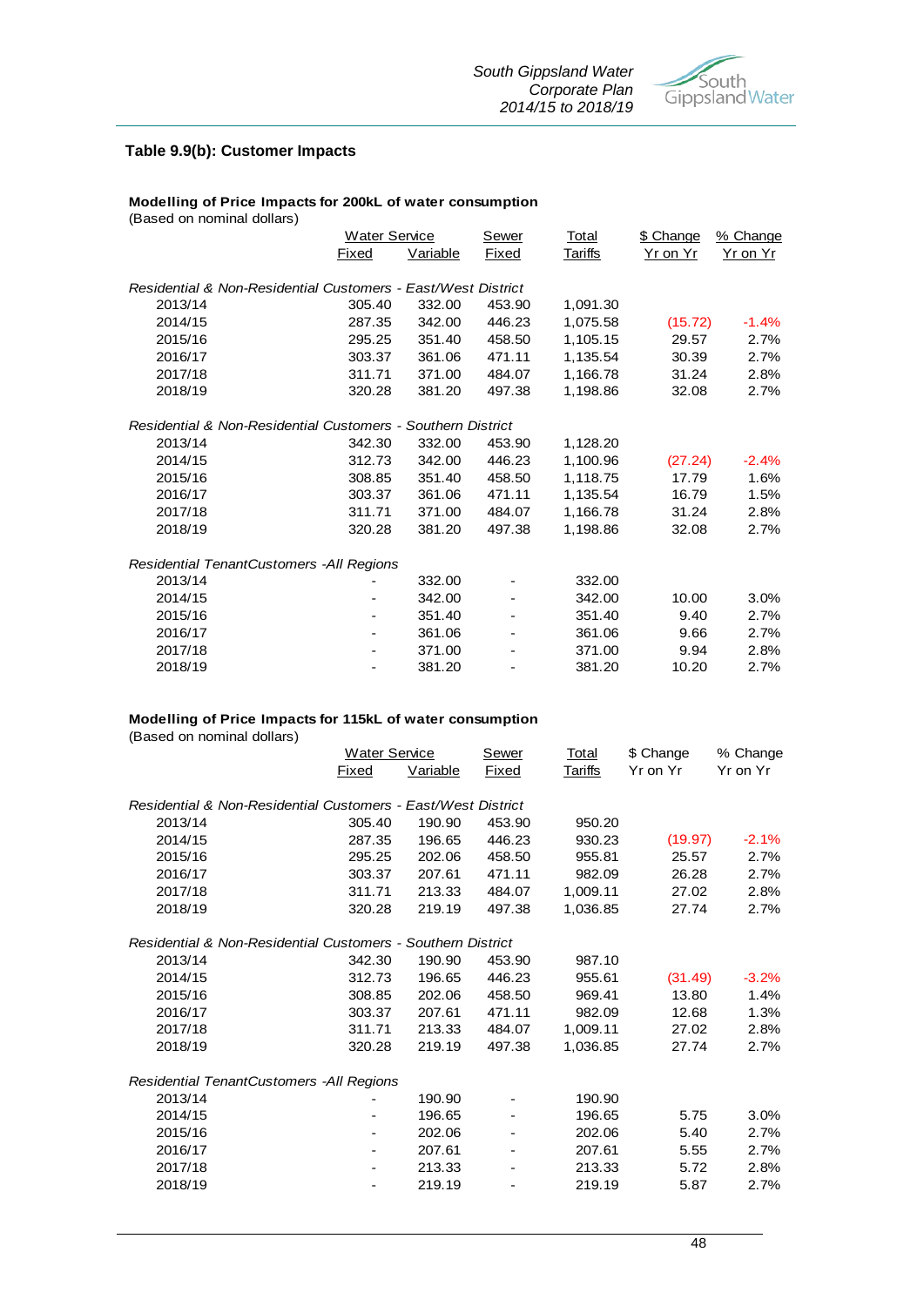### Table 9.9(b): Customer Impacts

**Modelling of Price Impacts for 200kL of water consumption**
(Based on nominal dollars)

| | Water Service | | Sewer | Total | $ Change | % Change |
|---|---|---|---|---|---|---|
| | Fixed | Variable | Fixed | Tariffs | Yr on Yr | Yr on Yr |
| *Residential & Non-Residential Customers - East/West District* | | | | | | |
| 2013/14 | 305.40 | 332.00 | 453.90 | 1,091.30 | | |
| 2014/15 | 287.35 | 342.00 | 446.23 | 1,075.58 | (15.72) | -1.4% |
| 2015/16 | 295.25 | 351.40 | 458.50 | 1,105.15 | 29.57 | 2.7% |
| 2016/17 | 303.37 | 361.06 | 471.11 | 1,135.54 | 30.39 | 2.7% |
| 2017/18 | 311.71 | 371.00 | 484.07 | 1,166.78 | 31.24 | 2.8% |
| 2018/19 | 320.28 | 381.20 | 497.38 | 1,198.86 | 32.08 | 2.7% |
| *Residential & Non-Residential Customers - Southern District* | | | | | | |
| 2013/14 | 342.30 | 332.00 | 453.90 | 1,128.20 | | |
| 2014/15 | 312.73 | 342.00 | 446.23 | 1,100.96 | (27.24) | -2.4% |
| 2015/16 | 308.85 | 351.40 | 458.50 | 1,118.75 | 17.79 | 1.6% |
| 2016/17 | 303.37 | 361.06 | 471.11 | 1,135.54 | 16.79 | 1.5% |
| 2017/18 | 311.71 | 371.00 | 484.07 | 1,166.78 | 31.24 | 2.8% |
| 2018/19 | 320.28 | 381.20 | 497.38 | 1,198.86 | 32.08 | 2.7% |
| *Residential TenantCustomers -All Regions* | | | | | | |
| 2013/14 | - | 332.00 | - | 332.00 | | |
| 2014/15 | - | 342.00 | - | 342.00 | 10.00 | 3.0% |
| 2015/16 | - | 351.40 | - | 351.40 | 9.40 | 2.7% |
| 2016/17 | - | 361.06 | - | 361.06 | 9.66 | 2.7% |
| 2017/18 | - | 371.00 | - | 371.00 | 9.94 | 2.8% |
| 2018/19 | - | 381.20 | - | 381.20 | 10.20 | 2.7% |

**Modelling of Price Impacts for 115kL of water consumption**
(Based on nominal dollars)

| | Water Service | | Sewer | Total | $ Change | % Change |
|---|---|---|---|---|---|---|
| | Fixed | Variable | Fixed | Tariffs | Yr on Yr | Yr on Yr |
| *Residential & Non-Residential Customers - East/West District* | | | | | | |
| 2013/14 | 305.40 | 190.90 | 453.90 | 950.20 | | |
| 2014/15 | 287.35 | 196.65 | 446.23 | 930.23 | (19.97) | -2.1% |
| 2015/16 | 295.25 | 202.06 | 458.50 | 955.81 | 25.57 | 2.7% |
| 2016/17 | 303.37 | 207.61 | 471.11 | 982.09 | 26.28 | 2.7% |
| 2017/18 | 311.71 | 213.33 | 484.07 | 1,009.11 | 27.02 | 2.8% |
| 2018/19 | 320.28 | 219.19 | 497.38 | 1,036.85 | 27.74 | 2.7% |
| *Residential & Non-Residential Customers - Southern District* | | | | | | |
| 2013/14 | 342.30 | 190.90 | 453.90 | 987.10 | | |
| 2014/15 | 312.73 | 196.65 | 446.23 | 955.61 | (31.49) | -3.2% |
| 2015/16 | 308.85 | 202.06 | 458.50 | 969.41 | 13.80 | 1.4% |
| 2016/17 | 303.37 | 207.61 | 471.11 | 982.09 | 12.68 | 1.3% |
| 2017/18 | 311.71 | 213.33 | 484.07 | 1,009.11 | 27.02 | 2.8% |
| 2018/19 | 320.28 | 219.19 | 497.38 | 1,036.85 | 27.74 | 2.7% |
| *Residential TenantCustomers -All Regions* | | | | | | |
| 2013/14 | - | 190.90 | - | 190.90 | | |
| 2014/15 | - | 196.65 | - | 196.65 | 5.75 | 3.0% |
| 2015/16 | - | 202.06 | - | 202.06 | 5.40 | 2.7% |
| 2016/17 | - | 207.61 | - | 207.61 | 5.55 | 2.7% |
| 2017/18 | - | 213.33 | - | 213.33 | 5.72 | 2.8% |
| 2018/19 | - | 219.19 | - | 219.19 | 5.87 | 2.7% |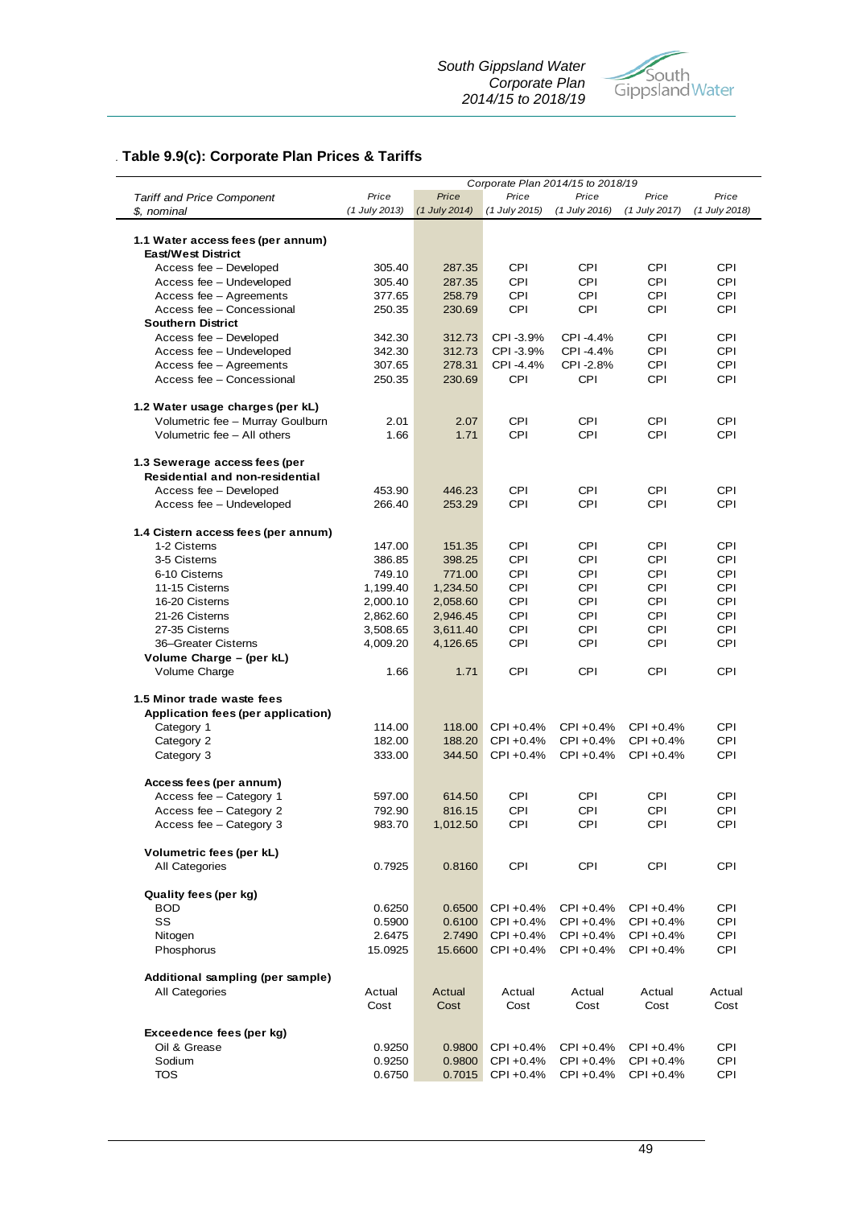## Table 9.9(c): Corporate Plan Prices & Tariffs

| Tariff and Price Component<br>$, nominal | Price<br>(1 July 2013) | Price<br>(1 July 2014) | Corporate Plan 2014/15 to 2018/19<br>Price<br>(1 July 2015) | Price<br>(1 July 2016) | Price<br>(1 July 2017) | Price<br>(1 July 2018) |
|---|---|---|---|---|---|---|
| **1.1 Water access fees (per annum)** | | | | | | |
| **East/West District** | | | | | | |
| Access fee – Developed | 305.40 | 287.35 | CPI | CPI | CPI | CPI |
| Access fee – Undeveloped | 305.40 | 287.35 | CPI | CPI | CPI | CPI |
| Access fee – Agreements | 377.65 | 258.79 | CPI | CPI | CPI | CPI |
| Access fee – Concessional | 250.35 | 230.69 | CPI | CPI | CPI | CPI |
| **Southern District** | | | | | | |
| Access fee – Developed | 342.30 | 312.73 | CPI -3.9% | CPI -4.4% | CPI | CPI |
| Access fee – Undeveloped | 342.30 | 312.73 | CPI -3.9% | CPI -4.4% | CPI | CPI |
| Access fee – Agreements | 307.65 | 278.31 | CPI -4.4% | CPI -2.8% | CPI | CPI |
| Access fee – Concessional | 250.35 | 230.69 | CPI | CPI | CPI | CPI |
| **1.2 Water usage charges (per kL)** | | | | | | |
| Volumetric fee – Murray Goulburn | 2.01 | 2.07 | CPI | CPI | CPI | CPI |
| Volumetric fee – All others | 1.66 | 1.71 | CPI | CPI | CPI | CPI |
| **1.3 Sewerage access fees (per Residential and non-residential** | | | | | | |
| Access fee – Developed | 453.90 | 446.23 | CPI | CPI | CPI | CPI |
| Access fee – Undeveloped | 266.40 | 253.29 | CPI | CPI | CPI | CPI |
| **1.4 Cistern access fees (per annum)** | | | | | | |
| 1-2 Cisterns | 147.00 | 151.35 | CPI | CPI | CPI | CPI |
| 3-5 Cisterns | 386.85 | 398.25 | CPI | CPI | CPI | CPI |
| 6-10 Cisterns | 749.10 | 771.00 | CPI | CPI | CPI | CPI |
| 11-15 Cisterns | 1,199.40 | 1,234.50 | CPI | CPI | CPI | CPI |
| 16-20 Cisterns | 2,000.10 | 2,058.60 | CPI | CPI | CPI | CPI |
| 21-26 Cisterns | 2,862.60 | 2,946.45 | CPI | CPI | CPI | CPI |
| 27-35 Cisterns | 3,508.65 | 3,611.40 | CPI | CPI | CPI | CPI |
| 36–Greater Cisterns | 4,009.20 | 4,126.65 | CPI | CPI | CPI | CPI |
| **Volume Charge – (per kL)** | | | | | | |
| Volume Charge | 1.66 | 1.71 | CPI | CPI | CPI | CPI |
| **1.5 Minor trade waste fees** | | | | | | |
| **Application fees (per application)** | | | | | | |
| Category 1 | 114.00 | 118.00 | CPI +0.4% | CPI +0.4% | CPI +0.4% | CPI |
| Category 2 | 182.00 | 188.20 | CPI +0.4% | CPI +0.4% | CPI +0.4% | CPI |
| Category 3 | 333.00 | 344.50 | CPI +0.4% | CPI +0.4% | CPI +0.4% | CPI |
| **Access fees (per annum)** | | | | | | |
| Access fee – Category 1 | 597.00 | 614.50 | CPI | CPI | CPI | CPI |
| Access fee – Category 2 | 792.90 | 816.15 | CPI | CPI | CPI | CPI |
| Access fee – Category 3 | 983.70 | 1,012.50 | CPI | CPI | CPI | CPI |
| **Volumetric fees (per kL)** | | | | | | |
| All Categories | 0.7925 | 0.8160 | CPI | CPI | CPI | CPI |
| **Quality fees (per kg)** | | | | | | |
| BOD | 0.6250 | 0.6500 | CPI +0.4% | CPI +0.4% | CPI +0.4% | CPI |
| SS | 0.5900 | 0.6100 | CPI +0.4% | CPI +0.4% | CPI +0.4% | CPI |
| Nitogen | 2.6475 | 2.7490 | CPI +0.4% | CPI +0.4% | CPI +0.4% | CPI |
| Phosphorus | 15.0925 | 15.6600 | CPI +0.4% | CPI +0.4% | CPI +0.4% | CPI |
| **Additional sampling (per sample)** | | | | | | |
| All Categories | Actual Cost | Actual Cost | Actual Cost | Actual Cost | Actual Cost | Actual Cost |
| **Exceedence fees (per kg)** | | | | | | |
| Oil & Grease | 0.9250 | 0.9800 | CPI +0.4% | CPI +0.4% | CPI +0.4% | CPI |
| Sodium | 0.9250 | 0.9800 | CPI +0.4% | CPI +0.4% | CPI +0.4% | CPI |
| TOS | 0.6750 | 0.7015 | CPI +0.4% | CPI +0.4% | CPI +0.4% | CPI |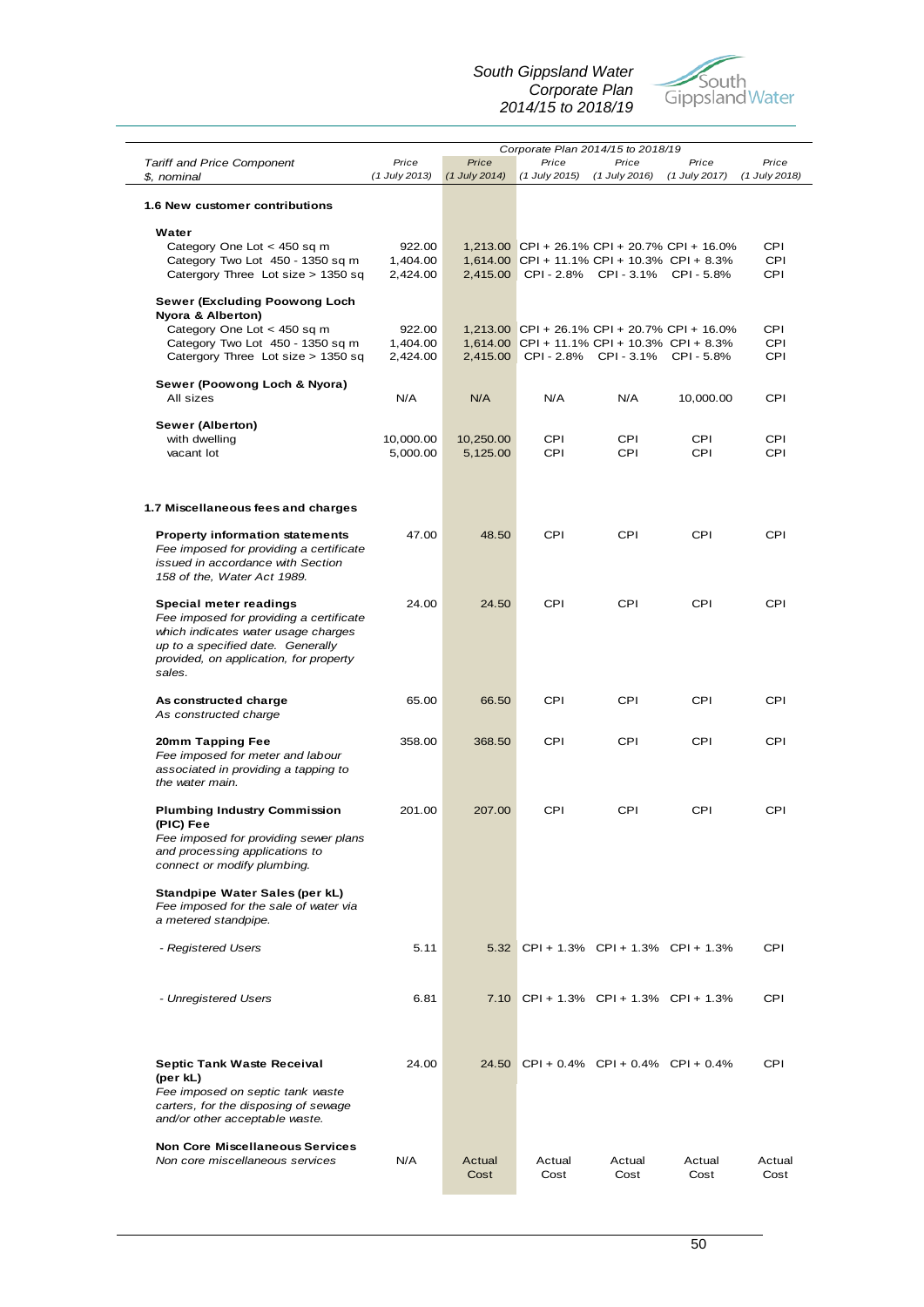| Tariff and Price Component | Price | Price | Price | Price | Price | Price |
|---|---|---|---|---|---|---|
| *$, nominal* | *(1 July 2013)* | *(1 July 2014)* | *(1 July 2015)* | *(1 July 2016)* | *(1 July 2017)* | *(1 July 2018)* |
| | | | *Corporate Plan 2014/15 to 2018/19* | | | |
| **1.6 New customer contributions** | | | | | | |
| **Water** | | | | | | |
| Category One Lot < 450 sq m | 922.00 | 1,213.00 | CPI + 26.1% | CPI + 20.7% | CPI + 16.0% | CPI |
| Category Two Lot 450 - 1350 sq m | 1,404.00 | 1,614.00 | CPI + 11.1% | CPI + 10.3% | CPI + 8.3% | CPI |
| Catergory Three Lot size > 1350 sq | 2,424.00 | 2,415.00 | CPI - 2.8% | CPI - 3.1% | CPI - 5.8% | CPI |
| **Sewer (Excluding Poowong Loch Nyora & Alberton)** | | | | | | |
| Category One Lot < 450 sq m | 922.00 | 1,213.00 | CPI + 26.1% | CPI + 20.7% | CPI + 16.0% | CPI |
| Category Two Lot 450 - 1350 sq m | 1,404.00 | 1,614.00 | CPI + 11.1% | CPI + 10.3% | CPI + 8.3% | CPI |
| Catergory Three Lot size > 1350 sq | 2,424.00 | 2,415.00 | CPI - 2.8% | CPI - 3.1% | CPI - 5.8% | CPI |
| **Sewer (Poowong Loch & Nyora)** | | | | | | |
| All sizes | N/A | N/A | N/A | N/A | 10,000.00 | CPI |
| **Sewer (Alberton)** | | | | | | |
| with dwelling | 10,000.00 | 10,250.00 | CPI | CPI | CPI | CPI |
| vacant lot | 5,000.00 | 5,125.00 | CPI | CPI | CPI | CPI |
| **1.7 Miscellaneous fees and charges** | | | | | | |
| **Property information statements** *Fee imposed for providing a certificate issued in accordance with Section 158 of the, Water Act 1989.* | 47.00 | 48.50 | CPI | CPI | CPI | CPI |
| **Special meter readings** *Fee imposed for providing a certificate which indicates water usage charges up to a specified date. Generally provided, on application, for property sales.* | 24.00 | 24.50 | CPI | CPI | CPI | CPI |
| **As constructed charge** *As constructed charge* | 65.00 | 66.50 | CPI | CPI | CPI | CPI |
| **20mm Tapping Fee** *Fee imposed for meter and labour associated in providing a tapping to the water main.* | 358.00 | 368.50 | CPI | CPI | CPI | CPI |
| **Plumbing Industry Commission (PIC) Fee** *Fee imposed for providing sewer plans and processing applications to connect or modify plumbing.* | 201.00 | 207.00 | CPI | CPI | CPI | CPI |
| **Standpipe Water Sales (per kL)** *Fee imposed for the sale of water via a metered standpipe.* | | | | | | |
| *- Registered Users* | 5.11 | 5.32 | CPI + 1.3% | CPI + 1.3% | CPI + 1.3% | CPI |
| *- Unregistered Users* | 6.81 | 7.10 | CPI + 1.3% | CPI + 1.3% | CPI + 1.3% | CPI |
| **Septic Tank Waste Receival (per kL)** *Fee imposed on septic tank waste carters, for the disposing of sewage and/or other acceptable waste.* | 24.00 | 24.50 | CPI + 0.4% | CPI + 0.4% | CPI + 0.4% | CPI |
| **Non Core Miscellaneous Services** *Non core miscellaneous services* | N/A | Actual Cost | Actual Cost | Actual Cost | Actual Cost | Actual Cost |